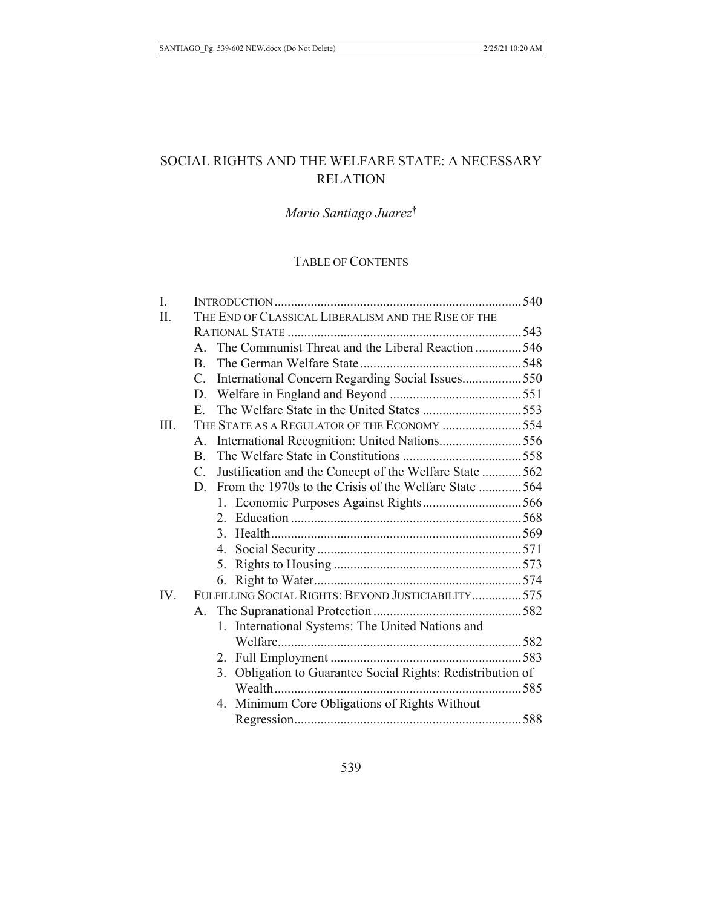# SOCIAL RIGHTS AND THE WELFARE STATE: A NECESSARY RELATION

*Mario Santiago Juarez*†

TABLE OF CONTENTS

I. INTRODUCTION .......... 540

II. THE END OF CLASSICAL LIBERALISM AND THE RISE OF THE RATIONAL STATE .......... 543

- A. The Communist Threat and the Liberal Reaction .......... 546
- B. The German Welfare State .......... 548
- C. International Concern Regarding Social Issues .......... 550
- D. Welfare in England and Beyond .......... 551
- E. The Welfare State in the United States .......... 553

III. THE STATE AS A REGULATOR OF THE ECONOMY .......... 554

- A. International Recognition: United Nations .......... 556
- B. The Welfare State in Constitutions .......... 558
- C. Justification and the Concept of the Welfare State .......... 562
- D. From the 1970s to the Crisis of the Welfare State .......... 564
  1. Economic Purposes Against Rights .......... 566
  2. Education .......... 568
  3. Health .......... 569
  4. Social Security .......... 571
  5. Rights to Housing .......... 573
  6. Right to Water .......... 574

IV. FULFILLING SOCIAL RIGHTS: BEYOND JUSTICIABILITY .......... 575

- A. The Supranational Protection .......... 582
  1. International Systems: The United Nations and Welfare .......... 582
  2. Full Employment .......... 583
  3. Obligation to Guarantee Social Rights: Redistribution of Wealth .......... 585
  4. Minimum Core Obligations of Rights Without Regression .......... 588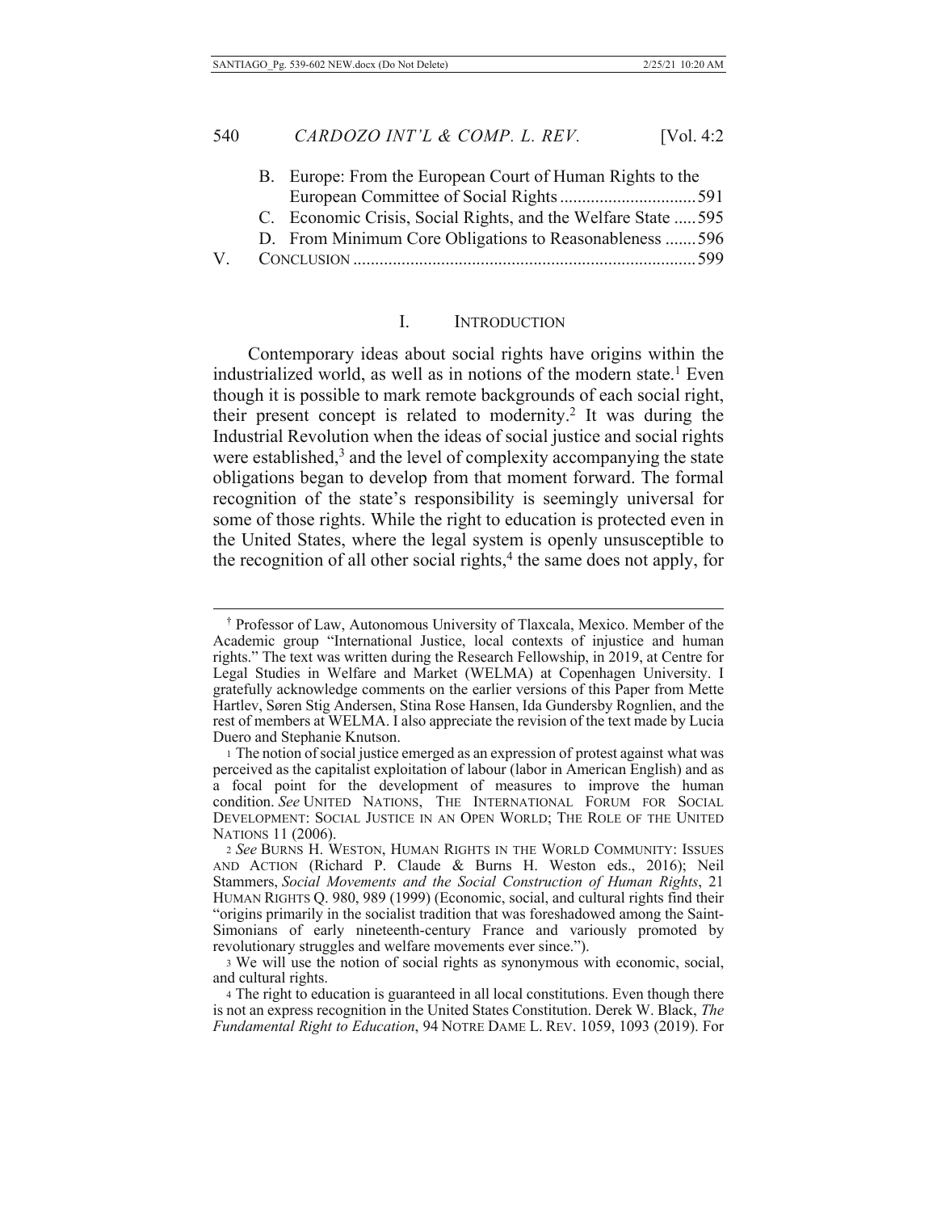B. Europe: From the European Court of Human Rights to the European Committee of Social Rights ............................... 591

C. Economic Crisis, Social Rights, and the Welfare State ..... 595

D. From Minimum Core Obligations to Reasonableness ....... 596

V. CONCLUSION ............................................................................. 599

## I. INTRODUCTION

Contemporary ideas about social rights have origins within the industrialized world, as well as in notions of the modern state.[1] Even though it is possible to mark remote backgrounds of each social right, their present concept is related to modernity.[2] It was during the Industrial Revolution when the ideas of social justice and social rights were established,[3] and the level of complexity accompanying the state obligations began to develop from that moment forward. The formal recognition of the state's responsibility is seemingly universal for some of those rights. While the right to education is protected even in the United States, where the legal system is openly unsusceptible to the recognition of all other social rights,[4] the same does not apply, for

---

† Professor of Law, Autonomous University of Tlaxcala, Mexico. Member of the Academic group "International Justice, local contexts of injustice and human rights." The text was written during the Research Fellowship, in 2019, at Centre for Legal Studies in Welfare and Market (WELMA) at Copenhagen University. I gratefully acknowledge comments on the earlier versions of this Paper from Mette Hartlev, Søren Stig Andersen, Stina Rose Hansen, Ida Gundersby Rognlien, and the rest of members at WELMA. I also appreciate the revision of the text made by Lucia Duero and Stephanie Knutson.

1 The notion of social justice emerged as an expression of protest against what was perceived as the capitalist exploitation of labour (labor in American English) and as a focal point for the development of measures to improve the human condition. *See* UNITED NATIONS, THE INTERNATIONAL FORUM FOR SOCIAL DEVELOPMENT: SOCIAL JUSTICE IN AN OPEN WORLD; THE ROLE OF THE UNITED NATIONS 11 (2006).

2 *See* BURNS H. WESTON, HUMAN RIGHTS IN THE WORLD COMMUNITY: ISSUES AND ACTION (Richard P. Claude & Burns H. Weston eds., 2016); Neil Stammers, *Social Movements and the Social Construction of Human Rights*, 21 HUMAN RIGHTS Q. 980, 989 (1999) (Economic, social, and cultural rights find their "origins primarily in the socialist tradition that was foreshadowed among the Saint-Simonians of early nineteenth-century France and variously promoted by revolutionary struggles and welfare movements ever since.").

3 We will use the notion of social rights as synonymous with economic, social, and cultural rights.

4 The right to education is guaranteed in all local constitutions. Even though there is not an express recognition in the United States Constitution. Derek W. Black, *The Fundamental Right to Education*, 94 NOTRE DAME L. REV. 1059, 1093 (2019). For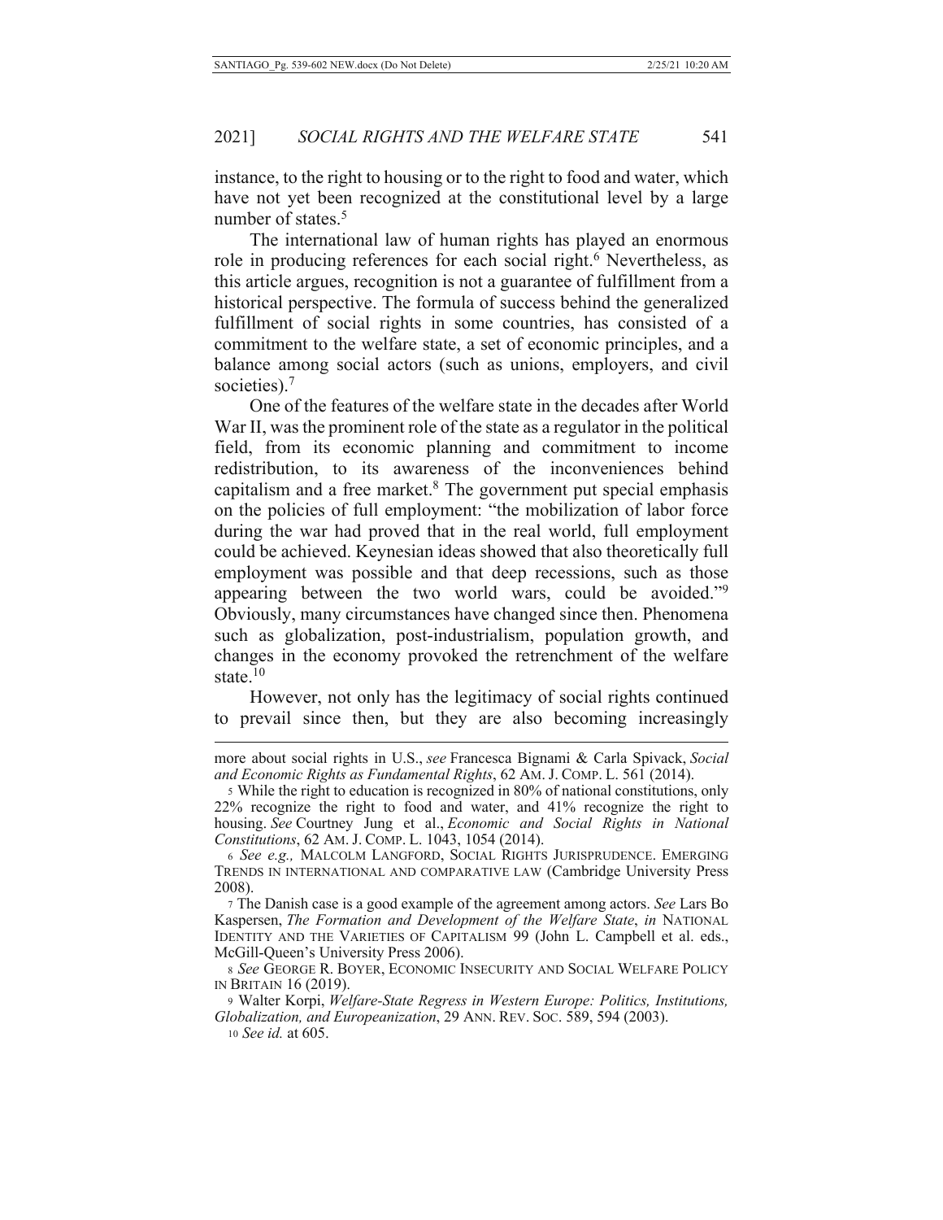instance, to the right to housing or to the right to food and water, which have not yet been recognized at the constitutional level by a large number of states.[5]

The international law of human rights has played an enormous role in producing references for each social right.[6] Nevertheless, as this article argues, recognition is not a guarantee of fulfillment from a historical perspective. The formula of success behind the generalized fulfillment of social rights in some countries, has consisted of a commitment to the welfare state, a set of economic principles, and a balance among social actors (such as unions, employers, and civil societies).[7]

One of the features of the welfare state in the decades after World War II, was the prominent role of the state as a regulator in the political field, from its economic planning and commitment to income redistribution, to its awareness of the inconveniences behind capitalism and a free market.[8] The government put special emphasis on the policies of full employment: "the mobilization of labor force during the war had proved that in the real world, full employment could be achieved. Keynesian ideas showed that also theoretically full employment was possible and that deep recessions, such as those appearing between the two world wars, could be avoided."[9] Obviously, many circumstances have changed since then. Phenomena such as globalization, post-industrialism, population growth, and changes in the economy provoked the retrenchment of the welfare state.[10]

However, not only has the legitimacy of social rights continued to prevail since then, but they are also becoming increasingly

---

more about social rights in U.S., *see* Francesca Bignami & Carla Spivack, *Social and Economic Rights as Fundamental Rights*, 62 AM. J. COMP. L. 561 (2014).

5 While the right to education is recognized in 80% of national constitutions, only 22% recognize the right to food and water, and 41% recognize the right to housing. *See* Courtney Jung et al., *Economic and Social Rights in National Constitutions*, 62 AM. J. COMP. L. 1043, 1054 (2014).

6 *See e.g.,* MALCOLM LANGFORD, SOCIAL RIGHTS JURISPRUDENCE. EMERGING TRENDS IN INTERNATIONAL AND COMPARATIVE LAW (Cambridge University Press 2008).

7 The Danish case is a good example of the agreement among actors. *See* Lars Bo Kaspersen, *The Formation and Development of the Welfare State*, *in* NATIONAL IDENTITY AND THE VARIETIES OF CAPITALISM 99 (John L. Campbell et al. eds., McGill-Queen's University Press 2006).

8 *See* GEORGE R. BOYER, ECONOMIC INSECURITY AND SOCIAL WELFARE POLICY IN BRITAIN 16 (2019).

9 Walter Korpi, *Welfare-State Regress in Western Europe: Politics, Institutions, Globalization, and Europeanization*, 29 ANN. REV. SOC. 589, 594 (2003).

10 *See id.* at 605.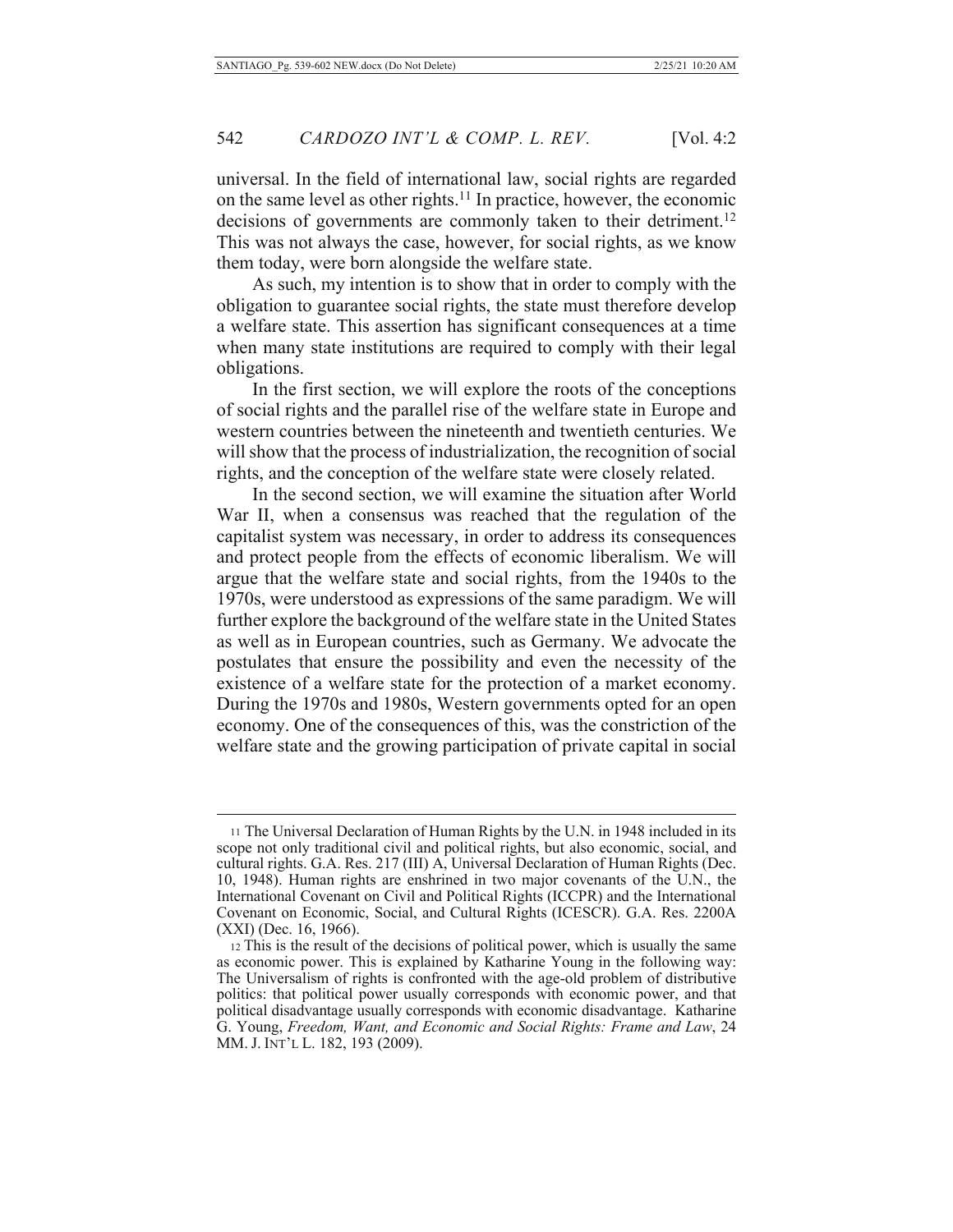universal. In the field of international law, social rights are regarded on the same level as other rights.[11] In practice, however, the economic decisions of governments are commonly taken to their detriment.[12] This was not always the case, however, for social rights, as we know them today, were born alongside the welfare state.

As such, my intention is to show that in order to comply with the obligation to guarantee social rights, the state must therefore develop a welfare state. This assertion has significant consequences at a time when many state institutions are required to comply with their legal obligations.

In the first section, we will explore the roots of the conceptions of social rights and the parallel rise of the welfare state in Europe and western countries between the nineteenth and twentieth centuries. We will show that the process of industrialization, the recognition of social rights, and the conception of the welfare state were closely related.

In the second section, we will examine the situation after World War II, when a consensus was reached that the regulation of the capitalist system was necessary, in order to address its consequences and protect people from the effects of economic liberalism. We will argue that the welfare state and social rights, from the 1940s to the 1970s, were understood as expressions of the same paradigm. We will further explore the background of the welfare state in the United States as well as in European countries, such as Germany. We advocate the postulates that ensure the possibility and even the necessity of the existence of a welfare state for the protection of a market economy. During the 1970s and 1980s, Western governments opted for an open economy. One of the consequences of this, was the constriction of the welfare state and the growing participation of private capital in social

---

[11] The Universal Declaration of Human Rights by the U.N. in 1948 included in its scope not only traditional civil and political rights, but also economic, social, and cultural rights. G.A. Res. 217 (III) A, Universal Declaration of Human Rights (Dec. 10, 1948). Human rights are enshrined in two major covenants of the U.N., the International Covenant on Civil and Political Rights (ICCPR) and the International Covenant on Economic, Social, and Cultural Rights (ICESCR). G.A. Res. 2200A (XXI) (Dec. 16, 1966).

[12] This is the result of the decisions of political power, which is usually the same as economic power. This is explained by Katharine Young in the following way: The Universalism of rights is confronted with the age-old problem of distributive politics: that political power usually corresponds with economic power, and that political disadvantage usually corresponds with economic disadvantage. Katharine G. Young, *Freedom, Want, and Economic and Social Rights: Frame and Law*, 24 MM. J. INT'L L. 182, 193 (2009).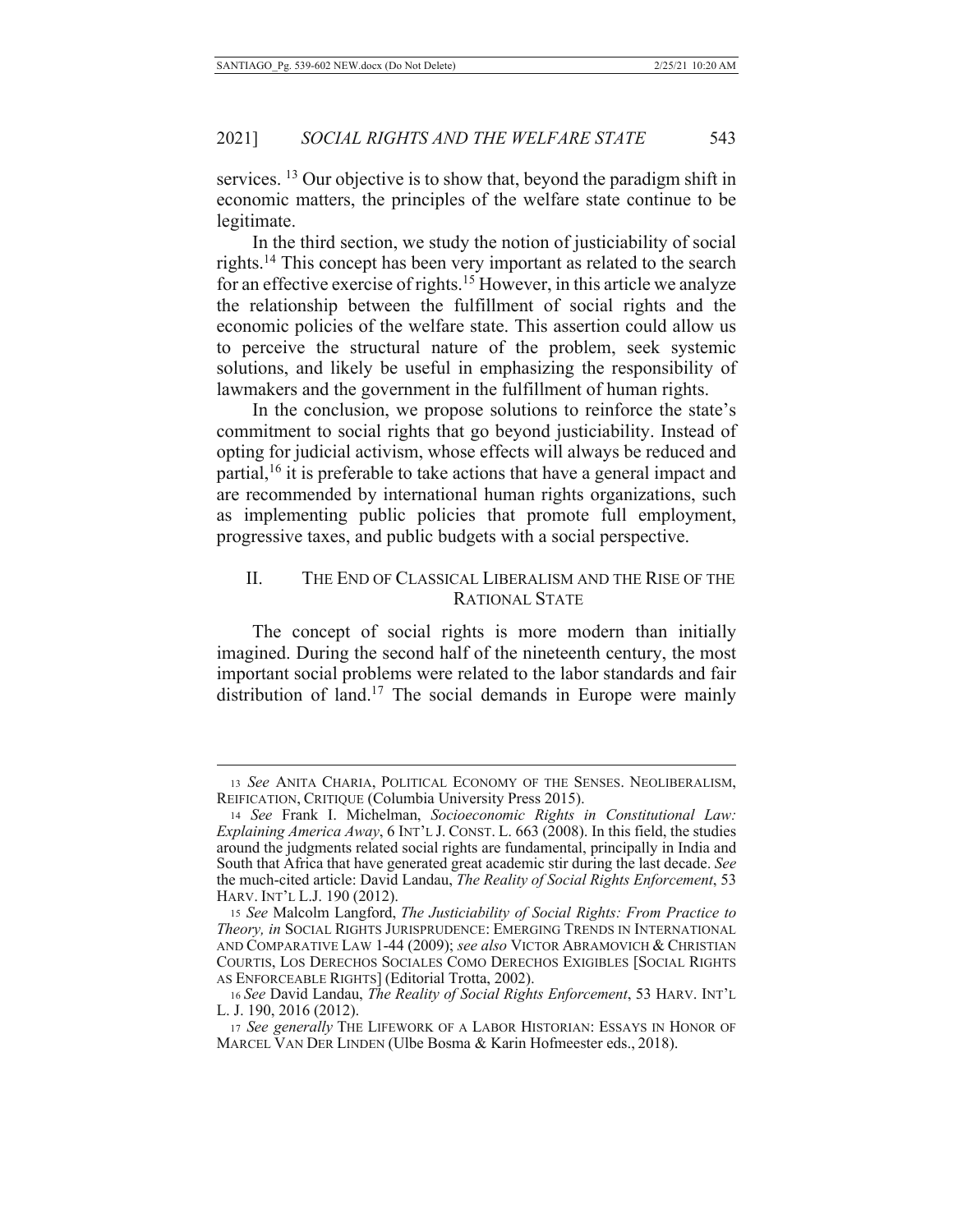services. [13] Our objective is to show that, beyond the paradigm shift in economic matters, the principles of the welfare state continue to be legitimate.

In the third section, we study the notion of justiciability of social rights.[14] This concept has been very important as related to the search for an effective exercise of rights.[15] However, in this article we analyze the relationship between the fulfillment of social rights and the economic policies of the welfare state. This assertion could allow us to perceive the structural nature of the problem, seek systemic solutions, and likely be useful in emphasizing the responsibility of lawmakers and the government in the fulfillment of human rights.

In the conclusion, we propose solutions to reinforce the state's commitment to social rights that go beyond justiciability. Instead of opting for judicial activism, whose effects will always be reduced and partial,[16] it is preferable to take actions that have a general impact and are recommended by international human rights organizations, such as implementing public policies that promote full employment, progressive taxes, and public budgets with a social perspective.

## II. THE END OF CLASSICAL LIBERALISM AND THE RISE OF THE RATIONAL STATE

The concept of social rights is more modern than initially imagined. During the second half of the nineteenth century, the most important social problems were related to the labor standards and fair distribution of land.[17] The social demands in Europe were mainly

---

13 *See* ANITA CHARIA, POLITICAL ECONOMY OF THE SENSES. NEOLIBERALISM, REIFICATION, CRITIQUE (Columbia University Press 2015).

14 *See* Frank I. Michelman, *Socioeconomic Rights in Constitutional Law: Explaining America Away*, 6 INT'L J. CONST. L. 663 (2008). In this field, the studies around the judgments related social rights are fundamental, principally in India and South that Africa that have generated great academic stir during the last decade. *See* the much-cited article: David Landau, *The Reality of Social Rights Enforcement*, 53 HARV. INT'L L.J. 190 (2012).

15 *See* Malcolm Langford, *The Justiciability of Social Rights: From Practice to Theory, in* SOCIAL RIGHTS JURISPRUDENCE: EMERGING TRENDS IN INTERNATIONAL AND COMPARATIVE LAW 1-44 (2009); *see also* VICTOR ABRAMOVICH & CHRISTIAN COURTIS, LOS DERECHOS SOCIALES COMO DERECHOS EXIGIBLES [SOCIAL RIGHTS AS ENFORCEABLE RIGHTS] (Editorial Trotta, 2002).

16 *See* David Landau, *The Reality of Social Rights Enforcement*, 53 HARV. INT'L L. J. 190, 2016 (2012).

17 *See generally* THE LIFEWORK OF A LABOR HISTORIAN: ESSAYS IN HONOR OF MARCEL VAN DER LINDEN (Ulbe Bosma & Karin Hofmeester eds., 2018).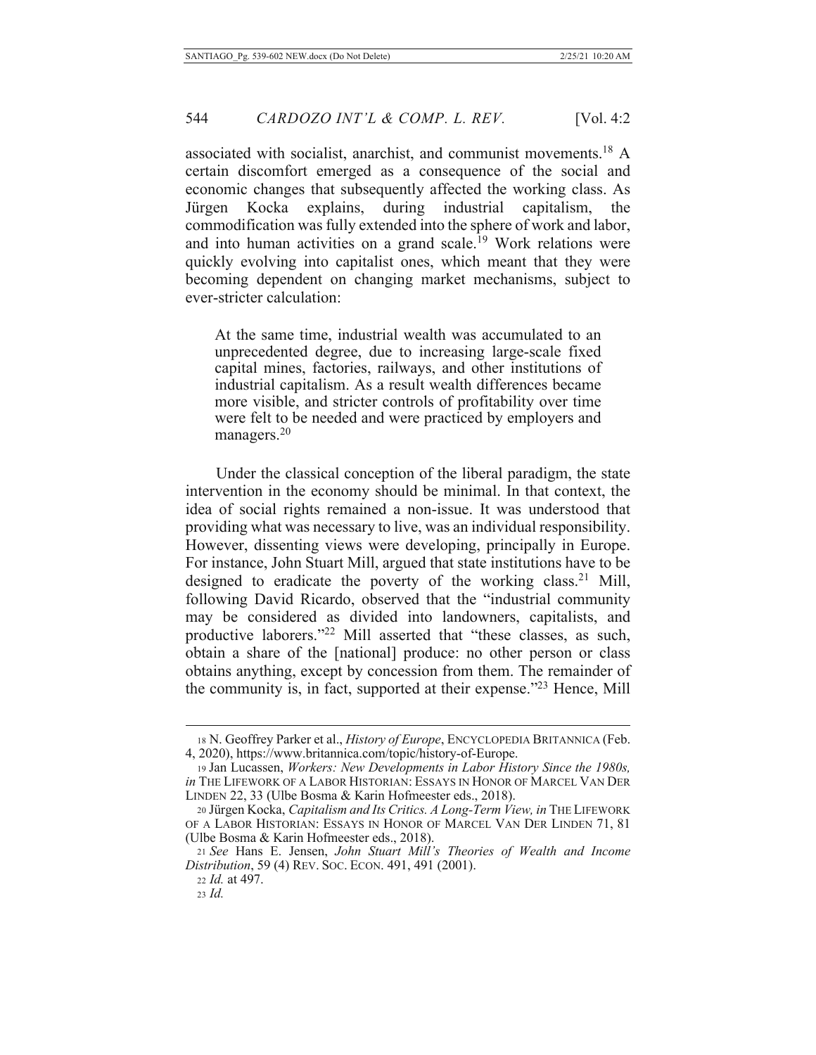associated with socialist, anarchist, and communist movements.[18] A certain discomfort emerged as a consequence of the social and economic changes that subsequently affected the working class. As Jürgen Kocka explains, during industrial capitalism, the commodification was fully extended into the sphere of work and labor, and into human activities on a grand scale.[19] Work relations were quickly evolving into capitalist ones, which meant that they were becoming dependent on changing market mechanisms, subject to ever-stricter calculation:

> At the same time, industrial wealth was accumulated to an unprecedented degree, due to increasing large-scale fixed capital mines, factories, railways, and other institutions of industrial capitalism. As a result wealth differences became more visible, and stricter controls of profitability over time were felt to be needed and were practiced by employers and managers.[20]

Under the classical conception of the liberal paradigm, the state intervention in the economy should be minimal. In that context, the idea of social rights remained a non-issue. It was understood that providing what was necessary to live, was an individual responsibility. However, dissenting views were developing, principally in Europe. For instance, John Stuart Mill, argued that state institutions have to be designed to eradicate the poverty of the working class.[21] Mill, following David Ricardo, observed that the "industrial community may be considered as divided into landowners, capitalists, and productive laborers."[22] Mill asserted that "these classes, as such, obtain a share of the [national] produce: no other person or class obtains anything, except by concession from them. The remainder of the community is, in fact, supported at their expense."[23] Hence, Mill

---

18 N. Geoffrey Parker et al., *History of Europe*, ENCYCLOPEDIA BRITANNICA (Feb. 4, 2020), https://www.britannica.com/topic/history-of-Europe.

19 Jan Lucassen, *Workers: New Developments in Labor History Since the 1980s, in* THE LIFEWORK OF A LABOR HISTORIAN: ESSAYS IN HONOR OF MARCEL VAN DER LINDEN 22, 33 (Ulbe Bosma & Karin Hofmeester eds., 2018).

20 Jürgen Kocka, *Capitalism and Its Critics. A Long-Term View, in* THE LIFEWORK OF A LABOR HISTORIAN: ESSAYS IN HONOR OF MARCEL VAN DER LINDEN 71, 81 (Ulbe Bosma & Karin Hofmeester eds., 2018).

21 *See* Hans E. Jensen, *John Stuart Mill's Theories of Wealth and Income Distribution*, 59 (4) REV. SOC. ECON. 491, 491 (2001).

22 *Id.* at 497.

23 *Id.*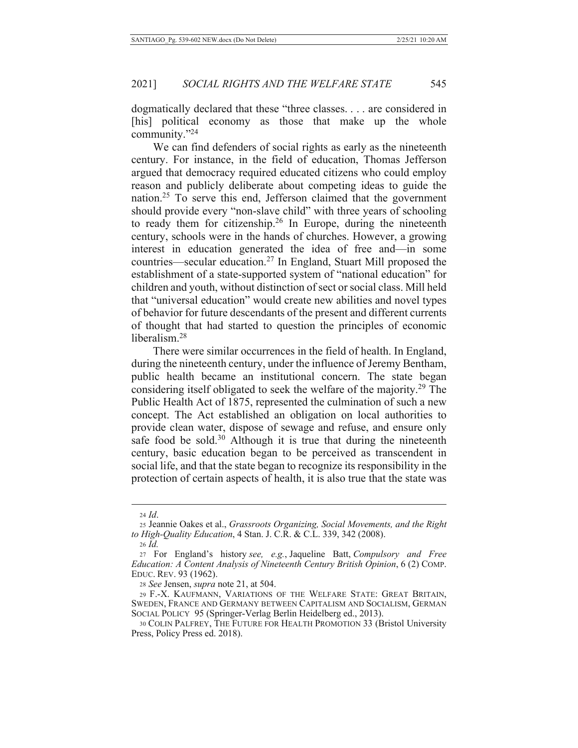dogmatically declared that these "three classes. . . . are considered in [his] political economy as those that make up the whole community."[24]

We can find defenders of social rights as early as the nineteenth century. For instance, in the field of education, Thomas Jefferson argued that democracy required educated citizens who could employ reason and publicly deliberate about competing ideas to guide the nation.[25] To serve this end, Jefferson claimed that the government should provide every "non-slave child" with three years of schooling to ready them for citizenship.[26] In Europe, during the nineteenth century, schools were in the hands of churches. However, a growing interest in education generated the idea of free and—in some countries—secular education.[27] In England, Stuart Mill proposed the establishment of a state-supported system of "national education" for children and youth, without distinction of sect or social class. Mill held that "universal education" would create new abilities and novel types of behavior for future descendants of the present and different currents of thought that had started to question the principles of economic liberalism.[28]

There were similar occurrences in the field of health. In England, during the nineteenth century, under the influence of Jeremy Bentham, public health became an institutional concern. The state began considering itself obligated to seek the welfare of the majority.[29] The Public Health Act of 1875, represented the culmination of such a new concept. The Act established an obligation on local authorities to provide clean water, dispose of sewage and refuse, and ensure only safe food be sold.[30] Although it is true that during the nineteenth century, basic education began to be perceived as transcendent in social life, and that the state began to recognize its responsibility in the protection of certain aspects of health, it is also true that the state was

---

24 *Id*.

25 Jeannie Oakes et al., *Grassroots Organizing, Social Movements, and the Right to High-Quality Education*, 4 Stan. J. C.R. & C.L. 339, 342 (2008).

26 *Id.*

27 For England's history *see, e.g.*, Jaqueline Batt, *Compulsory and Free Education: A Content Analysis of Nineteenth Century British Opinion*, 6 (2) COMP. EDUC. REV. 93 (1962).

28 *See* Jensen, *supra* note 21, at 504.

29 F.-X. KAUFMANN, VARIATIONS OF THE WELFARE STATE: GREAT BRITAIN, SWEDEN, FRANCE AND GERMANY BETWEEN CAPITALISM AND SOCIALISM, GERMAN SOCIAL POLICY 95 (Springer-Verlag Berlin Heidelberg ed., 2013).

30 COLIN PALFREY, THE FUTURE FOR HEALTH PROMOTION 33 (Bristol University Press, Policy Press ed. 2018).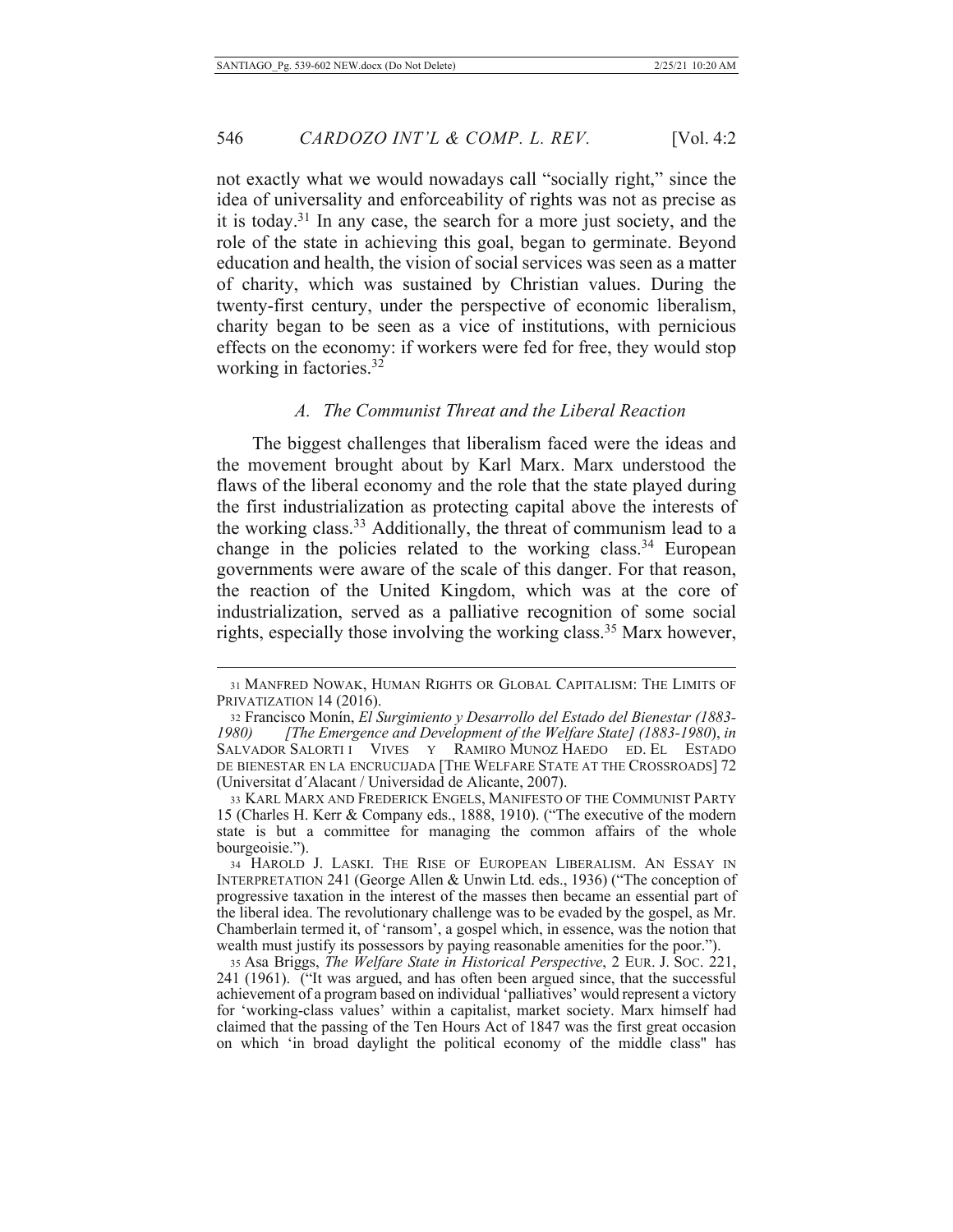not exactly what we would nowadays call "socially right," since the idea of universality and enforceability of rights was not as precise as it is today.[31] In any case, the search for a more just society, and the role of the state in achieving this goal, began to germinate. Beyond education and health, the vision of social services was seen as a matter of charity, which was sustained by Christian values. During the twenty-first century, under the perspective of economic liberalism, charity began to be seen as a vice of institutions, with pernicious effects on the economy: if workers were fed for free, they would stop working in factories.[32]

### *A. The Communist Threat and the Liberal Reaction*

The biggest challenges that liberalism faced were the ideas and the movement brought about by Karl Marx. Marx understood the flaws of the liberal economy and the role that the state played during the first industrialization as protecting capital above the interests of the working class.[33] Additionally, the threat of communism lead to a change in the policies related to the working class.[34] European governments were aware of the scale of this danger. For that reason, the reaction of the United Kingdom, which was at the core of industrialization, served as a palliative recognition of some social rights, especially those involving the working class.[35] Marx however,

---

31 MANFRED NOWAK, HUMAN RIGHTS OR GLOBAL CAPITALISM: THE LIMITS OF PRIVATIZATION 14 (2016).

32 Francisco Monín, *El Surgimiento y Desarrollo del Estado del Bienestar (1883-1980) [The Emergence and Development of the Welfare State] (1883-1980)*, *in* SALVADOR SALORTI I VIVES Y RAMIRO MUNOZ HAEDO ED. EL ESTADO DE BIENESTAR EN LA ENCRUCIJADA [THE WELFARE STATE AT THE CROSSROADS] 72 (Universitat d´Alacant / Universidad de Alicante, 2007).

33 KARL MARX AND FREDERICK ENGELS, MANIFESTO OF THE COMMUNIST PARTY 15 (Charles H. Kerr & Company eds., 1888, 1910). ("The executive of the modern state is but a committee for managing the common affairs of the whole bourgeoisie.").

34 HAROLD J. LASKI. THE RISE OF EUROPEAN LIBERALISM. AN ESSAY IN INTERPRETATION 241 (George Allen & Unwin Ltd. eds., 1936) ("The conception of progressive taxation in the interest of the masses then became an essential part of the liberal idea. The revolutionary challenge was to be evaded by the gospel, as Mr. Chamberlain termed it, of 'ransom', a gospel which, in essence, was the notion that wealth must justify its possessors by paying reasonable amenities for the poor.").

35 Asa Briggs, *The Welfare State in Historical Perspective*, 2 EUR. J. SOC. 221, 241 (1961). ("It was argued, and has often been argued since, that the successful achievement of a program based on individual 'palliatives' would represent a victory for 'working-class values' within a capitalist, market society. Marx himself had claimed that the passing of the Ten Hours Act of 1847 was the first great occasion on which 'in broad daylight the political economy of the middle class" has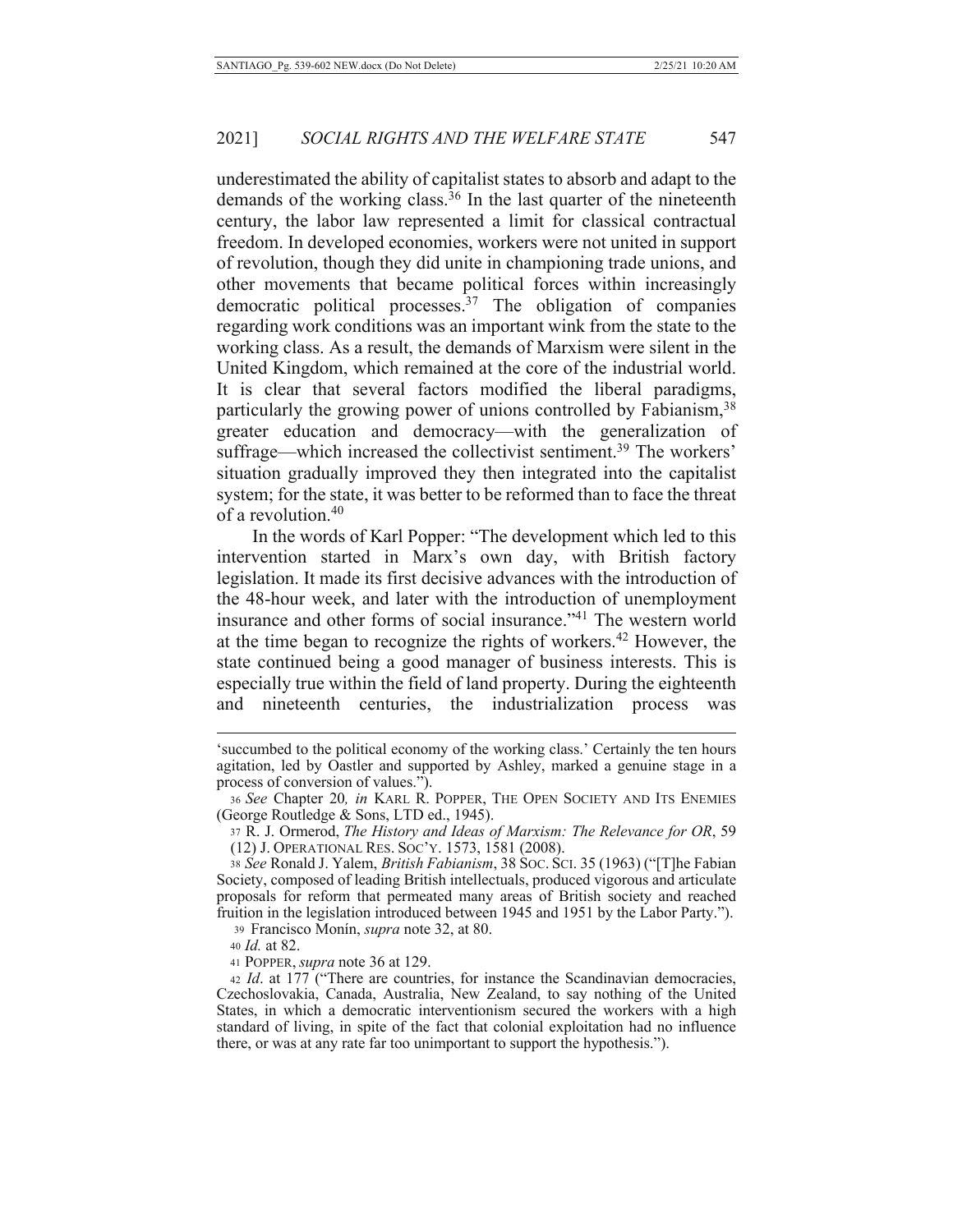underestimated the ability of capitalist states to absorb and adapt to the demands of the working class.[36] In the last quarter of the nineteenth century, the labor law represented a limit for classical contractual freedom. In developed economies, workers were not united in support of revolution, though they did unite in championing trade unions, and other movements that became political forces within increasingly democratic political processes.[37] The obligation of companies regarding work conditions was an important wink from the state to the working class. As a result, the demands of Marxism were silent in the United Kingdom, which remained at the core of the industrial world. It is clear that several factors modified the liberal paradigms, particularly the growing power of unions controlled by Fabianism,[38] greater education and democracy—with the generalization of suffrage—which increased the collectivist sentiment.[39] The workers' situation gradually improved they then integrated into the capitalist system; for the state, it was better to be reformed than to face the threat of a revolution.[40]

In the words of Karl Popper: "The development which led to this intervention started in Marx's own day, with British factory legislation. It made its first decisive advances with the introduction of the 48-hour week, and later with the introduction of unemployment insurance and other forms of social insurance."[41] The western world at the time began to recognize the rights of workers.[42] However, the state continued being a good manager of business interests. This is especially true within the field of land property. During the eighteenth and nineteenth centuries, the industrialization process was

---

'succumbed to the political economy of the working class.' Certainly the ten hours agitation, led by Oastler and supported by Ashley, marked a genuine stage in a process of conversion of values.").

36 *See* Chapter 20*, in* KARL R. POPPER, THE OPEN SOCIETY AND ITS ENEMIES (George Routledge & Sons, LTD ed., 1945).

37 R. J. Ormerod, *The History and Ideas of Marxism: The Relevance for OR*, 59 (12) J. OPERATIONAL RES. SOC'Y. 1573, 1581 (2008).

38 *See* Ronald J. Yalem, *British Fabianism*, 38 SOC. SCI. 35 (1963) ("[T]he Fabian Society, composed of leading British intellectuals, produced vigorous and articulate proposals for reform that permeated many areas of British society and reached fruition in the legislation introduced between 1945 and 1951 by the Labor Party.").

39 Francisco Monín, *supra* note 32, at 80.

40 *Id.* at 82.

41 POPPER, *supra* note 36 at 129.

42 *Id*. at 177 ("There are countries, for instance the Scandinavian democracies, Czechoslovakia, Canada, Australia, New Zealand, to say nothing of the United States, in which a democratic interventionism secured the workers with a high standard of living, in spite of the fact that colonial exploitation had no influence there, or was at any rate far too unimportant to support the hypothesis.").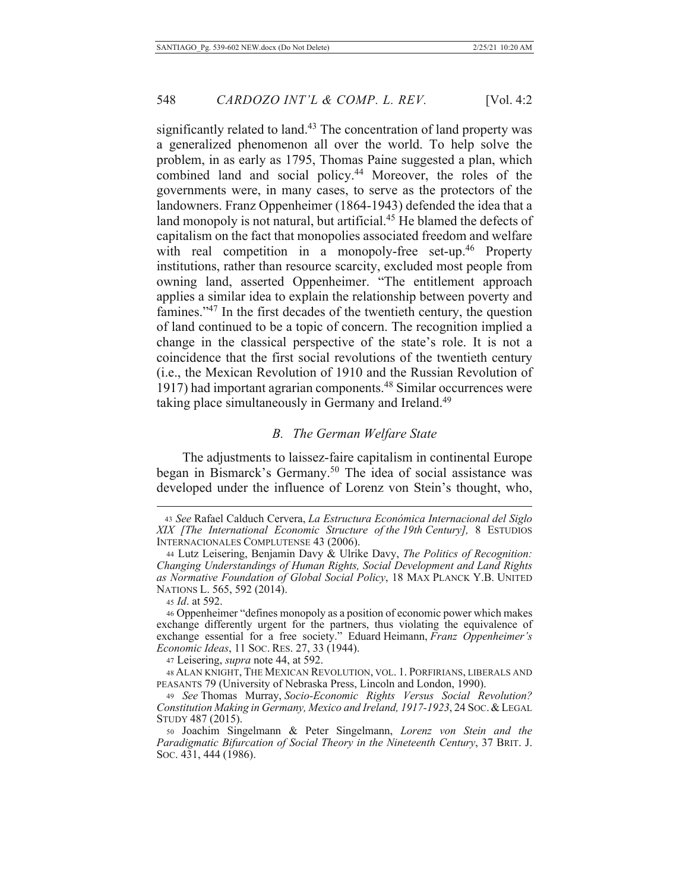significantly related to land.[43] The concentration of land property was a generalized phenomenon all over the world. To help solve the problem, in as early as 1795, Thomas Paine suggested a plan, which combined land and social policy.[44] Moreover, the roles of the governments were, in many cases, to serve as the protectors of the landowners. Franz Oppenheimer (1864-1943) defended the idea that a land monopoly is not natural, but artificial.[45] He blamed the defects of capitalism on the fact that monopolies associated freedom and welfare with real competition in a monopoly-free set-up.[46] Property institutions, rather than resource scarcity, excluded most people from owning land, asserted Oppenheimer. "The entitlement approach applies a similar idea to explain the relationship between poverty and famines."[47] In the first decades of the twentieth century, the question of land continued to be a topic of concern. The recognition implied a change in the classical perspective of the state's role. It is not a coincidence that the first social revolutions of the twentieth century (i.e., the Mexican Revolution of 1910 and the Russian Revolution of 1917) had important agrarian components.[48] Similar occurrences were taking place simultaneously in Germany and Ireland.[49]

### *B. The German Welfare State*

The adjustments to laissez-faire capitalism in continental Europe began in Bismarck's Germany.[50] The idea of social assistance was developed under the influence of Lorenz von Stein's thought, who,

---

43 *See* Rafael Calduch Cervera, *La Estructura Económica Internacional del Siglo XIX [The International Economic Structure of the 19th Century],* 8 ESTUDIOS INTERNACIONALES COMPLUTENSE 43 (2006).

44 Lutz Leisering, Benjamin Davy & Ulrike Davy, *The Politics of Recognition: Changing Understandings of Human Rights, Social Development and Land Rights as Normative Foundation of Global Social Policy*, 18 MAX PLANCK Y.B. UNITED NATIONS L. 565, 592 (2014).

45 *Id*. at 592.

46 Oppenheimer "defines monopoly as a position of economic power which makes exchange differently urgent for the partners, thus violating the equivalence of exchange essential for a free society." Eduard Heimann, *Franz Oppenheimer's Economic Ideas*, 11 SOC. RES. 27, 33 (1944).

47 Leisering, *supra* note 44, at 592.

48 ALAN KNIGHT, THE MEXICAN REVOLUTION, VOL. 1. PORFIRIANS, LIBERALS AND PEASANTS 79 (University of Nebraska Press, Lincoln and London, 1990).

49 *See* Thomas Murray, *Socio-Economic Rights Versus Social Revolution? Constitution Making in Germany, Mexico and Ireland, 1917-1923*, 24 SOC. & LEGAL STUDY 487 (2015).

50 Joachim Singelmann & Peter Singelmann, *Lorenz von Stein and the Paradigmatic Bifurcation of Social Theory in the Nineteenth Century*, 37 BRIT. J. SOC. 431, 444 (1986).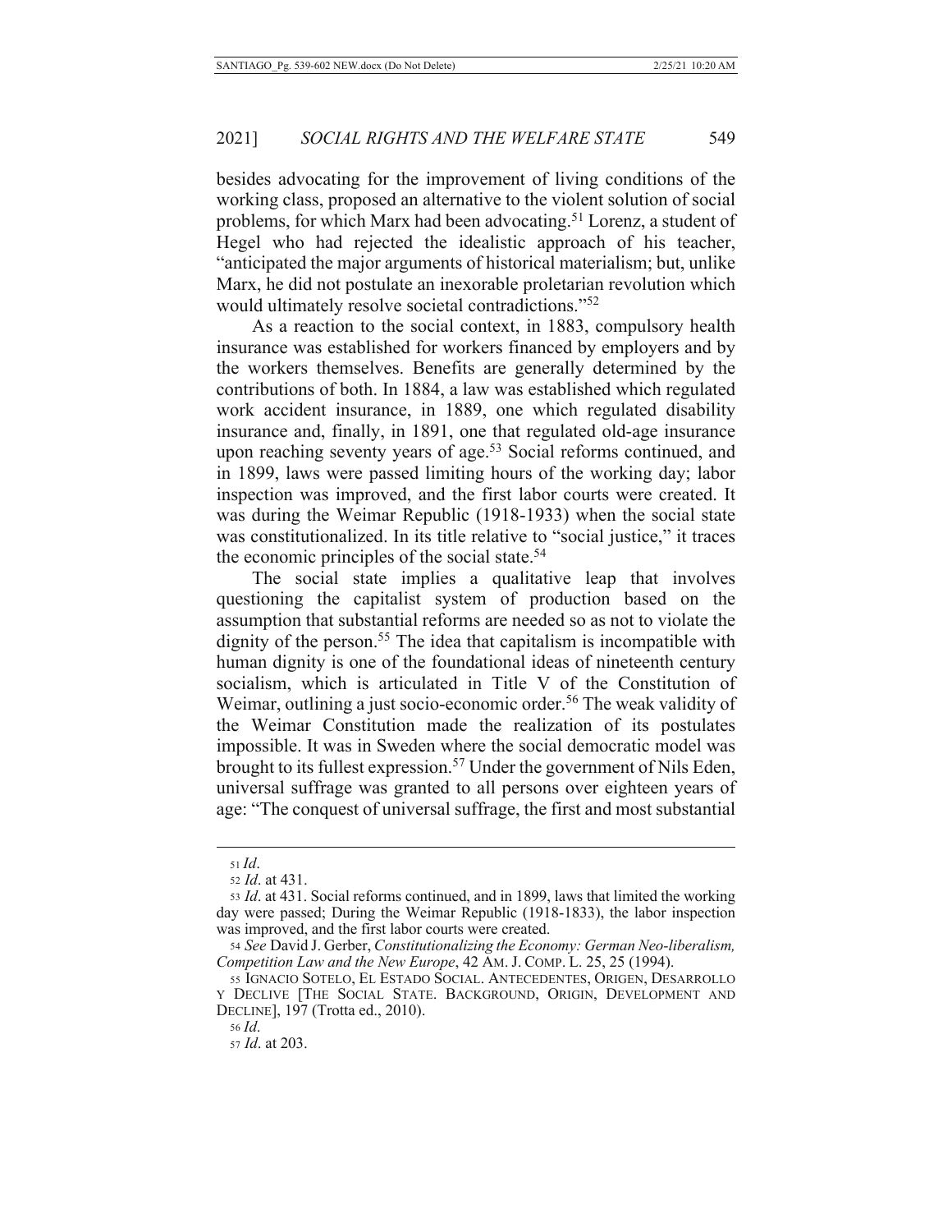besides advocating for the improvement of living conditions of the working class, proposed an alternative to the violent solution of social problems, for which Marx had been advocating.[51] Lorenz, a student of Hegel who had rejected the idealistic approach of his teacher, "anticipated the major arguments of historical materialism; but, unlike Marx, he did not postulate an inexorable proletarian revolution which would ultimately resolve societal contradictions."[52]

As a reaction to the social context, in 1883, compulsory health insurance was established for workers financed by employers and by the workers themselves. Benefits are generally determined by the contributions of both. In 1884, a law was established which regulated work accident insurance, in 1889, one which regulated disability insurance and, finally, in 1891, one that regulated old-age insurance upon reaching seventy years of age.[53] Social reforms continued, and in 1899, laws were passed limiting hours of the working day; labor inspection was improved, and the first labor courts were created. It was during the Weimar Republic (1918-1933) when the social state was constitutionalized. In its title relative to "social justice," it traces the economic principles of the social state.[54]

The social state implies a qualitative leap that involves questioning the capitalist system of production based on the assumption that substantial reforms are needed so as not to violate the dignity of the person.[55] The idea that capitalism is incompatible with human dignity is one of the foundational ideas of nineteenth century socialism, which is articulated in Title V of the Constitution of Weimar, outlining a just socio-economic order.[56] The weak validity of the Weimar Constitution made the realization of its postulates impossible. It was in Sweden where the social democratic model was brought to its fullest expression.[57] Under the government of Nils Eden, universal suffrage was granted to all persons over eighteen years of age: "The conquest of universal suffrage, the first and most substantial

---

[51] *Id*.

[52] *Id*. at 431.

[53] *Id*. at 431. Social reforms continued, and in 1899, laws that limited the working day were passed; During the Weimar Republic (1918-1833), the labor inspection was improved, and the first labor courts were created.

[54] *See* David J. Gerber, *Constitutionalizing the Economy: German Neo-liberalism, Competition Law and the New Europe*, 42 AM. J. COMP. L. 25, 25 (1994).

[55] IGNACIO SOTELO, EL ESTADO SOCIAL. ANTECEDENTES, ORIGEN, DESARROLLO Y DECLIVE [THE SOCIAL STATE. BACKGROUND, ORIGIN, DEVELOPMENT AND DECLINE], 197 (Trotta ed., 2010).

[56] *Id*.

[57] *Id*. at 203.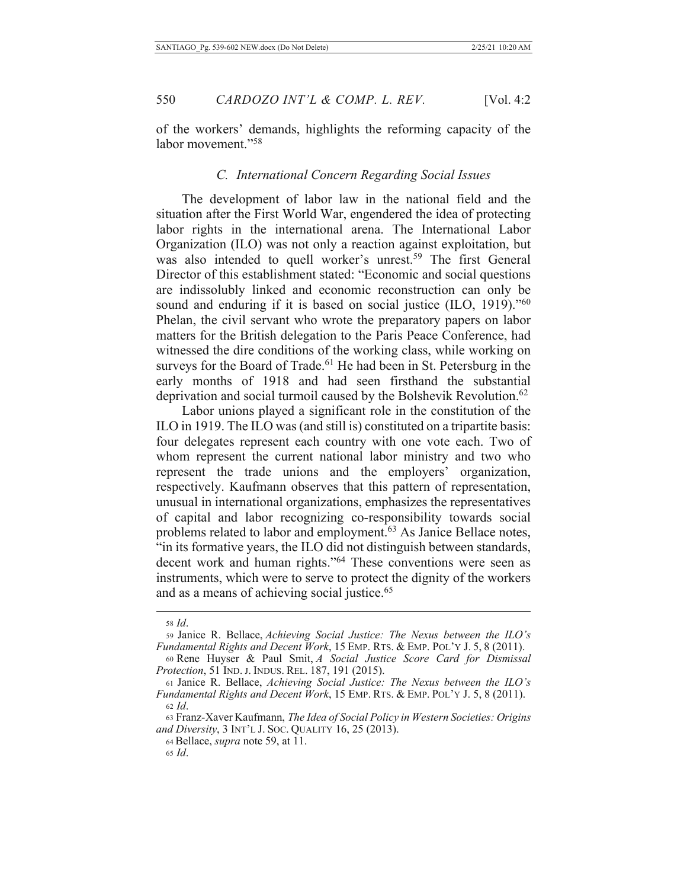of the workers' demands, highlights the reforming capacity of the labor movement."[58]

### *C. International Concern Regarding Social Issues*

The development of labor law in the national field and the situation after the First World War, engendered the idea of protecting labor rights in the international arena. The International Labor Organization (ILO) was not only a reaction against exploitation, but was also intended to quell worker's unrest.[59] The first General Director of this establishment stated: "Economic and social questions are indissolubly linked and economic reconstruction can only be sound and enduring if it is based on social justice (ILO, 1919)."[60] Phelan, the civil servant who wrote the preparatory papers on labor matters for the British delegation to the Paris Peace Conference, had witnessed the dire conditions of the working class, while working on surveys for the Board of Trade.[61] He had been in St. Petersburg in the early months of 1918 and had seen firsthand the substantial deprivation and social turmoil caused by the Bolshevik Revolution.[62]

Labor unions played a significant role in the constitution of the ILO in 1919. The ILO was (and still is) constituted on a tripartite basis: four delegates represent each country with one vote each. Two of whom represent the current national labor ministry and two who represent the trade unions and the employers' organization, respectively. Kaufmann observes that this pattern of representation, unusual in international organizations, emphasizes the representatives of capital and labor recognizing co-responsibility towards social problems related to labor and employment.[63] As Janice Bellace notes, "in its formative years, the ILO did not distinguish between standards, decent work and human rights."[64] These conventions were seen as instruments, which were to serve to protect the dignity of the workers and as a means of achieving social justice.[65]

---

58 *Id*.

59 Janice R. Bellace, *Achieving Social Justice: The Nexus between the ILO's Fundamental Rights and Decent Work*, 15 EMP. RTS. & EMP. POL'Y J. 5, 8 (2011).

60 Rene Huyser & Paul Smit, *A Social Justice Score Card for Dismissal Protection*, 51 IND. J. INDUS. REL. 187, 191 (2015).

61 Janice R. Bellace, *Achieving Social Justice: The Nexus between the ILO's Fundamental Rights and Decent Work*, 15 EMP. RTS. & EMP. POL'Y J. 5, 8 (2011).

62 *Id*.

63 Franz-Xaver Kaufmann, *The Idea of Social Policy in Western Societies: Origins and Diversity*, 3 INT'L J. SOC. QUALITY 16, 25 (2013).

64 Bellace, *supra* note 59, at 11.

65 *Id*.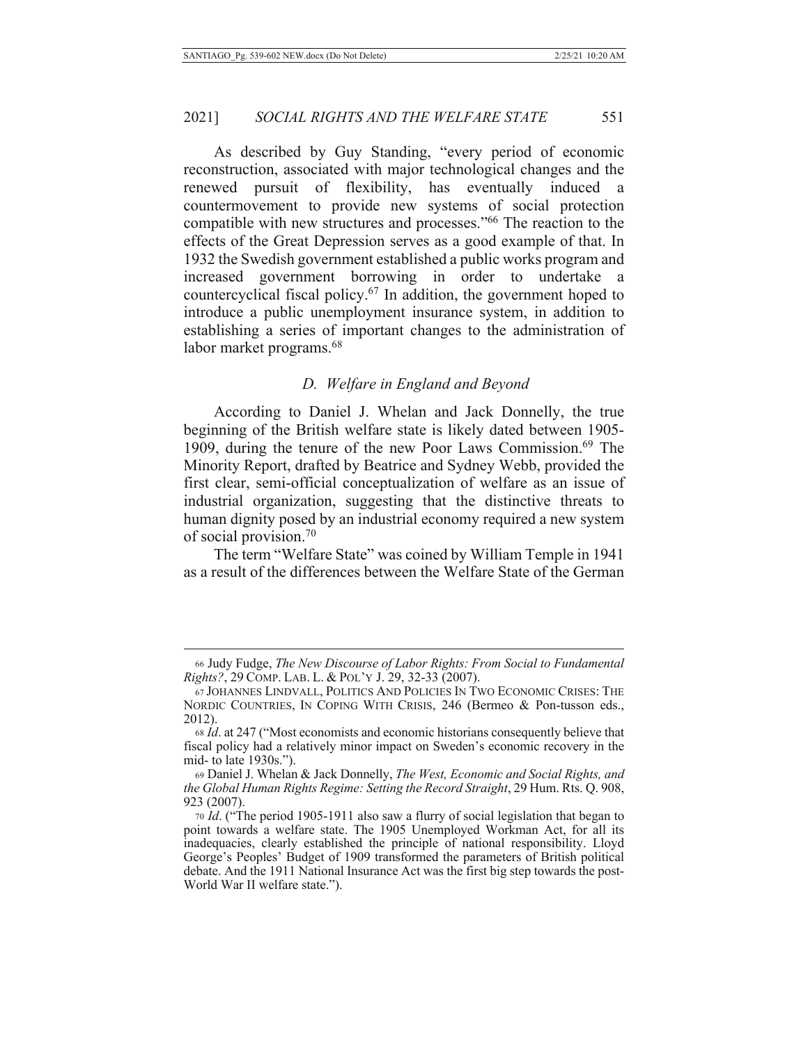As described by Guy Standing, "every period of economic reconstruction, associated with major technological changes and the renewed pursuit of flexibility, has eventually induced a countermovement to provide new systems of social protection compatible with new structures and processes."[66] The reaction to the effects of the Great Depression serves as a good example of that. In 1932 the Swedish government established a public works program and increased government borrowing in order to undertake a countercyclical fiscal policy.[67] In addition, the government hoped to introduce a public unemployment insurance system, in addition to establishing a series of important changes to the administration of labor market programs.[68]

### *D. Welfare in England and Beyond*

According to Daniel J. Whelan and Jack Donnelly, the true beginning of the British welfare state is likely dated between 1905-1909, during the tenure of the new Poor Laws Commission.[69] The Minority Report, drafted by Beatrice and Sydney Webb, provided the first clear, semi-official conceptualization of welfare as an issue of industrial organization, suggesting that the distinctive threats to human dignity posed by an industrial economy required a new system of social provision.[70]

The term "Welfare State" was coined by William Temple in 1941 as a result of the differences between the Welfare State of the German

---

[66] Judy Fudge, *The New Discourse of Labor Rights: From Social to Fundamental Rights?*, 29 COMP. LAB. L. & POL'Y J. 29, 32-33 (2007).

[67] JOHANNES LINDVALL, POLITICS AND POLICIES IN TWO ECONOMIC CRISES: THE NORDIC COUNTRIES, IN COPING WITH CRISIS, 246 (Bermeo & Pon-tusson eds., 2012).

[68] *Id*. at 247 ("Most economists and economic historians consequently believe that fiscal policy had a relatively minor impact on Sweden's economic recovery in the mid- to late 1930s.").

[69] Daniel J. Whelan & Jack Donnelly, *The West, Economic and Social Rights, and the Global Human Rights Regime: Setting the Record Straight*, 29 Hum. Rts. Q. 908, 923 (2007).

[70] *Id*. ("The period 1905-1911 also saw a flurry of social legislation that began to point towards a welfare state. The 1905 Unemployed Workman Act, for all its inadequacies, clearly established the principle of national responsibility. Lloyd George's Peoples' Budget of 1909 transformed the parameters of British political debate. And the 1911 National Insurance Act was the first big step towards the post-World War II welfare state.").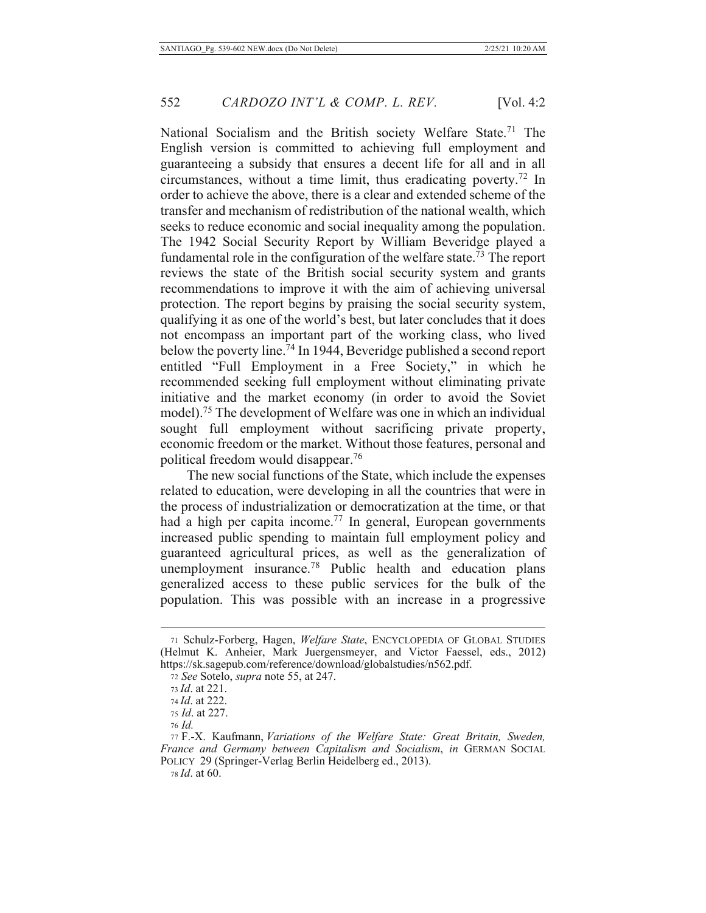National Socialism and the British society Welfare State.[71] The English version is committed to achieving full employment and guaranteeing a subsidy that ensures a decent life for all and in all circumstances, without a time limit, thus eradicating poverty.[72] In order to achieve the above, there is a clear and extended scheme of the transfer and mechanism of redistribution of the national wealth, which seeks to reduce economic and social inequality among the population. The 1942 Social Security Report by William Beveridge played a fundamental role in the configuration of the welfare state.[73] The report reviews the state of the British social security system and grants recommendations to improve it with the aim of achieving universal protection. The report begins by praising the social security system, qualifying it as one of the world's best, but later concludes that it does not encompass an important part of the working class, who lived below the poverty line.[74] In 1944, Beveridge published a second report entitled "Full Employment in a Free Society," in which he recommended seeking full employment without eliminating private initiative and the market economy (in order to avoid the Soviet model).[75] The development of Welfare was one in which an individual sought full employment without sacrificing private property, economic freedom or the market. Without those features, personal and political freedom would disappear.[76]

The new social functions of the State, which include the expenses related to education, were developing in all the countries that were in the process of industrialization or democratization at the time, or that had a high per capita income.[77] In general, European governments increased public spending to maintain full employment policy and guaranteed agricultural prices, as well as the generalization of unemployment insurance.[78] Public health and education plans generalized access to these public services for the bulk of the population. This was possible with an increase in a progressive

---

71 Schulz-Forberg, Hagen, *Welfare State*, ENCYCLOPEDIA OF GLOBAL STUDIES (Helmut K. Anheier, Mark Juergensmeyer, and Victor Faessel, eds., 2012) https://sk.sagepub.com/reference/download/globalstudies/n562.pdf.

72 *See* Sotelo, *supra* note 55, at 247.

73 *Id*. at 221.

74 *Id*. at 222.

75 *Id*. at 227.

76 *Id.*

77 F.-X. Kaufmann, *Variations of the Welfare State: Great Britain, Sweden, France and Germany between Capitalism and Socialism*, *in* GERMAN SOCIAL POLICY 29 (Springer-Verlag Berlin Heidelberg ed., 2013).

78 *Id*. at 60.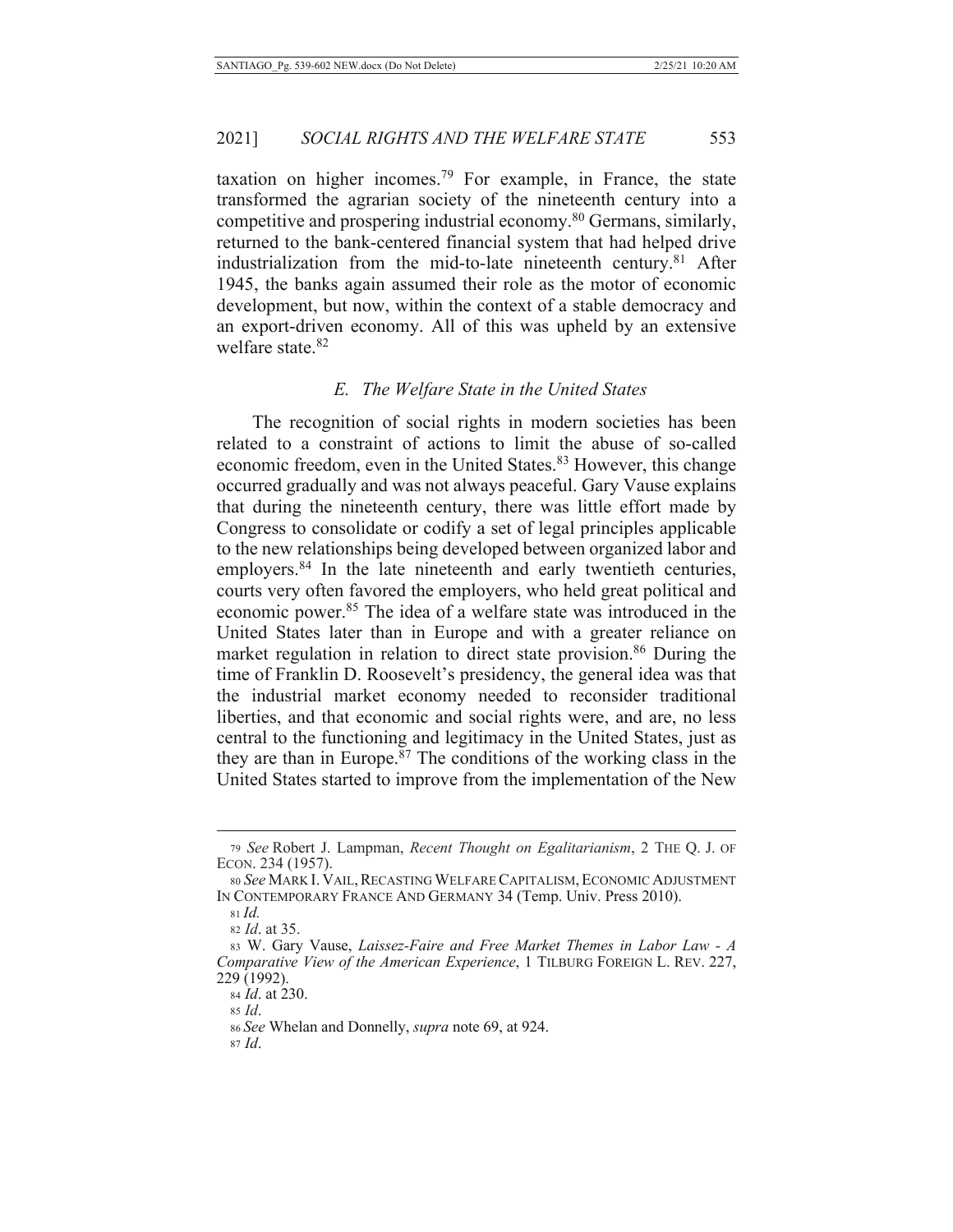taxation on higher incomes.[79] For example, in France, the state transformed the agrarian society of the nineteenth century into a competitive and prospering industrial economy.[80] Germans, similarly, returned to the bank-centered financial system that had helped drive industrialization from the mid-to-late nineteenth century.[81] After 1945, the banks again assumed their role as the motor of economic development, but now, within the context of a stable democracy and an export-driven economy. All of this was upheld by an extensive welfare state.[82]

### *E. The Welfare State in the United States*

The recognition of social rights in modern societies has been related to a constraint of actions to limit the abuse of so-called economic freedom, even in the United States.[83] However, this change occurred gradually and was not always peaceful. Gary Vause explains that during the nineteenth century, there was little effort made by Congress to consolidate or codify a set of legal principles applicable to the new relationships being developed between organized labor and employers.[84] In the late nineteenth and early twentieth centuries, courts very often favored the employers, who held great political and economic power.[85] The idea of a welfare state was introduced in the United States later than in Europe and with a greater reliance on market regulation in relation to direct state provision.[86] During the time of Franklin D. Roosevelt's presidency, the general idea was that the industrial market economy needed to reconsider traditional liberties, and that economic and social rights were, and are, no less central to the functioning and legitimacy in the United States, just as they are than in Europe.[87] The conditions of the working class in the United States started to improve from the implementation of the New

---

79 *See* Robert J. Lampman, *Recent Thought on Egalitarianism*, 2 THE Q. J. OF ECON. 234 (1957).

80 *See* MARK I. VAIL, RECASTING WELFARE CAPITALISM, ECONOMIC ADJUSTMENT IN CONTEMPORARY FRANCE AND GERMANY 34 (Temp. Univ. Press 2010).

81 *Id.*

82 *Id*. at 35.

83 W. Gary Vause, *Laissez-Faire and Free Market Themes in Labor Law - A Comparative View of the American Experience*, 1 TILBURG FOREIGN L. REV. 227, 229 (1992).

84 *Id*. at 230.

85 *Id*.

86 *See* Whelan and Donnelly, *supra* note 69, at 924.

87 *Id*.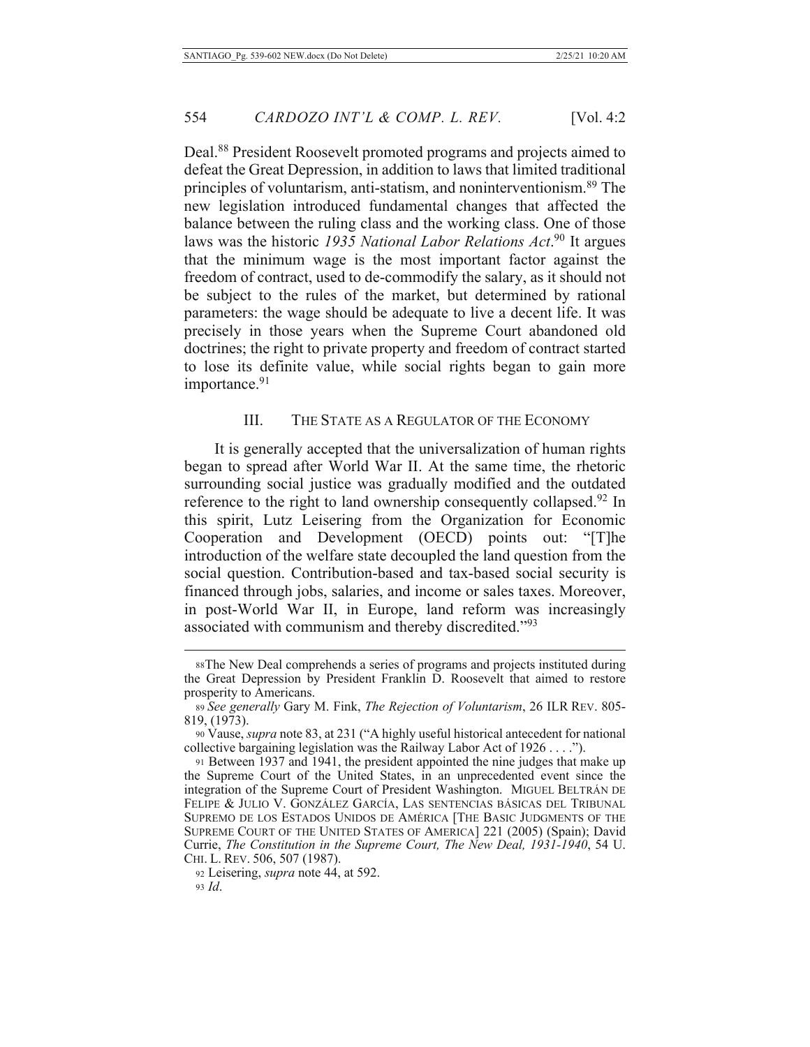Deal.[88] President Roosevelt promoted programs and projects aimed to defeat the Great Depression, in addition to laws that limited traditional principles of voluntarism, anti-statism, and noninterventionism.[89] The new legislation introduced fundamental changes that affected the balance between the ruling class and the working class. One of those laws was the historic *1935 National Labor Relations Act*.[90] It argues that the minimum wage is the most important factor against the freedom of contract, used to de-commodify the salary, as it should not be subject to the rules of the market, but determined by rational parameters: the wage should be adequate to live a decent life. It was precisely in those years when the Supreme Court abandoned old doctrines; the right to private property and freedom of contract started to lose its definite value, while social rights began to gain more importance.[91]

## III. THE STATE AS A REGULATOR OF THE ECONOMY

It is generally accepted that the universalization of human rights began to spread after World War II. At the same time, the rhetoric surrounding social justice was gradually modified and the outdated reference to the right to land ownership consequently collapsed.[92] In this spirit, Lutz Leisering from the Organization for Economic Cooperation and Development (OECD) points out: "[T]he introduction of the welfare state decoupled the land question from the social question. Contribution-based and tax-based social security is financed through jobs, salaries, and income or sales taxes. Moreover, in post-World War II, in Europe, land reform was increasingly associated with communism and thereby discredited."[93]

---

88 The New Deal comprehends a series of programs and projects instituted during the Great Depression by President Franklin D. Roosevelt that aimed to restore prosperity to Americans.

89 *See generally* Gary M. Fink, *The Rejection of Voluntarism*, 26 ILR REV. 805-819, (1973).

90 Vause, *supra* note 83, at 231 ("A highly useful historical antecedent for national collective bargaining legislation was the Railway Labor Act of 1926 . . . .").

91 Between 1937 and 1941, the president appointed the nine judges that make up the Supreme Court of the United States, in an unprecedented event since the integration of the Supreme Court of President Washington. MIGUEL BELTRÁN DE FELIPE & JULIO V. GONZÁLEZ GARCÍA, LAS SENTENCIAS BÁSICAS DEL TRIBUNAL SUPREMO DE LOS ESTADOS UNIDOS DE AMÉRICA [THE BASIC JUDGMENTS OF THE SUPREME COURT OF THE UNITED STATES OF AMERICA] 221 (2005) (Spain); David Currie, *The Constitution in the Supreme Court, The New Deal, 1931-1940*, 54 U. CHI. L. REV. 506, 507 (1987).

92 Leisering, *supra* note 44, at 592.

93 *Id*.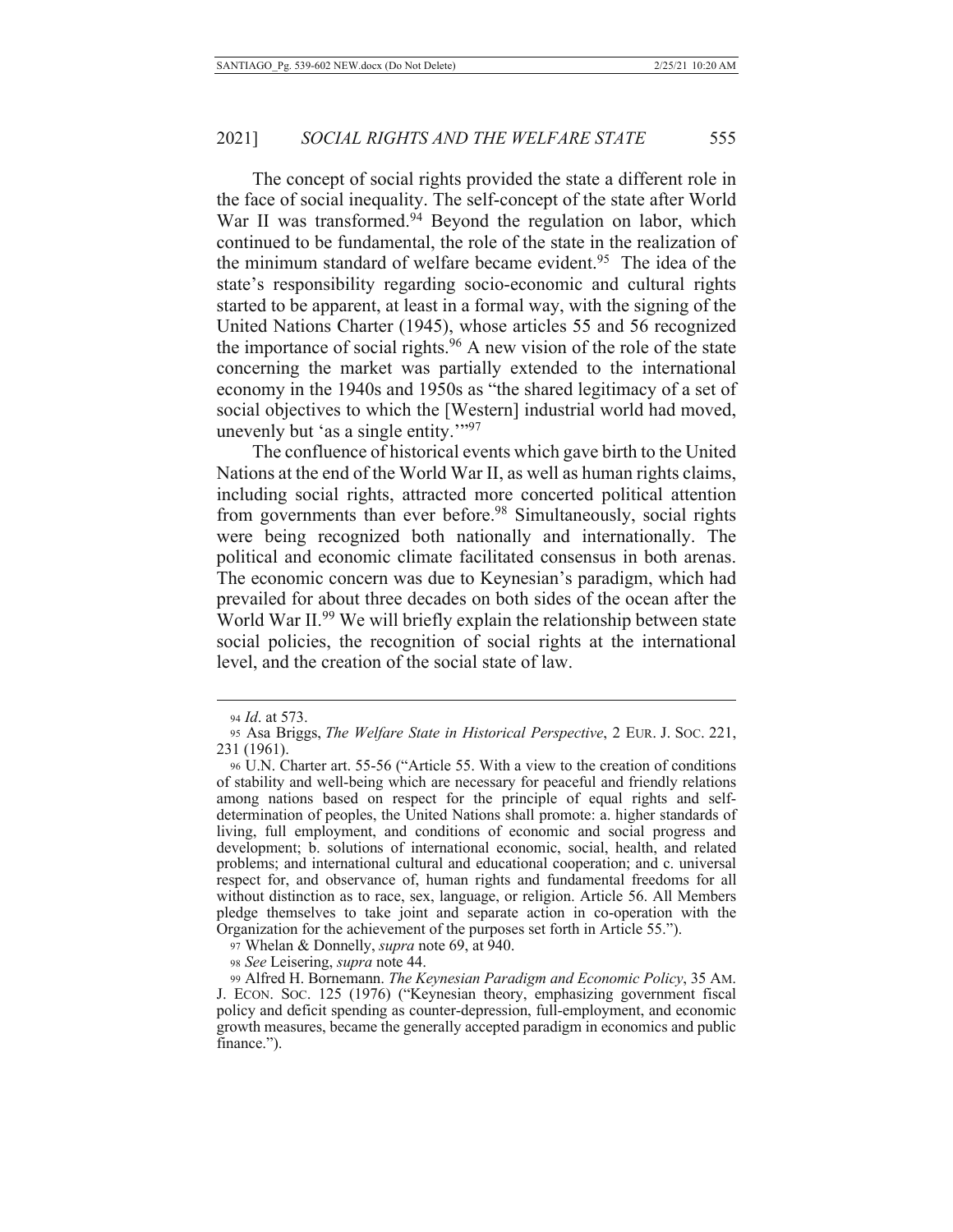The concept of social rights provided the state a different role in the face of social inequality. The self-concept of the state after World War II was transformed.[94] Beyond the regulation on labor, which continued to be fundamental, the role of the state in the realization of the minimum standard of welfare became evident.[95] The idea of the state's responsibility regarding socio-economic and cultural rights started to be apparent, at least in a formal way, with the signing of the United Nations Charter (1945), whose articles 55 and 56 recognized the importance of social rights.[96] A new vision of the role of the state concerning the market was partially extended to the international economy in the 1940s and 1950s as "the shared legitimacy of a set of social objectives to which the [Western] industrial world had moved, unevenly but 'as a single entity.'"[97]

The confluence of historical events which gave birth to the United Nations at the end of the World War II, as well as human rights claims, including social rights, attracted more concerted political attention from governments than ever before.[98] Simultaneously, social rights were being recognized both nationally and internationally. The political and economic climate facilitated consensus in both arenas. The economic concern was due to Keynesian's paradigm, which had prevailed for about three decades on both sides of the ocean after the World War II.[99] We will briefly explain the relationship between state social policies, the recognition of social rights at the international level, and the creation of the social state of law.

---

94 *Id*. at 573.

95 Asa Briggs, *The Welfare State in Historical Perspective*, 2 EUR. J. SOC. 221, 231 (1961).

96 U.N. Charter art. 55-56 ("Article 55. With a view to the creation of conditions of stability and well-being which are necessary for peaceful and friendly relations among nations based on respect for the principle of equal rights and self-determination of peoples, the United Nations shall promote: a. higher standards of living, full employment, and conditions of economic and social progress and development; b. solutions of international economic, social, health, and related problems; and international cultural and educational cooperation; and c. universal respect for, and observance of, human rights and fundamental freedoms for all without distinction as to race, sex, language, or religion. Article 56. All Members pledge themselves to take joint and separate action in co-operation with the Organization for the achievement of the purposes set forth in Article 55.").

97 Whelan & Donnelly, *supra* note 69, at 940.

98 *See* Leisering, *supra* note 44.

99 Alfred H. Bornemann. *The Keynesian Paradigm and Economic Policy*, 35 AM. J. ECON. SOC. 125 (1976) ("Keynesian theory, emphasizing government fiscal policy and deficit spending as counter-depression, full-employment, and economic growth measures, became the generally accepted paradigm in economics and public finance.").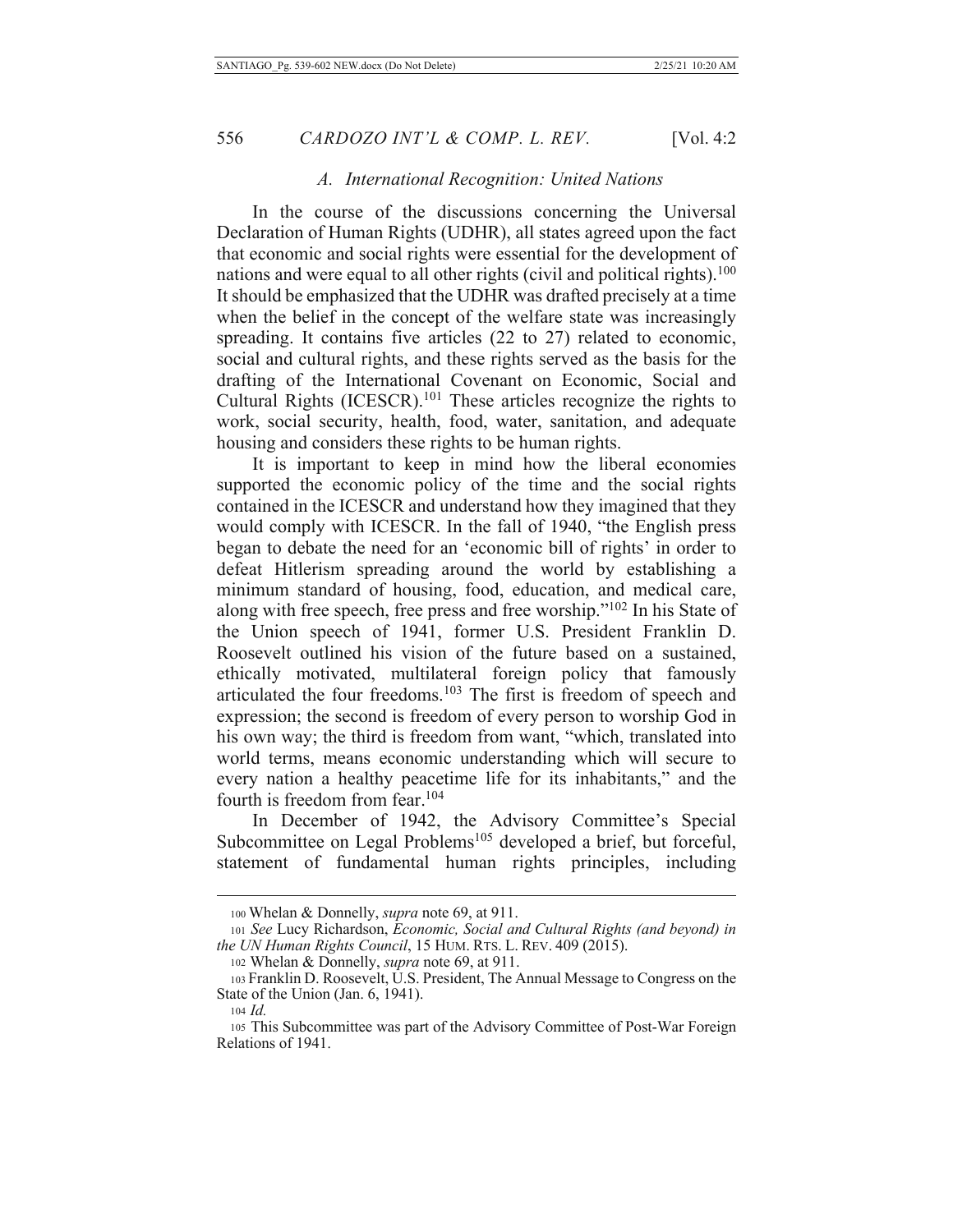### A. International Recognition: United Nations

In the course of the discussions concerning the Universal Declaration of Human Rights (UDHR), all states agreed upon the fact that economic and social rights were essential for the development of nations and were equal to all other rights (civil and political rights).[100] It should be emphasized that the UDHR was drafted precisely at a time when the belief in the concept of the welfare state was increasingly spreading. It contains five articles (22 to 27) related to economic, social and cultural rights, and these rights served as the basis for the drafting of the International Covenant on Economic, Social and Cultural Rights (ICESCR).[101] These articles recognize the rights to work, social security, health, food, water, sanitation, and adequate housing and considers these rights to be human rights.

It is important to keep in mind how the liberal economies supported the economic policy of the time and the social rights contained in the ICESCR and understand how they imagined that they would comply with ICESCR. In the fall of 1940, "the English press began to debate the need for an 'economic bill of rights' in order to defeat Hitlerism spreading around the world by establishing a minimum standard of housing, food, education, and medical care, along with free speech, free press and free worship."[102] In his State of the Union speech of 1941, former U.S. President Franklin D. Roosevelt outlined his vision of the future based on a sustained, ethically motivated, multilateral foreign policy that famously articulated the four freedoms.[103] The first is freedom of speech and expression; the second is freedom of every person to worship God in his own way; the third is freedom from want, "which, translated into world terms, means economic understanding which will secure to every nation a healthy peacetime life for its inhabitants," and the fourth is freedom from fear.[104]

In December of 1942, the Advisory Committee's Special Subcommittee on Legal Problems[105] developed a brief, but forceful, statement of fundamental human rights principles, including

---

[100] Whelan & Donnelly, *supra* note 69, at 911.

[101] *See* Lucy Richardson, *Economic, Social and Cultural Rights (and beyond) in the UN Human Rights Council*, 15 HUM. RTS. L. REV. 409 (2015).

[102] Whelan & Donnelly, *supra* note 69, at 911.

[103] Franklin D. Roosevelt, U.S. President, The Annual Message to Congress on the State of the Union (Jan. 6, 1941).

[104] *Id.*

[105] This Subcommittee was part of the Advisory Committee of Post-War Foreign Relations of 1941.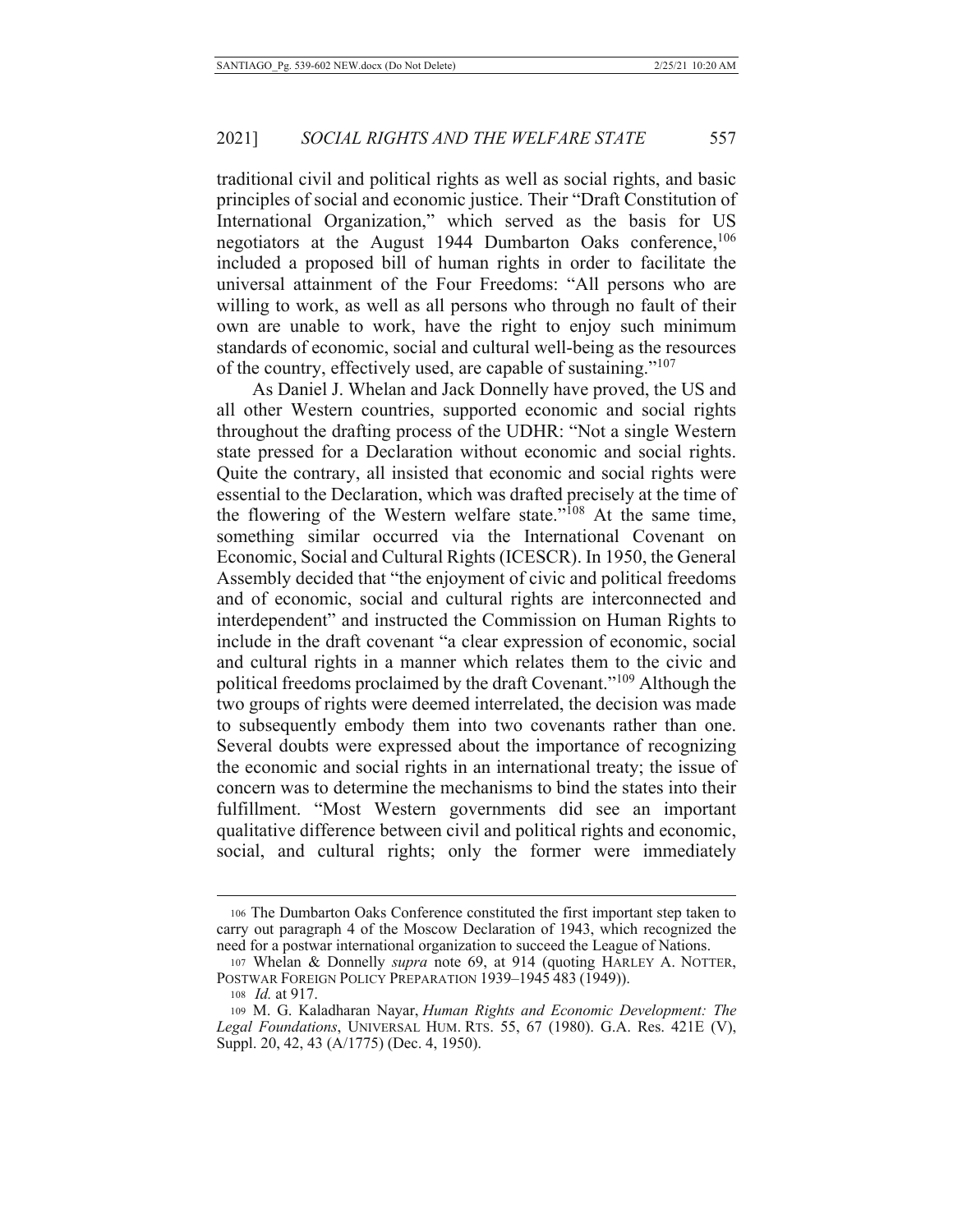traditional civil and political rights as well as social rights, and basic principles of social and economic justice. Their "Draft Constitution of International Organization," which served as the basis for US negotiators at the August 1944 Dumbarton Oaks conference,[106] included a proposed bill of human rights in order to facilitate the universal attainment of the Four Freedoms: "All persons who are willing to work, as well as all persons who through no fault of their own are unable to work, have the right to enjoy such minimum standards of economic, social and cultural well-being as the resources of the country, effectively used, are capable of sustaining."[107]

As Daniel J. Whelan and Jack Donnelly have proved, the US and all other Western countries, supported economic and social rights throughout the drafting process of the UDHR: "Not a single Western state pressed for a Declaration without economic and social rights. Quite the contrary, all insisted that economic and social rights were essential to the Declaration, which was drafted precisely at the time of the flowering of the Western welfare state."[108] At the same time, something similar occurred via the International Covenant on Economic, Social and Cultural Rights (ICESCR). In 1950, the General Assembly decided that "the enjoyment of civic and political freedoms and of economic, social and cultural rights are interconnected and interdependent" and instructed the Commission on Human Rights to include in the draft covenant "a clear expression of economic, social and cultural rights in a manner which relates them to the civic and political freedoms proclaimed by the draft Covenant."[109] Although the two groups of rights were deemed interrelated, the decision was made to subsequently embody them into two covenants rather than one. Several doubts were expressed about the importance of recognizing the economic and social rights in an international treaty; the issue of concern was to determine the mechanisms to bind the states into their fulfillment. "Most Western governments did see an important qualitative difference between civil and political rights and economic, social, and cultural rights; only the former were immediately

---

[106] The Dumbarton Oaks Conference constituted the first important step taken to carry out paragraph 4 of the Moscow Declaration of 1943, which recognized the need for a postwar international organization to succeed the League of Nations.

[107] Whelan & Donnelly *supra* note 69, at 914 (quoting HARLEY A. NOTTER, POSTWAR FOREIGN POLICY PREPARATION 1939–1945 483 (1949)).

[108] *Id.* at 917.

[109] M. G. Kaladharan Nayar, *Human Rights and Economic Development: The Legal Foundations*, UNIVERSAL HUM. RTS. 55, 67 (1980). G.A. Res. 421E (V), Suppl. 20, 42, 43 (A/1775) (Dec. 4, 1950).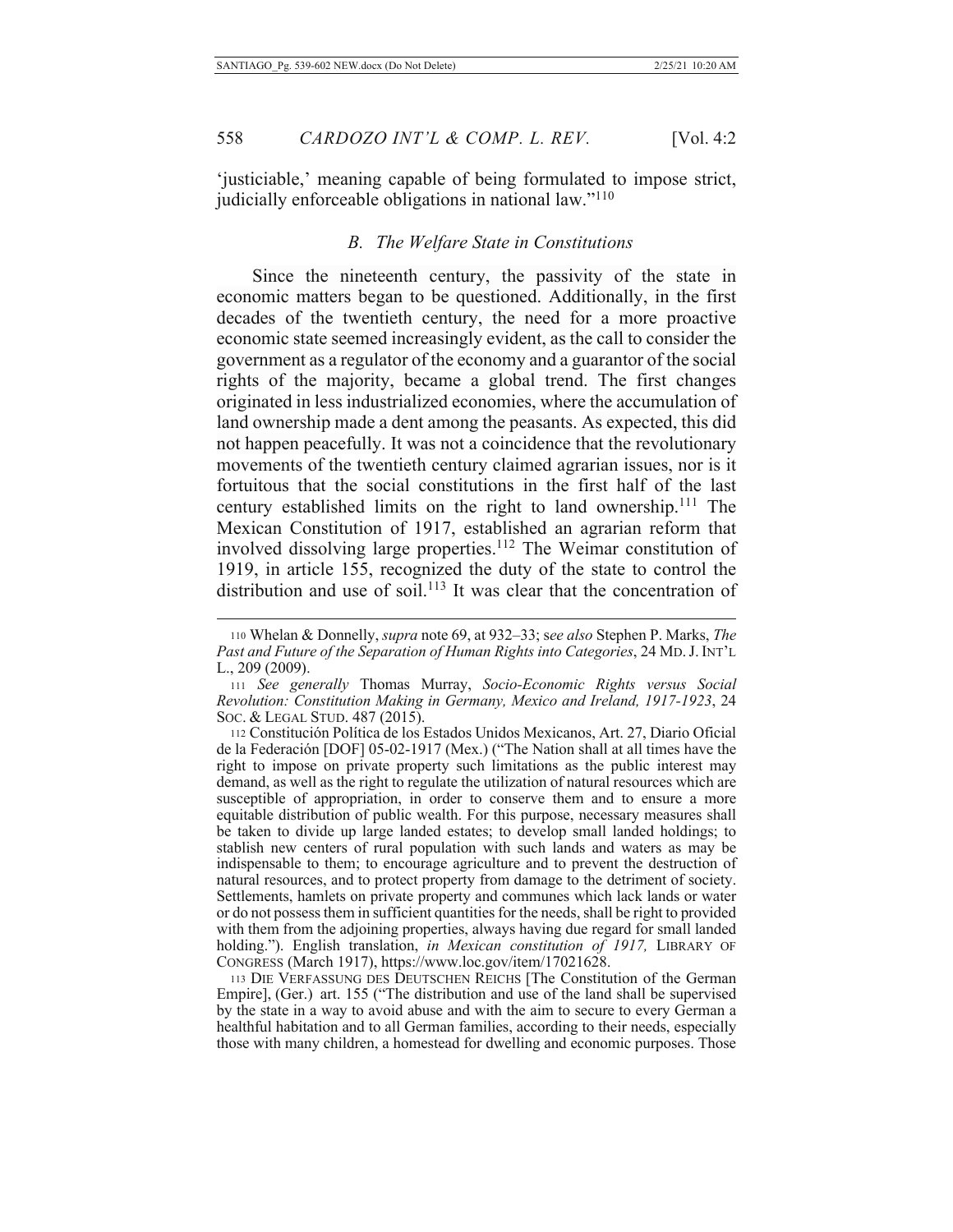'justiciable,' meaning capable of being formulated to impose strict, judicially enforceable obligations in national law."[110]

### *B. The Welfare State in Constitutions*

Since the nineteenth century, the passivity of the state in economic matters began to be questioned. Additionally, in the first decades of the twentieth century, the need for a more proactive economic state seemed increasingly evident, as the call to consider the government as a regulator of the economy and a guarantor of the social rights of the majority, became a global trend. The first changes originated in less industrialized economies, where the accumulation of land ownership made a dent among the peasants. As expected, this did not happen peacefully. It was not a coincidence that the revolutionary movements of the twentieth century claimed agrarian issues, nor is it fortuitous that the social constitutions in the first half of the last century established limits on the right to land ownership.[111] The Mexican Constitution of 1917, established an agrarian reform that involved dissolving large properties.[112] The Weimar constitution of 1919, in article 155, recognized the duty of the state to control the distribution and use of soil.[113] It was clear that the concentration of

---

[110] Whelan & Donnelly, *supra* note 69, at 932–33; s*ee also* Stephen P. Marks, *The Past and Future of the Separation of Human Rights into Categories*, 24 MD. J. INT'L L., 209 (2009).

[111] *See generally* Thomas Murray, *Socio-Economic Rights versus Social Revolution: Constitution Making in Germany, Mexico and Ireland, 1917-1923*, 24 SOC. & LEGAL STUD. 487 (2015).

[112] Constitución Política de los Estados Unidos Mexicanos, Art. 27, Diario Oficial de la Federación [DOF] 05-02-1917 (Mex.) ("The Nation shall at all times have the right to impose on private property such limitations as the public interest may demand, as well as the right to regulate the utilization of natural resources which are susceptible of appropriation, in order to conserve them and to ensure a more equitable distribution of public wealth. For this purpose, necessary measures shall be taken to divide up large landed estates; to develop small landed holdings; to stablish new centers of rural population with such lands and waters as may be indispensable to them; to encourage agriculture and to prevent the destruction of natural resources, and to protect property from damage to the detriment of society. Settlements, hamlets on private property and communes which lack lands or water or do not possess them in sufficient quantities for the needs, shall be right to provided with them from the adjoining properties, always having due regard for small landed holding."). English translation, *in Mexican constitution of 1917,* LIBRARY OF CONGRESS (March 1917), https://www.loc.gov/item/17021628.

[113] DIE VERFASSUNG DES DEUTSCHEN REICHS [The Constitution of the German Empire], (Ger.) art. 155 ("The distribution and use of the land shall be supervised by the state in a way to avoid abuse and with the aim to secure to every German a healthful habitation and to all German families, according to their needs, especially those with many children, a homestead for dwelling and economic purposes. Those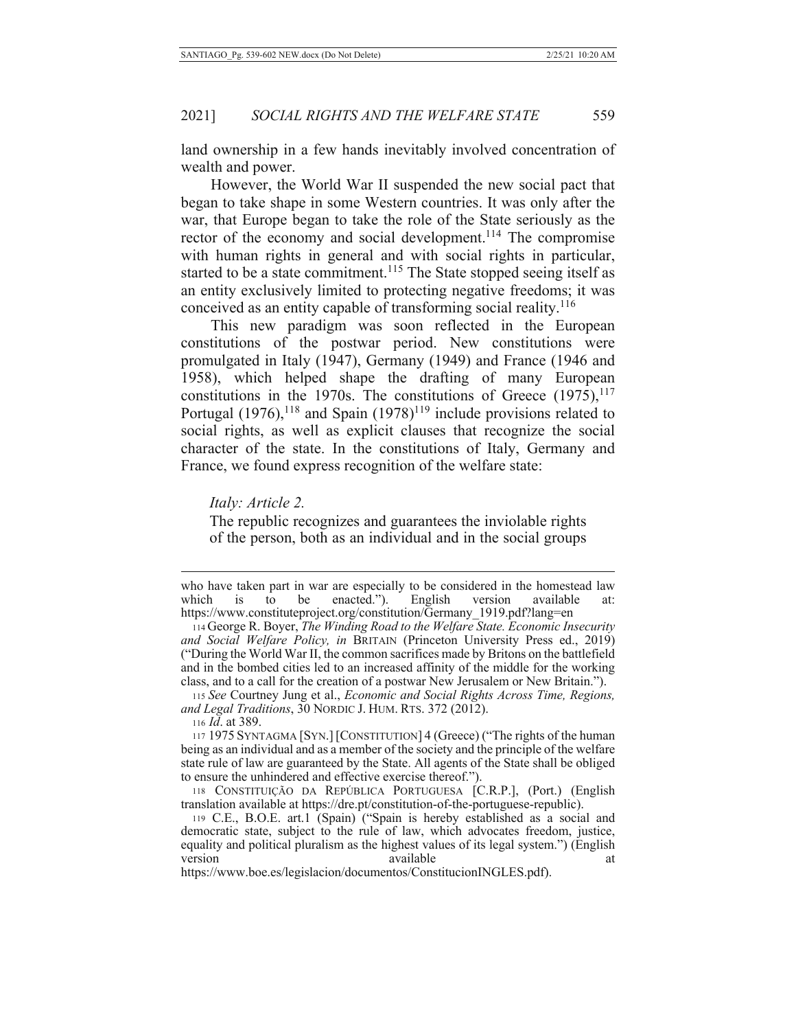land ownership in a few hands inevitably involved concentration of wealth and power.

However, the World War II suspended the new social pact that began to take shape in some Western countries. It was only after the war, that Europe began to take the role of the State seriously as the rector of the economy and social development.[114] The compromise with human rights in general and with social rights in particular, started to be a state commitment.[115] The State stopped seeing itself as an entity exclusively limited to protecting negative freedoms; it was conceived as an entity capable of transforming social reality.[116]

This new paradigm was soon reflected in the European constitutions of the postwar period. New constitutions were promulgated in Italy (1947), Germany (1949) and France (1946 and 1958), which helped shape the drafting of many European constitutions in the 1970s. The constitutions of Greece (1975),[117] Portugal (1976),[118] and Spain (1978)[119] include provisions related to social rights, as well as explicit clauses that recognize the social character of the state. In the constitutions of Italy, Germany and France, we found express recognition of the welfare state:

> *Italy: Article 2.*
> The republic recognizes and guarantees the inviolable rights of the person, both as an individual and in the social groups

---

who have taken part in war are especially to be considered in the homestead law which is to be enacted."). English version available at: https://www.constituteproject.org/constitution/Germany_1919.pdf?lang=en

114 George R. Boyer, *The Winding Road to the Welfare State. Economic Insecurity and Social Welfare Policy, in* BRITAIN (Princeton University Press ed., 2019) ("During the World War II, the common sacrifices made by Britons on the battlefield and in the bombed cities led to an increased affinity of the middle for the working class, and to a call for the creation of a postwar New Jerusalem or New Britain.").

115 *See* Courtney Jung et al., *Economic and Social Rights Across Time, Regions, and Legal Traditions*, 30 NORDIC J. HUM. RTS. 372 (2012).

116 *Id*. at 389.

117 1975 SYNTAGMA [SYN.] [CONSTITUTION] 4 (Greece) ("The rights of the human being as an individual and as a member of the society and the principle of the welfare state rule of law are guaranteed by the State. All agents of the State shall be obliged to ensure the unhindered and effective exercise thereof.").

118 CONSTITUIÇÃO DA REPÚBLICA PORTUGUESA [C.R.P.], (Port.) (English translation available at https://dre.pt/constitution-of-the-portuguese-republic).

119 C.E., B.O.E. art.1 (Spain) ("Spain is hereby established as a social and democratic state, subject to the rule of law, which advocates freedom, justice, equality and political pluralism as the highest values of its legal system.") (English version available at https://www.boe.es/legislacion/documentos/ConstitucionINGLES.pdf).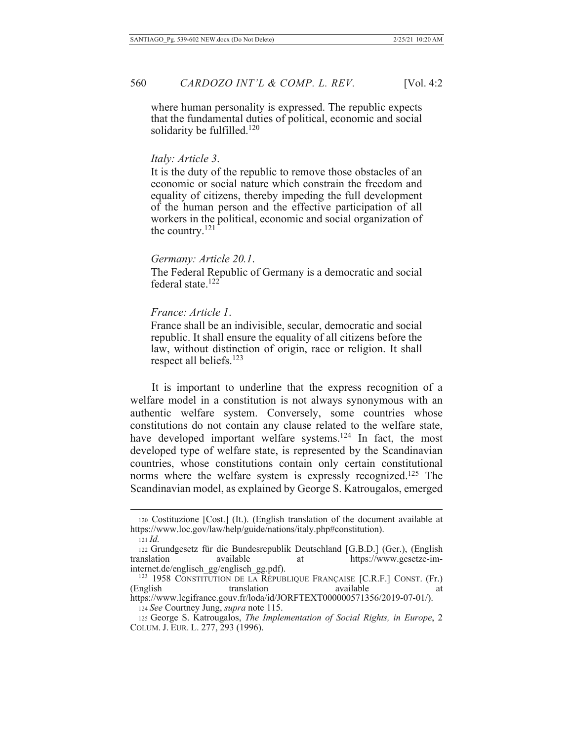where human personality is expressed. The republic expects that the fundamental duties of political, economic and social solidarity be fulfilled.[120]

*Italy: Article 3*.

It is the duty of the republic to remove those obstacles of an economic or social nature which constrain the freedom and equality of citizens, thereby impeding the full development of the human person and the effective participation of all workers in the political, economic and social organization of the country.[121]

*Germany: Article 20.1*.

The Federal Republic of Germany is a democratic and social federal state.[122]

*France: Article 1*.

France shall be an indivisible, secular, democratic and social republic. It shall ensure the equality of all citizens before the law, without distinction of origin, race or religion. It shall respect all beliefs.[123]

It is important to underline that the express recognition of a welfare model in a constitution is not always synonymous with an authentic welfare system. Conversely, some countries whose constitutions do not contain any clause related to the welfare state, have developed important welfare systems.[124] In fact, the most developed type of welfare state, is represented by the Scandinavian countries, whose constitutions contain only certain constitutional norms where the welfare system is expressly recognized.[125] The Scandinavian model, as explained by George S. Katrougalos, emerged

---

[120] Costituzione [Cost.] (It.). (English translation of the document available at https://www.loc.gov/law/help/guide/nations/italy.php#constitution).

[121] *Id.*

[122] Grundgesetz für die Bundesrepublik Deutschland [G.B.D.] (Ger.), (English translation available at https://www.gesetze-im-internet.de/englisch_gg/englisch_gg.pdf).

[123] 1958 CONSTITUTION DE LA RÉPUBLIQUE FRANÇAISE [C.R.F.] CONST. (Fr.) (English translation available at https://www.legifrance.gouv.fr/loda/id/JORFTEXT000000571356/2019-07-01/).

[124] *See* Courtney Jung, *supra* note 115.

[125] George S. Katrougalos, *The Implementation of Social Rights, in Europe*, 2 COLUM. J. EUR. L. 277, 293 (1996).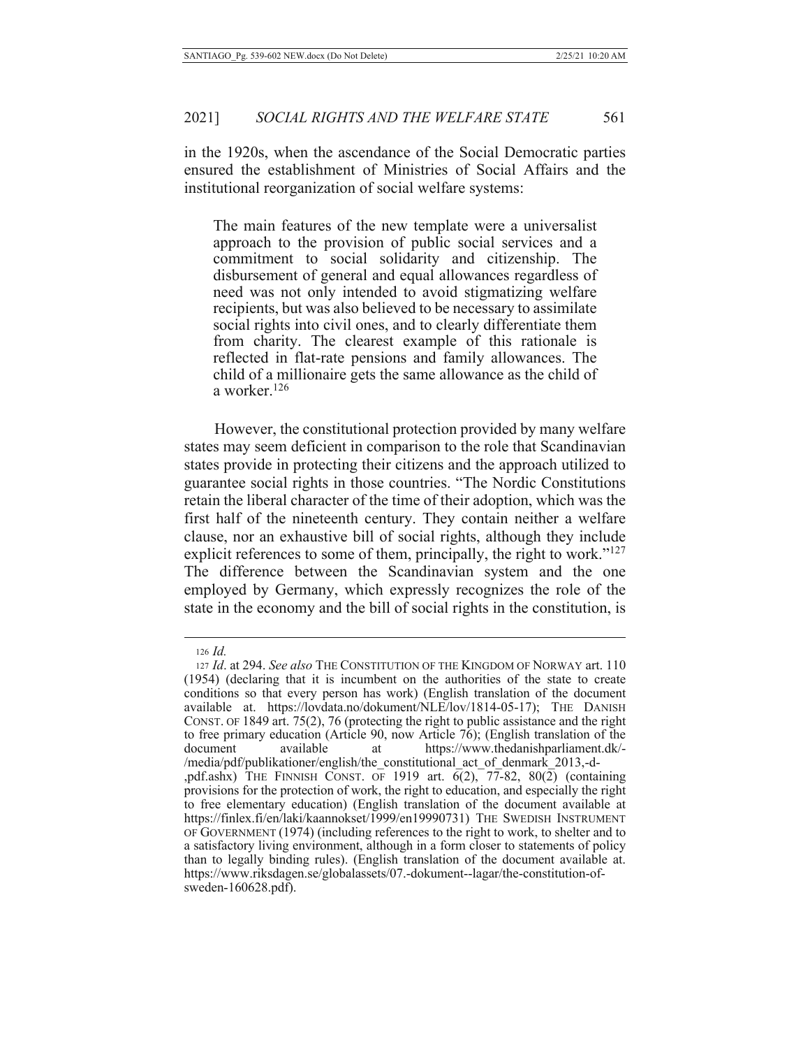in the 1920s, when the ascendance of the Social Democratic parties ensured the establishment of Ministries of Social Affairs and the institutional reorganization of social welfare systems:

> The main features of the new template were a universalist approach to the provision of public social services and a commitment to social solidarity and citizenship. The disbursement of general and equal allowances regardless of need was not only intended to avoid stigmatizing welfare recipients, but was also believed to be necessary to assimilate social rights into civil ones, and to clearly differentiate them from charity. The clearest example of this rationale is reflected in flat-rate pensions and family allowances. The child of a millionaire gets the same allowance as the child of a worker.[126]

However, the constitutional protection provided by many welfare states may seem deficient in comparison to the role that Scandinavian states provide in protecting their citizens and the approach utilized to guarantee social rights in those countries. "The Nordic Constitutions retain the liberal character of the time of their adoption, which was the first half of the nineteenth century. They contain neither a welfare clause, nor an exhaustive bill of social rights, although they include explicit references to some of them, principally, the right to work."[127] The difference between the Scandinavian system and the one employed by Germany, which expressly recognizes the role of the state in the economy and the bill of social rights in the constitution, is

---

[126] *Id.*

[127] *Id*. at 294. *See also* THE CONSTITUTION OF THE KINGDOM OF NORWAY art. 110 (1954) (declaring that it is incumbent on the authorities of the state to create conditions so that every person has work) (English translation of the document available at. https://lovdata.no/dokument/NLE/lov/1814-05-17); THE DANISH CONST. OF 1849 art. 75(2), 76 (protecting the right to public assistance and the right to free primary education (Article 90, now Article 76); (English translation of the document available at https://www.thedanishparliament.dk/-/media/pdf/publikationer/english/the_constitutional_act_of_denmark_2013,-d-,pdf.ashx) THE FINNISH CONST. OF 1919 art. 6(2), 77-82, 80(2) (containing provisions for the protection of work, the right to education, and especially the right to free elementary education) (English translation of the document available at https://finlex.fi/en/laki/kaannokset/1999/en19990731) THE SWEDISH INSTRUMENT OF GOVERNMENT (1974) (including references to the right to work, to shelter and to a satisfactory living environment, although in a form closer to statements of policy than to legally binding rules). (English translation of the document available at. https://www.riksdagen.se/globalassets/07.-dokument--lagar/the-constitution-of-sweden-160628.pdf).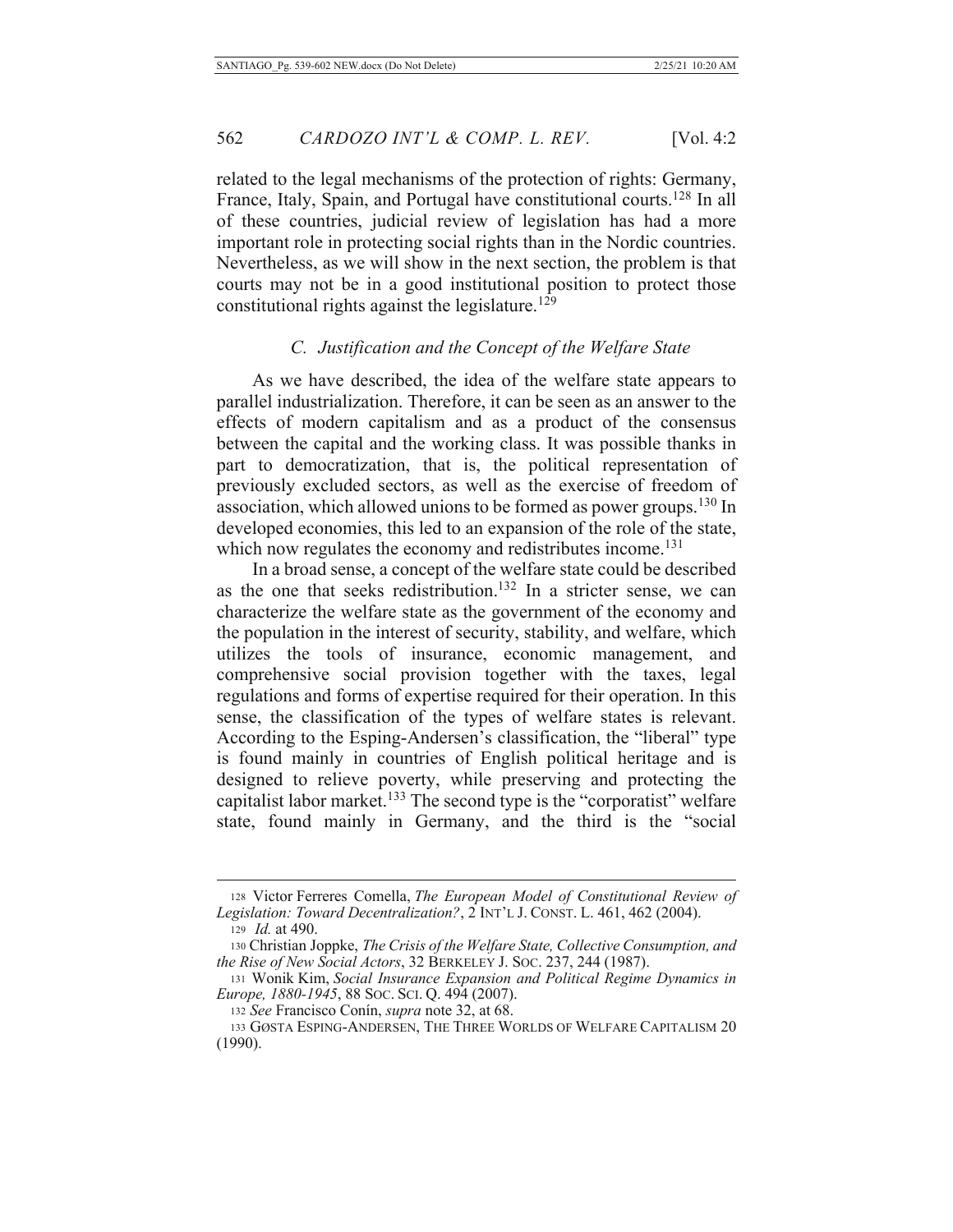related to the legal mechanisms of the protection of rights: Germany, France, Italy, Spain, and Portugal have constitutional courts.[128] In all of these countries, judicial review of legislation has had a more important role in protecting social rights than in the Nordic countries. Nevertheless, as we will show in the next section, the problem is that courts may not be in a good institutional position to protect those constitutional rights against the legislature.[129]

### *C. Justification and the Concept of the Welfare State*

As we have described, the idea of the welfare state appears to parallel industrialization. Therefore, it can be seen as an answer to the effects of modern capitalism and as a product of the consensus between the capital and the working class. It was possible thanks in part to democratization, that is, the political representation of previously excluded sectors, as well as the exercise of freedom of association, which allowed unions to be formed as power groups.[130] In developed economies, this led to an expansion of the role of the state, which now regulates the economy and redistributes income.[131]

In a broad sense, a concept of the welfare state could be described as the one that seeks redistribution.[132] In a stricter sense, we can characterize the welfare state as the government of the economy and the population in the interest of security, stability, and welfare, which utilizes the tools of insurance, economic management, and comprehensive social provision together with the taxes, legal regulations and forms of expertise required for their operation. In this sense, the classification of the types of welfare states is relevant. According to the Esping-Andersen's classification, the "liberal" type is found mainly in countries of English political heritage and is designed to relieve poverty, while preserving and protecting the capitalist labor market.[133] The second type is the "corporatist" welfare state, found mainly in Germany, and the third is the "social

---

[128] Victor Ferreres Comella, *The European Model of Constitutional Review of Legislation: Toward Decentralization?*, 2 INT'L J. CONST. L. 461, 462 (2004).

[129] *Id.* at 490.

[130] Christian Joppke, *The Crisis of the Welfare State, Collective Consumption, and the Rise of New Social Actors*, 32 BERKELEY J. SOC. 237, 244 (1987).

[131] Wonik Kim, *Social Insurance Expansion and Political Regime Dynamics in Europe, 1880-1945*, 88 SOC. SCI. Q. 494 (2007).

[132] *See* Francisco Conín, *supra* note 32, at 68.

[133] GØSTA ESPING-ANDERSEN, THE THREE WORLDS OF WELFARE CAPITALISM 20 (1990).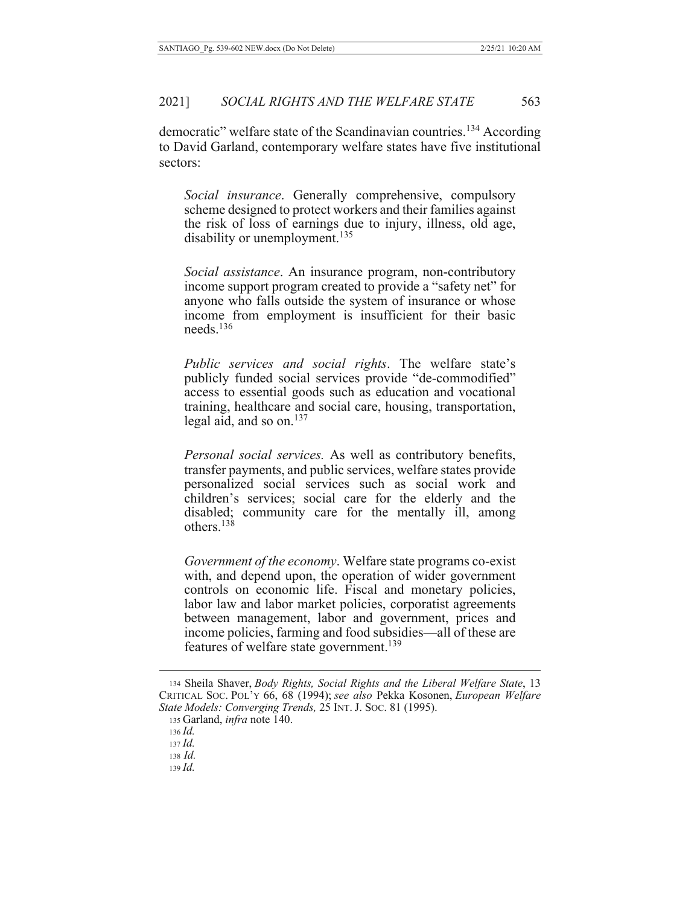democratic" welfare state of the Scandinavian countries.[134] According to David Garland, contemporary welfare states have five institutional sectors:

> *Social insurance*. Generally comprehensive, compulsory scheme designed to protect workers and their families against the risk of loss of earnings due to injury, illness, old age, disability or unemployment.[135]
>
> *Social assistance*. An insurance program, non-contributory income support program created to provide a "safety net" for anyone who falls outside the system of insurance or whose income from employment is insufficient for their basic needs.[136]
>
> *Public services and social rights*. The welfare state's publicly funded social services provide "de-commodified" access to essential goods such as education and vocational training, healthcare and social care, housing, transportation, legal aid, and so on.[137]
>
> *Personal social services.* As well as contributory benefits, transfer payments, and public services, welfare states provide personalized social services such as social work and children's services; social care for the elderly and the disabled; community care for the mentally ill, among others.[138]
>
> *Government of the economy*. Welfare state programs co-exist with, and depend upon, the operation of wider government controls on economic life. Fiscal and monetary policies, labor law and labor market policies, corporatist agreements between management, labor and government, prices and income policies, farming and food subsidies—all of these are features of welfare state government.[139]

---

134 Sheila Shaver, *Body Rights, Social Rights and the Liberal Welfare State*, 13 CRITICAL SOC. POL'Y 66, 68 (1994); *see also* Pekka Kosonen, *European Welfare State Models: Converging Trends,* 25 INT. J. SOC. 81 (1995).

135 Garland, *infra* note 140.

136 *Id.*

137 *Id.*

138 *Id.*

139 *Id.*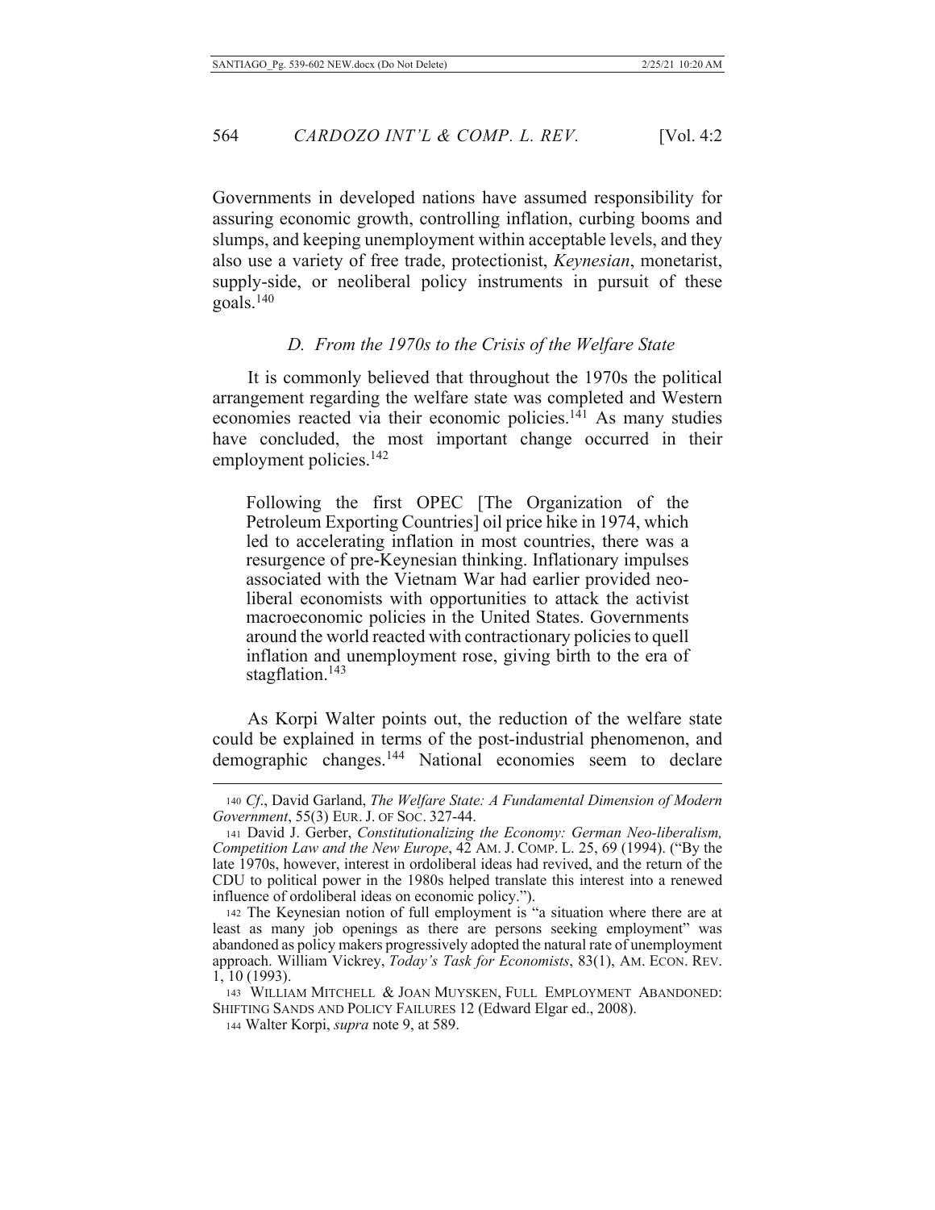Governments in developed nations have assumed responsibility for assuring economic growth, controlling inflation, curbing booms and slumps, and keeping unemployment within acceptable levels, and they also use a variety of free trade, protectionist, *Keynesian*, monetarist, supply-side, or neoliberal policy instruments in pursuit of these goals.[140]

### *D. From the 1970s to the Crisis of the Welfare State*

It is commonly believed that throughout the 1970s the political arrangement regarding the welfare state was completed and Western economies reacted via their economic policies.[141] As many studies have concluded, the most important change occurred in their employment policies.[142]

> Following the first OPEC [The Organization of the Petroleum Exporting Countries] oil price hike in 1974, which led to accelerating inflation in most countries, there was a resurgence of pre-Keynesian thinking. Inflationary impulses associated with the Vietnam War had earlier provided neo-liberal economists with opportunities to attack the activist macroeconomic policies in the United States. Governments around the world reacted with contractionary policies to quell inflation and unemployment rose, giving birth to the era of stagflation.[143]

As Korpi Walter points out, the reduction of the welfare state could be explained in terms of the post-industrial phenomenon, and demographic changes.[144] National economies seem to declare

---

140 *Cf*., David Garland, *The Welfare State: A Fundamental Dimension of Modern Government*, 55(3) EUR. J. OF SOC. 327-44.

141 David J. Gerber, *Constitutionalizing the Economy: German Neo-liberalism, Competition Law and the New Europe*, 42 AM. J. COMP. L. 25, 69 (1994). ("By the late 1970s, however, interest in ordoliberal ideas had revived, and the return of the CDU to political power in the 1980s helped translate this interest into a renewed influence of ordoliberal ideas on economic policy.").

142 The Keynesian notion of full employment is "a situation where there are at least as many job openings as there are persons seeking employment" was abandoned as policy makers progressively adopted the natural rate of unemployment approach. William Vickrey, *Today's Task for Economists*, 83(1), AM. ECON. REV. 1, 10 (1993).

143 WILLIAM MITCHELL & JOAN MUYSKEN, FULL EMPLOYMENT ABANDONED: SHIFTING SANDS AND POLICY FAILURES 12 (Edward Elgar ed., 2008).

144 Walter Korpi, *supra* note 9, at 589.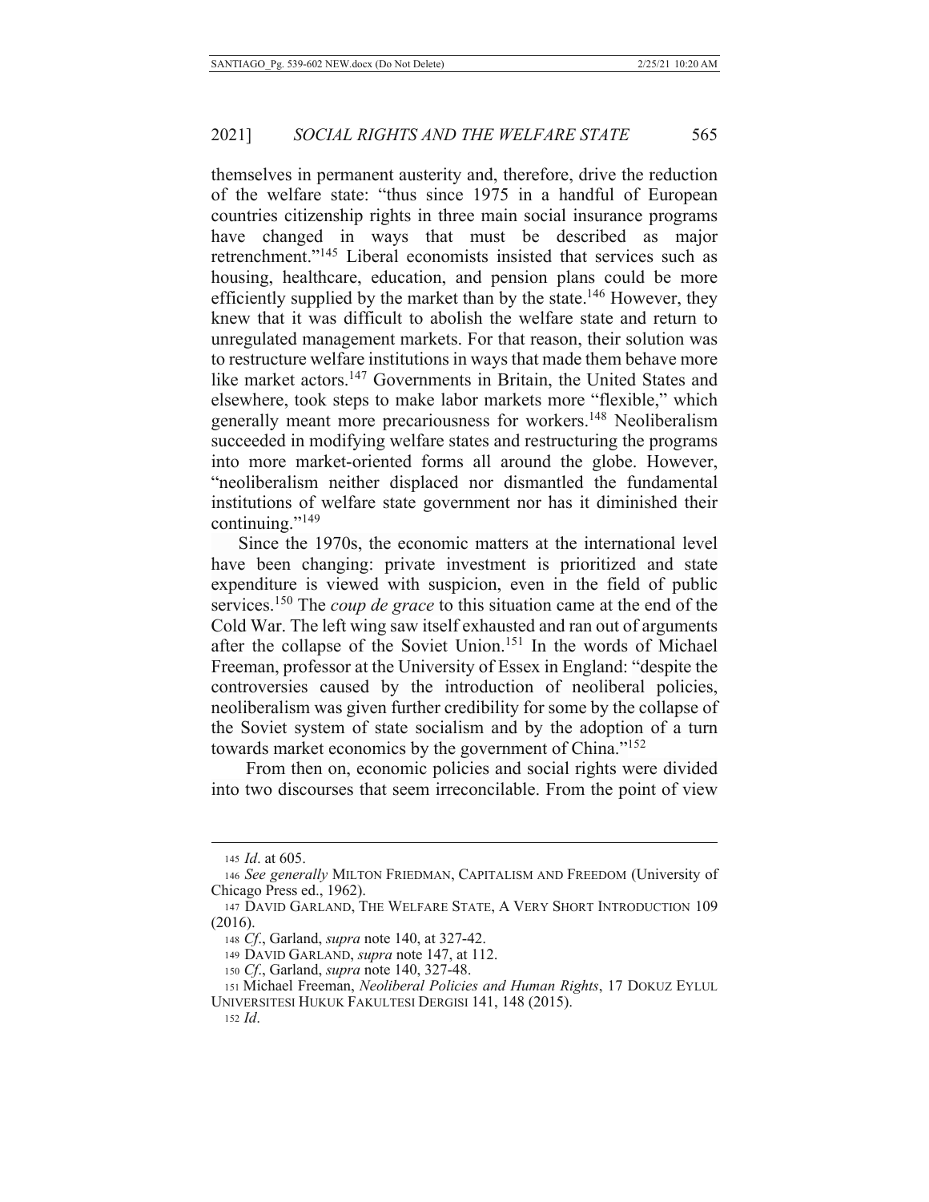themselves in permanent austerity and, therefore, drive the reduction of the welfare state: "thus since 1975 in a handful of European countries citizenship rights in three main social insurance programs have changed in ways that must be described as major retrenchment."[145] Liberal economists insisted that services such as housing, healthcare, education, and pension plans could be more efficiently supplied by the market than by the state.[146] However, they knew that it was difficult to abolish the welfare state and return to unregulated management markets. For that reason, their solution was to restructure welfare institutions in ways that made them behave more like market actors.[147] Governments in Britain, the United States and elsewhere, took steps to make labor markets more "flexible," which generally meant more precariousness for workers.[148] Neoliberalism succeeded in modifying welfare states and restructuring the programs into more market-oriented forms all around the globe. However, "neoliberalism neither displaced nor dismantled the fundamental institutions of welfare state government nor has it diminished their continuing."[149]

Since the 1970s, the economic matters at the international level have been changing: private investment is prioritized and state expenditure is viewed with suspicion, even in the field of public services.[150] The *coup de grace* to this situation came at the end of the Cold War. The left wing saw itself exhausted and ran out of arguments after the collapse of the Soviet Union.[151] In the words of Michael Freeman, professor at the University of Essex in England: "despite the controversies caused by the introduction of neoliberal policies, neoliberalism was given further credibility for some by the collapse of the Soviet system of state socialism and by the adoption of a turn towards market economics by the government of China."[152]

From then on, economic policies and social rights were divided into two discourses that seem irreconcilable. From the point of view

---

145 *Id*. at 605.

146 *See generally* MILTON FRIEDMAN, CAPITALISM AND FREEDOM (University of Chicago Press ed., 1962).

147 DAVID GARLAND, THE WELFARE STATE, A VERY SHORT INTRODUCTION 109 (2016).

148 *Cf*., Garland, *supra* note 140, at 327-42.

149 DAVID GARLAND, *supra* note 147, at 112.

150 *Cf*., Garland, *supra* note 140, 327-48.

151 Michael Freeman, *Neoliberal Policies and Human Rights*, 17 DOKUZ EYLUL UNIVERSITESI HUKUK FAKULTESI DERGISI 141, 148 (2015).

152 *Id*.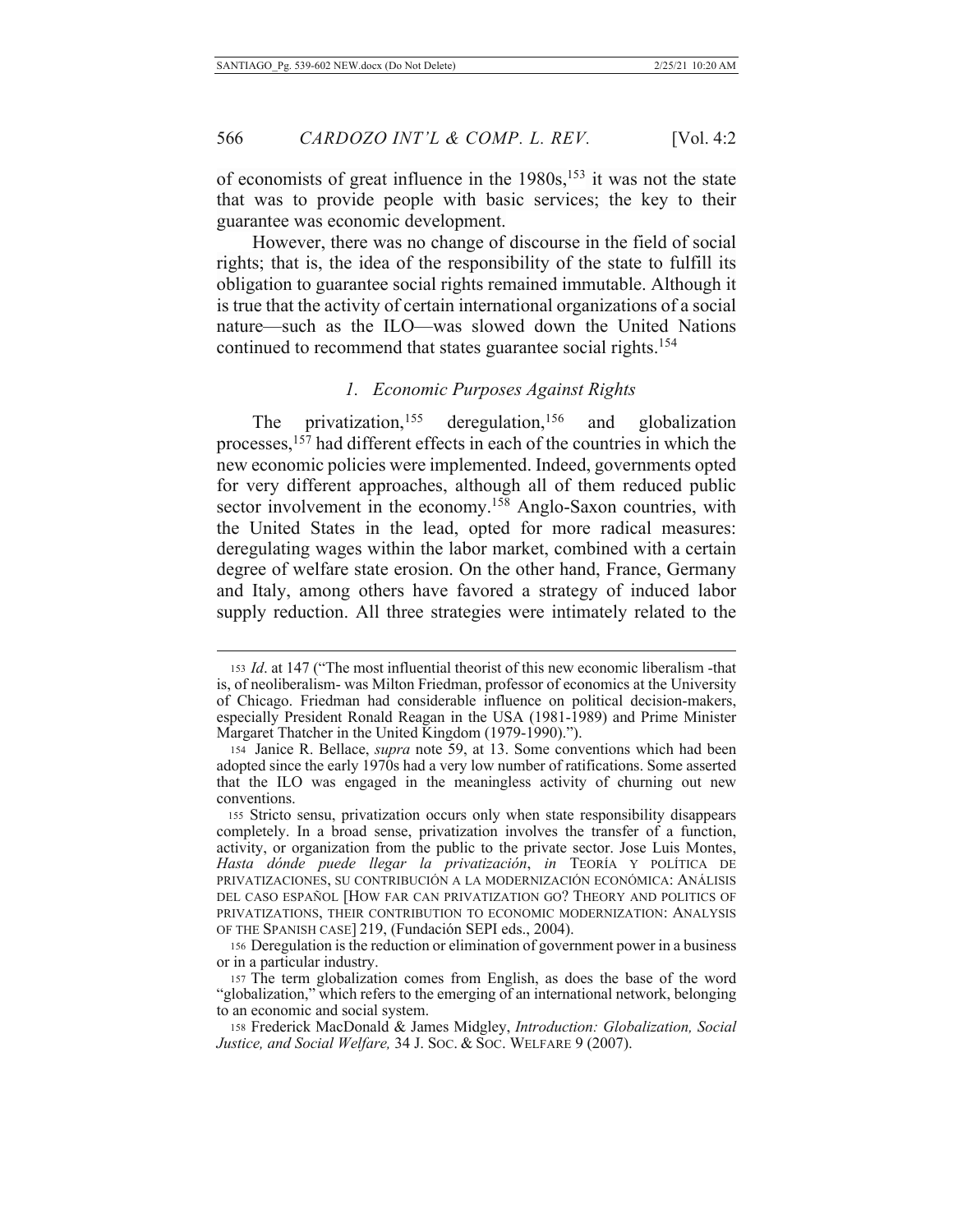of economists of great influence in the 1980s,[153] it was not the state that was to provide people with basic services; the key to their guarantee was economic development.

However, there was no change of discourse in the field of social rights; that is, the idea of the responsibility of the state to fulfill its obligation to guarantee social rights remained immutable. Although it is true that the activity of certain international organizations of a social nature—such as the ILO—was slowed down the United Nations continued to recommend that states guarantee social rights.[154]

### *1. Economic Purposes Against Rights*

The privatization,[155] deregulation,[156] and globalization processes,[157] had different effects in each of the countries in which the new economic policies were implemented. Indeed, governments opted for very different approaches, although all of them reduced public sector involvement in the economy.[158] Anglo-Saxon countries, with the United States in the lead, opted for more radical measures: deregulating wages within the labor market, combined with a certain degree of welfare state erosion. On the other hand, France, Germany and Italy, among others have favored a strategy of induced labor supply reduction. All three strategies were intimately related to the

---

[153] *Id*. at 147 ("The most influential theorist of this new economic liberalism -that is, of neoliberalism- was Milton Friedman, professor of economics at the University of Chicago. Friedman had considerable influence on political decision-makers, especially President Ronald Reagan in the USA (1981-1989) and Prime Minister Margaret Thatcher in the United Kingdom (1979-1990).").

[154] Janice R. Bellace, *supra* note 59, at 13. Some conventions which had been adopted since the early 1970s had a very low number of ratifications. Some asserted that the ILO was engaged in the meaningless activity of churning out new conventions.

[155] Stricto sensu, privatization occurs only when state responsibility disappears completely. In a broad sense, privatization involves the transfer of a function, activity, or organization from the public to the private sector. Jose Luis Montes, *Hasta dónde puede llegar la privatización*, *in* TEORÍA Y POLÍTICA DE PRIVATIZACIONES, SU CONTRIBUCIÓN A LA MODERNIZACIÓN ECONÓMICA: ANÁLISIS DEL CASO ESPAÑOL [HOW FAR CAN PRIVATIZATION GO? THEORY AND POLITICS OF PRIVATIZATIONS, THEIR CONTRIBUTION TO ECONOMIC MODERNIZATION: ANALYSIS OF THE SPANISH CASE] 219, (Fundación SEPI eds., 2004).

[156] Deregulation is the reduction or elimination of government power in a business or in a particular industry.

[157] The term globalization comes from English, as does the base of the word "globalization," which refers to the emerging of an international network, belonging to an economic and social system.

[158] Frederick MacDonald & James Midgley, *Introduction: Globalization, Social Justice, and Social Welfare,* 34 J. SOC. & SOC. WELFARE 9 (2007).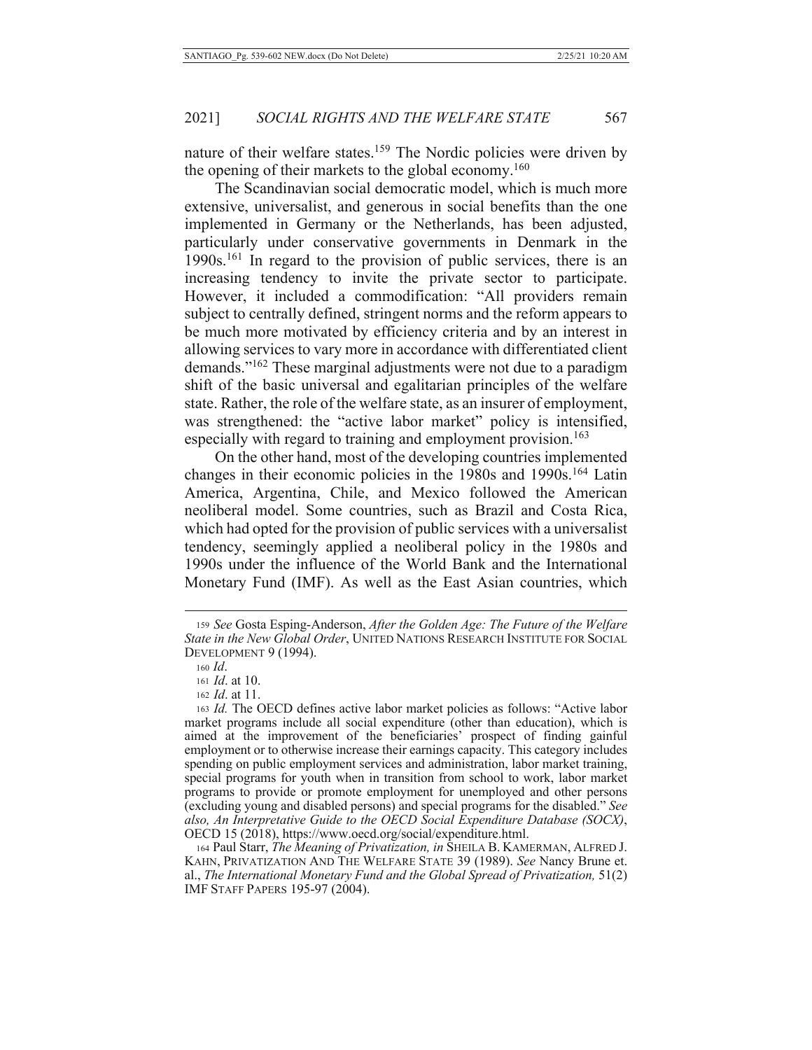nature of their welfare states.[159] The Nordic policies were driven by the opening of their markets to the global economy.[160]

The Scandinavian social democratic model, which is much more extensive, universalist, and generous in social benefits than the one implemented in Germany or the Netherlands, has been adjusted, particularly under conservative governments in Denmark in the 1990s.[161] In regard to the provision of public services, there is an increasing tendency to invite the private sector to participate. However, it included a commodification: "All providers remain subject to centrally defined, stringent norms and the reform appears to be much more motivated by efficiency criteria and by an interest in allowing services to vary more in accordance with differentiated client demands."[162] These marginal adjustments were not due to a paradigm shift of the basic universal and egalitarian principles of the welfare state. Rather, the role of the welfare state, as an insurer of employment, was strengthened: the "active labor market" policy is intensified, especially with regard to training and employment provision.[163]

On the other hand, most of the developing countries implemented changes in their economic policies in the 1980s and 1990s.[164] Latin America, Argentina, Chile, and Mexico followed the American neoliberal model. Some countries, such as Brazil and Costa Rica, which had opted for the provision of public services with a universalist tendency, seemingly applied a neoliberal policy in the 1980s and 1990s under the influence of the World Bank and the International Monetary Fund (IMF). As well as the East Asian countries, which

---

159 *See* Gosta Esping-Anderson, *After the Golden Age: The Future of the Welfare State in the New Global Order*, UNITED NATIONS RESEARCH INSTITUTE FOR SOCIAL DEVELOPMENT 9 (1994).

160 *Id*.

161 *Id*. at 10.

162 *Id*. at 11.

163 *Id.* The OECD defines active labor market policies as follows: "Active labor market programs include all social expenditure (other than education), which is aimed at the improvement of the beneficiaries' prospect of finding gainful employment or to otherwise increase their earnings capacity. This category includes spending on public employment services and administration, labor market training, special programs for youth when in transition from school to work, labor market programs to provide or promote employment for unemployed and other persons (excluding young and disabled persons) and special programs for the disabled." *See also, An Interpretative Guide to the OECD Social Expenditure Database (SOCX)*, OECD 15 (2018), https://www.oecd.org/social/expenditure.html.

164 Paul Starr, *The Meaning of Privatization, in* SHEILA B. KAMERMAN, ALFRED J. KAHN, PRIVATIZATION AND THE WELFARE STATE 39 (1989). *See* Nancy Brune et. al., *The International Monetary Fund and the Global Spread of Privatization,* 51(2) IMF STAFF PAPERS 195-97 (2004).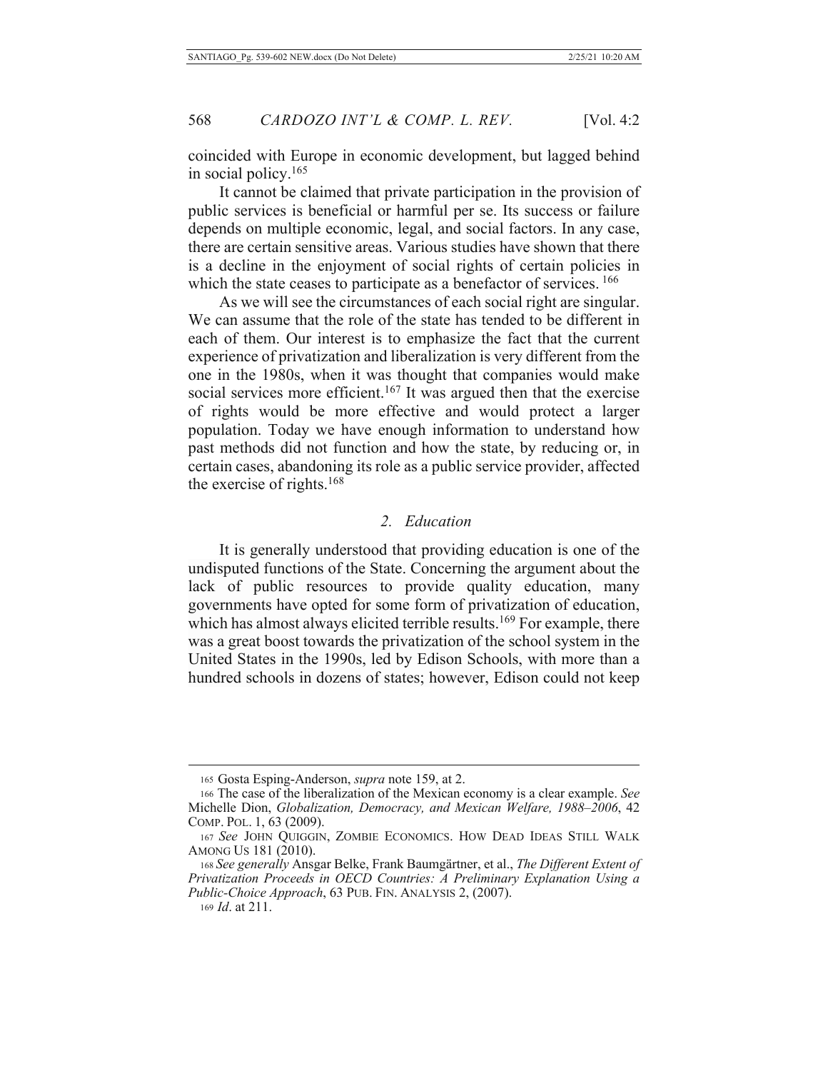coincided with Europe in economic development, but lagged behind in social policy.[165]

It cannot be claimed that private participation in the provision of public services is beneficial or harmful per se. Its success or failure depends on multiple economic, legal, and social factors. In any case, there are certain sensitive areas. Various studies have shown that there is a decline in the enjoyment of social rights of certain policies in which the state ceases to participate as a benefactor of services. [166]

As we will see the circumstances of each social right are singular. We can assume that the role of the state has tended to be different in each of them. Our interest is to emphasize the fact that the current experience of privatization and liberalization is very different from the one in the 1980s, when it was thought that companies would make social services more efficient.[167] It was argued then that the exercise of rights would be more effective and would protect a larger population. Today we have enough information to understand how past methods did not function and how the state, by reducing or, in certain cases, abandoning its role as a public service provider, affected the exercise of rights.[168]

### *2. Education*

It is generally understood that providing education is one of the undisputed functions of the State. Concerning the argument about the lack of public resources to provide quality education, many governments have opted for some form of privatization of education, which has almost always elicited terrible results.[169] For example, there was a great boost towards the privatization of the school system in the United States in the 1990s, led by Edison Schools, with more than a hundred schools in dozens of states; however, Edison could not keep

---

[165] Gosta Esping-Anderson, *supra* note 159, at 2.

[166] The case of the liberalization of the Mexican economy is a clear example. *See* Michelle Dion, *Globalization, Democracy, and Mexican Welfare, 1988–2006*, 42 COMP. POL. 1, 63 (2009).

[167] *See* JOHN QUIGGIN, ZOMBIE ECONOMICS. HOW DEAD IDEAS STILL WALK AMONG US 181 (2010).

[168] *See generally* Ansgar Belke, Frank Baumgärtner, et al., *The Different Extent of Privatization Proceeds in OECD Countries: A Preliminary Explanation Using a Public-Choice Approach*, 63 PUB. FIN. ANALYSIS 2, (2007).

[169] *Id*. at 211.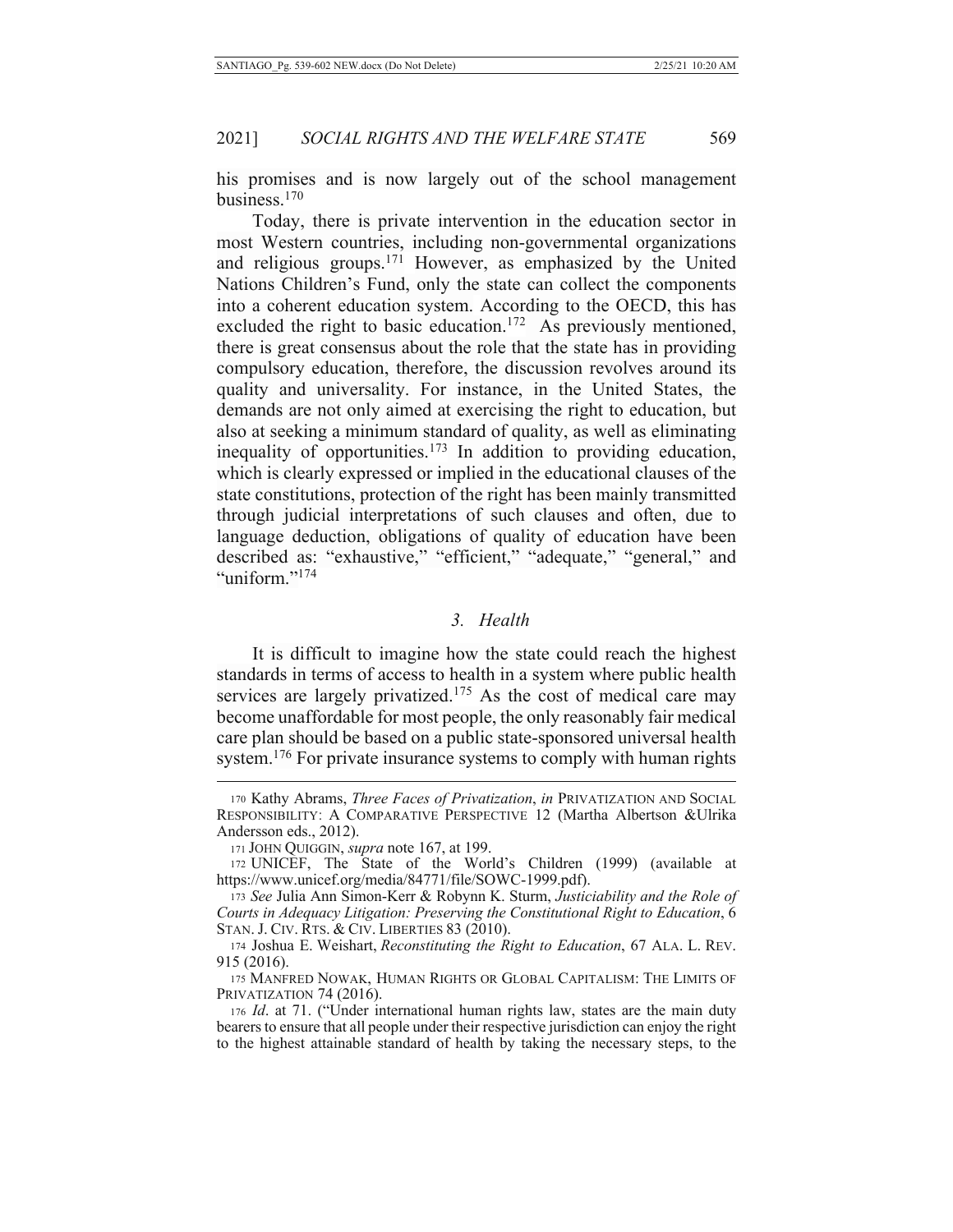his promises and is now largely out of the school management business.[170]

Today, there is private intervention in the education sector in most Western countries, including non-governmental organizations and religious groups.[171] However, as emphasized by the United Nations Children's Fund, only the state can collect the components into a coherent education system. According to the OECD, this has excluded the right to basic education.[172] As previously mentioned, there is great consensus about the role that the state has in providing compulsory education, therefore, the discussion revolves around its quality and universality. For instance, in the United States, the demands are not only aimed at exercising the right to education, but also at seeking a minimum standard of quality, as well as eliminating inequality of opportunities.[173] In addition to providing education, which is clearly expressed or implied in the educational clauses of the state constitutions, protection of the right has been mainly transmitted through judicial interpretations of such clauses and often, due to language deduction, obligations of quality of education have been described as: "exhaustive," "efficient," "adequate," "general," and "uniform."[174]

### *3. Health*

It is difficult to imagine how the state could reach the highest standards in terms of access to health in a system where public health services are largely privatized.[175] As the cost of medical care may become unaffordable for most people, the only reasonably fair medical care plan should be based on a public state-sponsored universal health system.[176] For private insurance systems to comply with human rights

---

170 Kathy Abrams, *Three Faces of Privatization*, *in* PRIVATIZATION AND SOCIAL RESPONSIBILITY: A COMPARATIVE PERSPECTIVE 12 (Martha Albertson &Ulrika Andersson eds., 2012).

171 JOHN QUIGGIN, *supra* note 167, at 199.

172 UNICEF, The State of the World's Children (1999) (available at https://www.unicef.org/media/84771/file/SOWC-1999.pdf).

173 *See* Julia Ann Simon-Kerr & Robynn K. Sturm, *Justiciability and the Role of Courts in Adequacy Litigation: Preserving the Constitutional Right to Education*, 6 STAN. J. CIV. RTS. & CIV. LIBERTIES 83 (2010).

174 Joshua E. Weishart, *Reconstituting the Right to Education*, 67 ALA. L. REV. 915 (2016).

175 MANFRED NOWAK, HUMAN RIGHTS OR GLOBAL CAPITALISM: THE LIMITS OF PRIVATIZATION 74 (2016).

176 *Id*. at 71. ("Under international human rights law, states are the main duty bearers to ensure that all people under their respective jurisdiction can enjoy the right to the highest attainable standard of health by taking the necessary steps, to the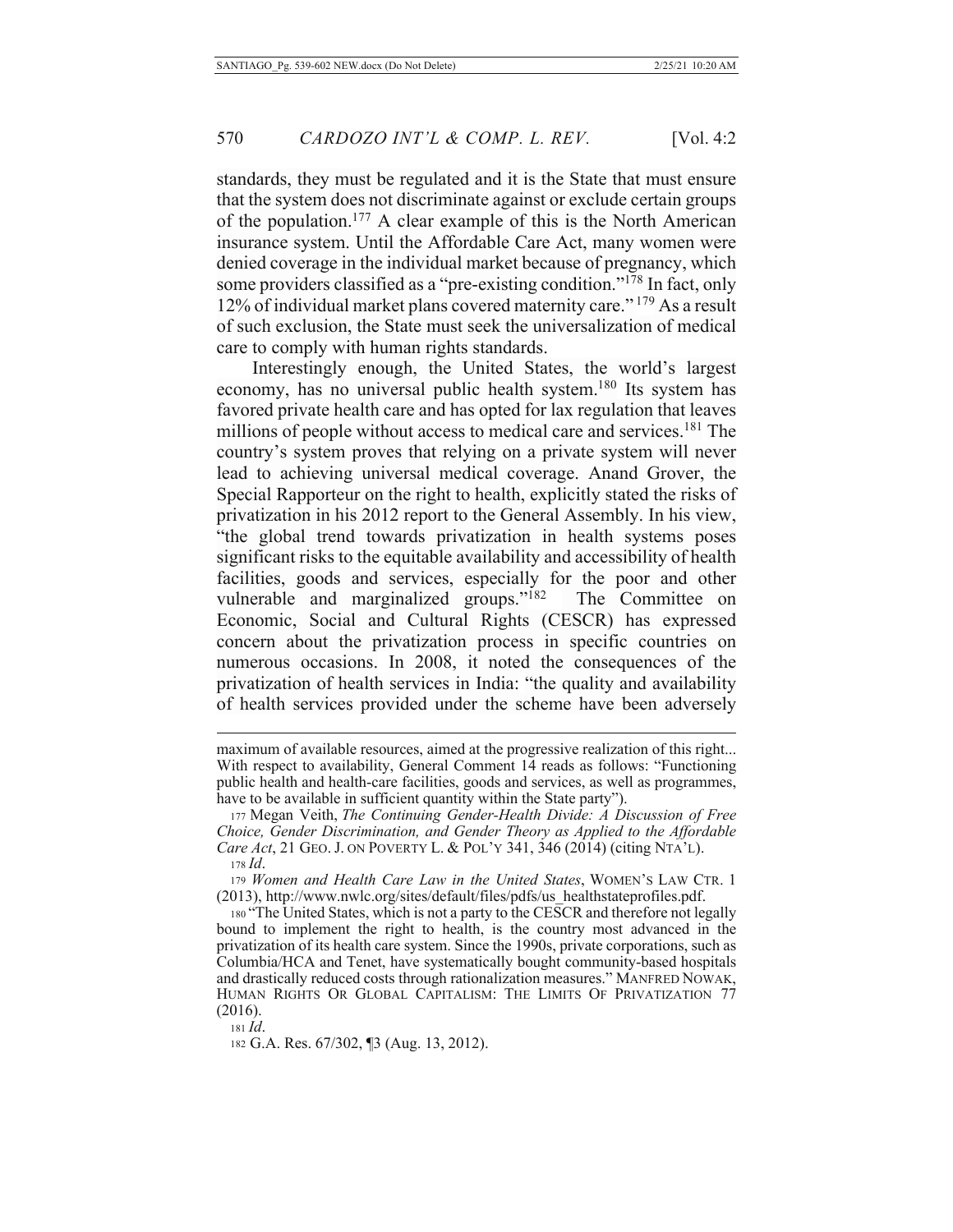standards, they must be regulated and it is the State that must ensure that the system does not discriminate against or exclude certain groups of the population.[177] A clear example of this is the North American insurance system. Until the Affordable Care Act, many women were denied coverage in the individual market because of pregnancy, which some providers classified as a "pre-existing condition."[178] In fact, only 12% of individual market plans covered maternity care."[179] As a result of such exclusion, the State must seek the universalization of medical care to comply with human rights standards.

Interestingly enough, the United States, the world's largest economy, has no universal public health system.[180] Its system has favored private health care and has opted for lax regulation that leaves millions of people without access to medical care and services.[181] The country's system proves that relying on a private system will never lead to achieving universal medical coverage. Anand Grover, the Special Rapporteur on the right to health, explicitly stated the risks of privatization in his 2012 report to the General Assembly. In his view, "the global trend towards privatization in health systems poses significant risks to the equitable availability and accessibility of health facilities, goods and services, especially for the poor and other vulnerable and marginalized groups."[182] The Committee on Economic, Social and Cultural Rights (CESCR) has expressed concern about the privatization process in specific countries on numerous occasions. In 2008, it noted the consequences of the privatization of health services in India: "the quality and availability of health services provided under the scheme have been adversely

---

maximum of available resources, aimed at the progressive realization of this right... With respect to availability, General Comment 14 reads as follows: "Functioning public health and health-care facilities, goods and services, as well as programmes, have to be available in sufficient quantity within the State party").

177 Megan Veith, *The Continuing Gender-Health Divide: A Discussion of Free Choice, Gender Discrimination, and Gender Theory as Applied to the Affordable Care Act*, 21 GEO. J. ON POVERTY L. & POL'Y 341, 346 (2014) (citing NTA'L).

178 *Id*.

179 *Women and Health Care Law in the United States*, WOMEN'S LAW CTR. 1 (2013), http://www.nwlc.org/sites/default/files/pdfs/us_healthstateprofiles.pdf.

180 "The United States, which is not a party to the CESCR and therefore not legally bound to implement the right to health, is the country most advanced in the privatization of its health care system. Since the 1990s, private corporations, such as Columbia/HCA and Tenet, have systematically bought community-based hospitals and drastically reduced costs through rationalization measures." MANFRED NOWAK, HUMAN RIGHTS OR GLOBAL CAPITALISM: THE LIMITS OF PRIVATIZATION 77 (2016).

181 *Id*.

182 G.A. Res. 67/302, ¶3 (Aug. 13, 2012).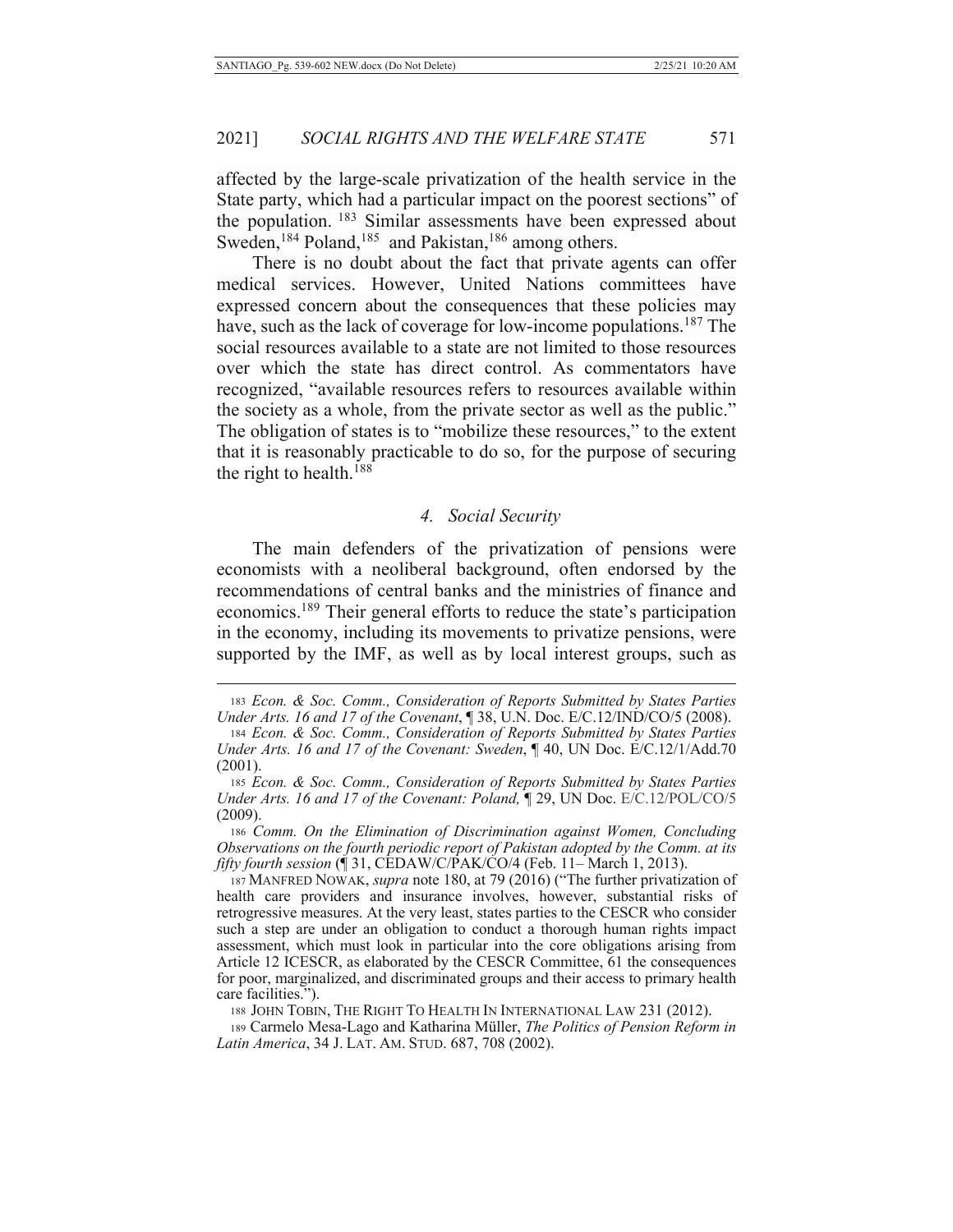affected by the large-scale privatization of the health service in the State party, which had a particular impact on the poorest sections" of the population. [183] Similar assessments have been expressed about Sweden,[184] Poland,[185] and Pakistan,[186] among others.

There is no doubt about the fact that private agents can offer medical services. However, United Nations committees have expressed concern about the consequences that these policies may have, such as the lack of coverage for low-income populations.[187] The social resources available to a state are not limited to those resources over which the state has direct control. As commentators have recognized, "available resources refers to resources available within the society as a whole, from the private sector as well as the public." The obligation of states is to "mobilize these resources," to the extent that it is reasonably practicable to do so, for the purpose of securing the right to health.[188]

#### *4. Social Security*

The main defenders of the privatization of pensions were economists with a neoliberal background, often endorsed by the recommendations of central banks and the ministries of finance and economics.[189] Their general efforts to reduce the state's participation in the economy, including its movements to privatize pensions, were supported by the IMF, as well as by local interest groups, such as

---

183 *Econ. & Soc. Comm., Consideration of Reports Submitted by States Parties Under Arts. 16 and 17 of the Covenant*, ¶ 38, U.N. Doc. E/C.12/IND/CO/5 (2008).

184 *Econ. & Soc. Comm., Consideration of Reports Submitted by States Parties Under Arts. 16 and 17 of the Covenant: Sweden*, ¶ 40, UN Doc. E/C.12/1/Add.70 (2001).

185 *Econ. & Soc. Comm., Consideration of Reports Submitted by States Parties Under Arts. 16 and 17 of the Covenant: Poland,* ¶ 29, UN Doc. E/C.12/POL/CO/5 (2009).

186 *Comm. On the Elimination of Discrimination against Women, Concluding Observations on the fourth periodic report of Pakistan adopted by the Comm. at its fifty fourth session* (¶ 31, CEDAW/C/PAK/CO/4 (Feb. 11– March 1, 2013).

187 MANFRED NOWAK, *supra* note 180, at 79 (2016) ("The further privatization of health care providers and insurance involves, however, substantial risks of retrogressive measures. At the very least, states parties to the CESCR who consider such a step are under an obligation to conduct a thorough human rights impact assessment, which must look in particular into the core obligations arising from Article 12 ICESCR, as elaborated by the CESCR Committee, 61 the consequences for poor, marginalized, and discriminated groups and their access to primary health care facilities.").

188 JOHN TOBIN, THE RIGHT TO HEALTH IN INTERNATIONAL LAW 231 (2012).

189 Carmelo Mesa-Lago and Katharina Müller, *The Politics of Pension Reform in Latin America*, 34 J. LAT. AM. STUD. 687, 708 (2002).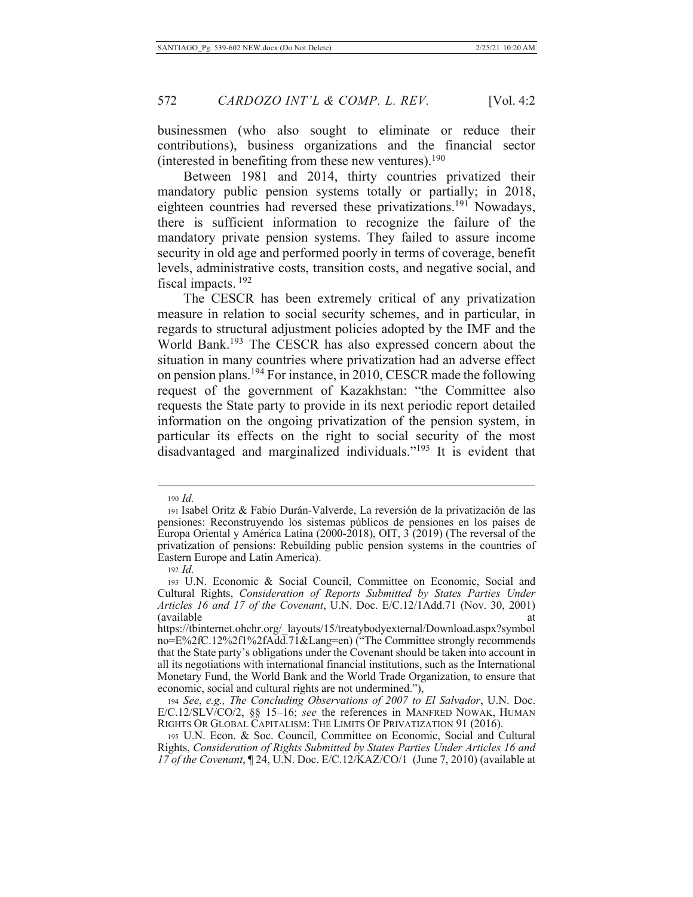businessmen (who also sought to eliminate or reduce their contributions), business organizations and the financial sector (interested in benefiting from these new ventures).[190]

Between 1981 and 2014, thirty countries privatized their mandatory public pension systems totally or partially; in 2018, eighteen countries had reversed these privatizations.[191] Nowadays, there is sufficient information to recognize the failure of the mandatory private pension systems. They failed to assure income security in old age and performed poorly in terms of coverage, benefit levels, administrative costs, transition costs, and negative social, and fiscal impacts. [192]

The CESCR has been extremely critical of any privatization measure in relation to social security schemes, and in particular, in regards to structural adjustment policies adopted by the IMF and the World Bank.[193] The CESCR has also expressed concern about the situation in many countries where privatization had an adverse effect on pension plans.[194] For instance, in 2010, CESCR made the following request of the government of Kazakhstan: "the Committee also requests the State party to provide in its next periodic report detailed information on the ongoing privatization of the pension system, in particular its effects on the right to social security of the most disadvantaged and marginalized individuals."[195] It is evident that

---

190 *Id.*

191 Isabel Oritz & Fabio Durán-Valverde, La reversión de la privatización de las pensiones: Reconstruyendo los sistemas públicos de pensiones en los países de Europa Oriental y América Latina (2000-2018), OIT, 3 (2019) (The reversal of the privatization of pensions: Rebuilding public pension systems in the countries of Eastern Europe and Latin America).

192 *Id.*

193 U.N. Economic & Social Council, Committee on Economic, Social and Cultural Rights, *Consideration of Reports Submitted by States Parties Under Articles 16 and 17 of the Covenant*, U.N. Doc. E/C.12/1Add.71 (Nov. 30, 2001) (available at https://tbinternet.ohchr.org/_layouts/15/treatybodyexternal/Download.aspx?symbolno=E%2fC.12%2f1%2fAdd.71&Lang=en) ("The Committee strongly recommends that the State party's obligations under the Covenant should be taken into account in all its negotiations with international financial institutions, such as the International Monetary Fund, the World Bank and the World Trade Organization, to ensure that economic, social and cultural rights are not undermined."),

194 *See*, *e.g.*, *The Concluding Observations of 2007 to El Salvador*, U.N. Doc. E/C.12/SLV/CO/2, §§ 15–16; *see* the references in MANFRED NOWAK, HUMAN RIGHTS OR GLOBAL CAPITALISM: THE LIMITS OF PRIVATIZATION 91 (2016).

195 U.N. Econ. & Soc. Council, Committee on Economic, Social and Cultural Rights, *Consideration of Rights Submitted by States Parties Under Articles 16 and 17 of the Covenant*, ¶ 24, U.N. Doc. E/C.12/KAZ/CO/1 (June 7, 2010) (available at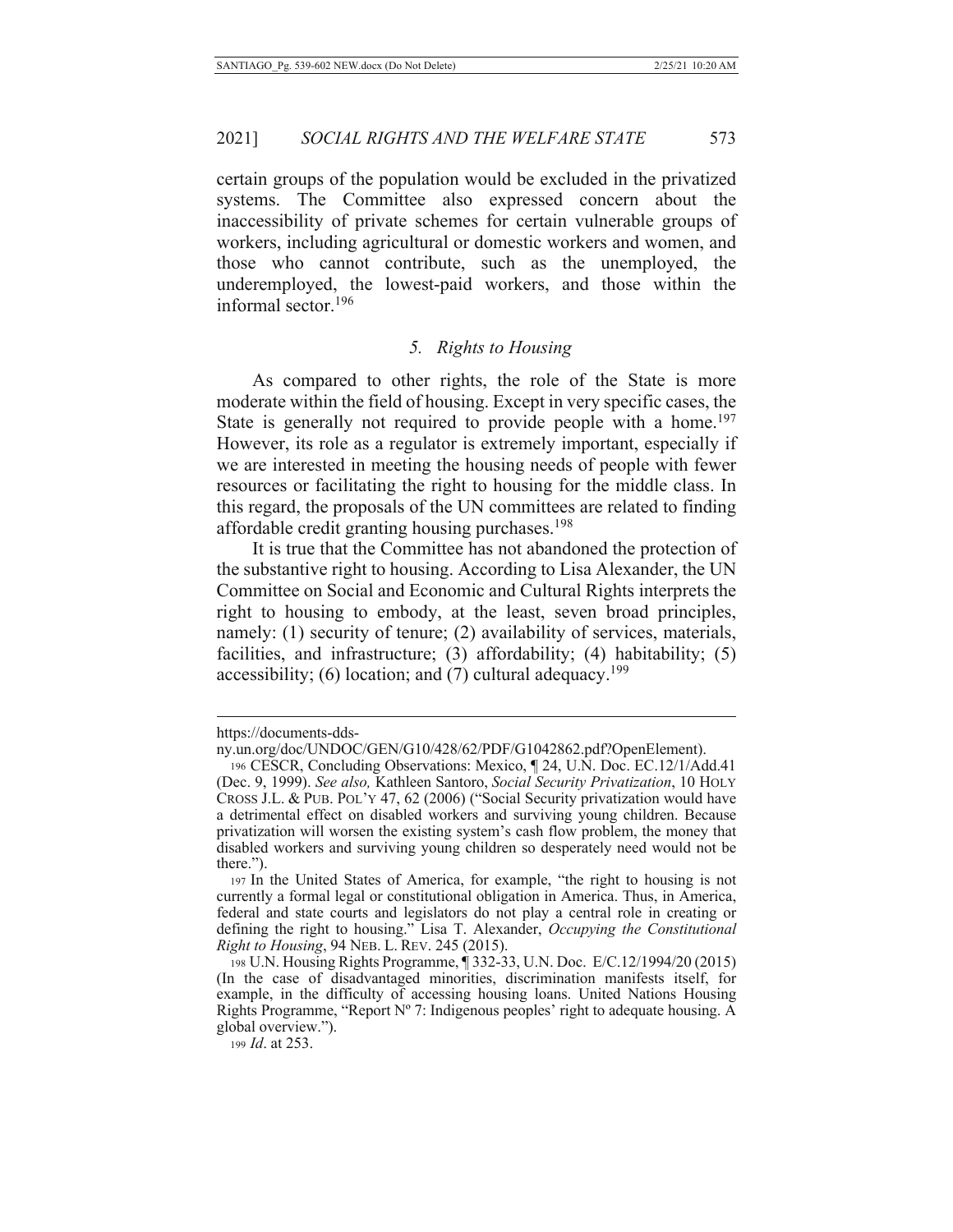certain groups of the population would be excluded in the privatized systems. The Committee also expressed concern about the inaccessibility of private schemes for certain vulnerable groups of workers, including agricultural or domestic workers and women, and those who cannot contribute, such as the unemployed, the underemployed, the lowest-paid workers, and those within the informal sector.[196]

### *5. Rights to Housing*

As compared to other rights, the role of the State is more moderate within the field of housing. Except in very specific cases, the State is generally not required to provide people with a home.[197] However, its role as a regulator is extremely important, especially if we are interested in meeting the housing needs of people with fewer resources or facilitating the right to housing for the middle class. In this regard, the proposals of the UN committees are related to finding affordable credit granting housing purchases.[198]

It is true that the Committee has not abandoned the protection of the substantive right to housing. According to Lisa Alexander, the UN Committee on Social and Economic and Cultural Rights interprets the right to housing to embody, at the least, seven broad principles, namely: (1) security of tenure; (2) availability of services, materials, facilities, and infrastructure; (3) affordability; (4) habitability; (5) accessibility; (6) location; and (7) cultural adequacy.[199]

---

https://documents-dds-ny.un.org/doc/UNDOC/GEN/G10/428/62/PDF/G1042862.pdf?OpenElement).

196 CESCR, Concluding Observations: Mexico, ¶ 24, U.N. Doc. EC.12/1/Add.41 (Dec. 9, 1999). *See also,* Kathleen Santoro, *Social Security Privatization*, 10 HOLY CROSS J.L. & PUB. POL'Y 47, 62 (2006) ("Social Security privatization would have a detrimental effect on disabled workers and surviving young children. Because privatization will worsen the existing system's cash flow problem, the money that disabled workers and surviving young children so desperately need would not be there.").

197 In the United States of America, for example, "the right to housing is not currently a formal legal or constitutional obligation in America. Thus, in America, federal and state courts and legislators do not play a central role in creating or defining the right to housing." Lisa T. Alexander, *Occupying the Constitutional Right to Housing*, 94 NEB. L. REV. 245 (2015).

198 U.N. Housing Rights Programme, ¶ 332-33, U.N. Doc. E/C.12/1994/20 (2015) (In the case of disadvantaged minorities, discrimination manifests itself, for example, in the difficulty of accessing housing loans. United Nations Housing Rights Programme, "Report Nº 7: Indigenous peoples' right to adequate housing. A global overview.").

199 *Id*. at 253.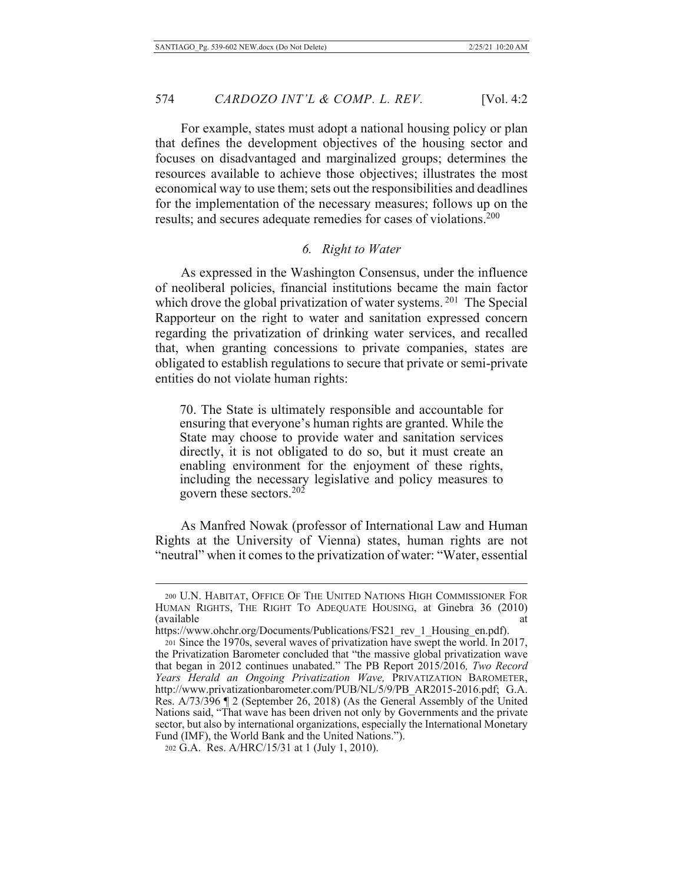For example, states must adopt a national housing policy or plan that defines the development objectives of the housing sector and focuses on disadvantaged and marginalized groups; determines the resources available to achieve those objectives; illustrates the most economical way to use them; sets out the responsibilities and deadlines for the implementation of the necessary measures; follows up on the results; and secures adequate remedies for cases of violations.[200]

### *6. Right to Water*

As expressed in the Washington Consensus, under the influence of neoliberal policies, financial institutions became the main factor which drove the global privatization of water systems.[201] The Special Rapporteur on the right to water and sanitation expressed concern regarding the privatization of drinking water services, and recalled that, when granting concessions to private companies, states are obligated to establish regulations to secure that private or semi-private entities do not violate human rights:

> 70. The State is ultimately responsible and accountable for ensuring that everyone's human rights are granted. While the State may choose to provide water and sanitation services directly, it is not obligated to do so, but it must create an enabling environment for the enjoyment of these rights, including the necessary legislative and policy measures to govern these sectors.[202]

As Manfred Nowak (professor of International Law and Human Rights at the University of Vienna) states, human rights are not "neutral" when it comes to the privatization of water: "Water, essential

---

[200] U.N. HABITAT, OFFICE OF THE UNITED NATIONS HIGH COMMISSIONER FOR HUMAN RIGHTS, THE RIGHT TO ADEQUATE HOUSING, at Ginebra 36 (2010) (available at https://www.ohchr.org/Documents/Publications/FS21_rev_1_Housing_en.pdf).

[201] Since the 1970s, several waves of privatization have swept the world. In 2017, the Privatization Barometer concluded that "the massive global privatization wave that began in 2012 continues unabated." The PB Report 2015/2016, *Two Record Years Herald an Ongoing Privatization Wave,* PRIVATIZATION BAROMETER, http://www.privatizationbarometer.com/PUB/NL/5/9/PB_AR2015-2016.pdf; G.A. Res. A/73/396 ¶ 2 (September 26, 2018) (As the General Assembly of the United Nations said, "That wave has been driven not only by Governments and the private sector, but also by international organizations, especially the International Monetary Fund (IMF), the World Bank and the United Nations.").

[202] G.A. Res. A/HRC/15/31 at 1 (July 1, 2010).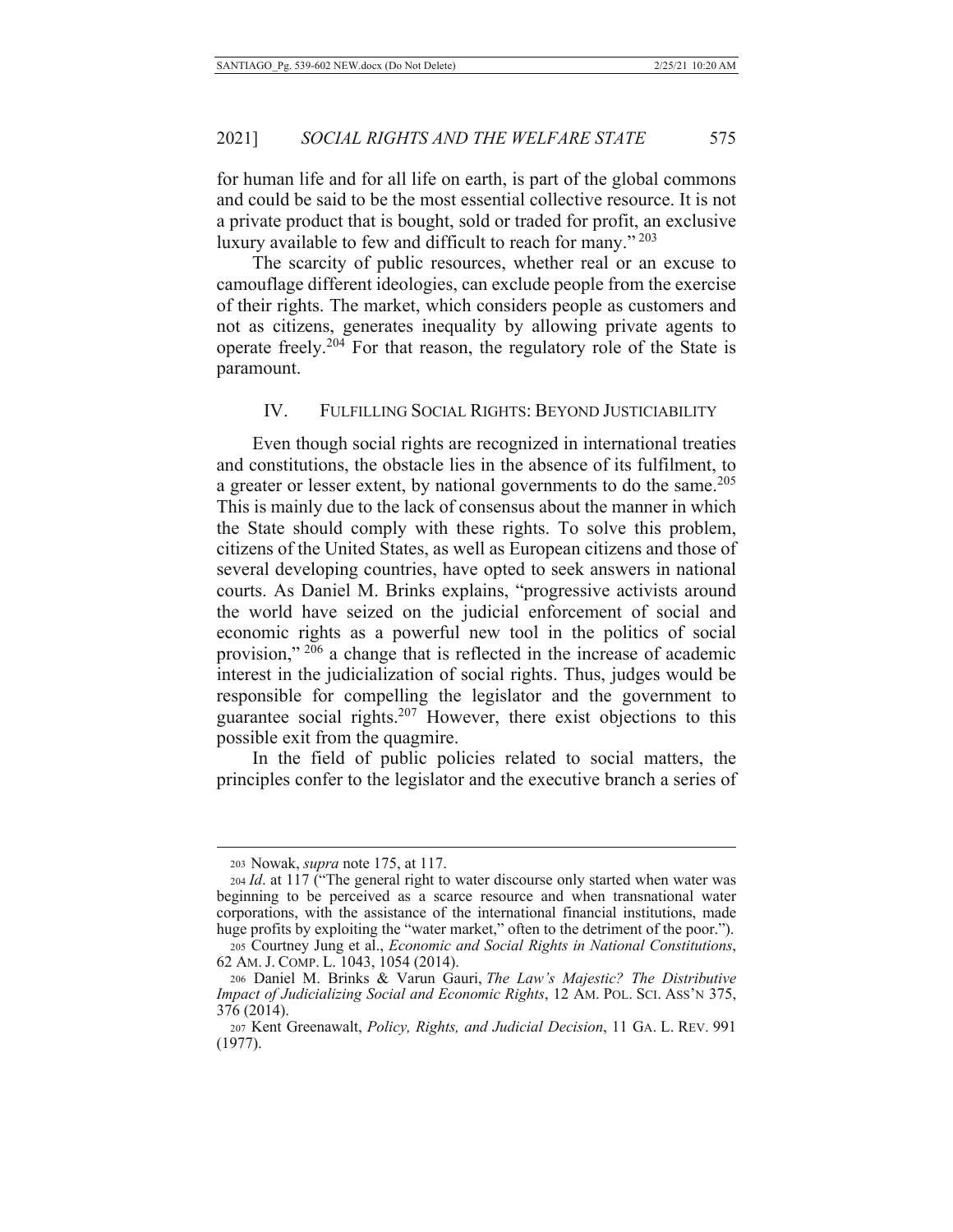for human life and for all life on earth, is part of the global commons and could be said to be the most essential collective resource. It is not a private product that is bought, sold or traded for profit, an exclusive luxury available to few and difficult to reach for many."[203]

The scarcity of public resources, whether real or an excuse to camouflage different ideologies, can exclude people from the exercise of their rights. The market, which considers people as customers and not as citizens, generates inequality by allowing private agents to operate freely.[204] For that reason, the regulatory role of the State is paramount.

## IV. FULFILLING SOCIAL RIGHTS: BEYOND JUSTICIABILITY

Even though social rights are recognized in international treaties and constitutions, the obstacle lies in the absence of its fulfilment, to a greater or lesser extent, by national governments to do the same.[205] This is mainly due to the lack of consensus about the manner in which the State should comply with these rights. To solve this problem, citizens of the United States, as well as European citizens and those of several developing countries, have opted to seek answers in national courts. As Daniel M. Brinks explains, "progressive activists around the world have seized on the judicial enforcement of social and economic rights as a powerful new tool in the politics of social provision,"[206] a change that is reflected in the increase of academic interest in the judicialization of social rights. Thus, judges would be responsible for compelling the legislator and the government to guarantee social rights.[207] However, there exist objections to this possible exit from the quagmire.

In the field of public policies related to social matters, the principles confer to the legislator and the executive branch a series of

---

[203] Nowak, *supra* note 175, at 117.

[204] *Id*. at 117 ("The general right to water discourse only started when water was beginning to be perceived as a scarce resource and when transnational water corporations, with the assistance of the international financial institutions, made huge profits by exploiting the "water market," often to the detriment of the poor.").

[205] Courtney Jung et al., *Economic and Social Rights in National Constitutions*, 62 AM. J. COMP. L. 1043, 1054 (2014).

[206] Daniel M. Brinks & Varun Gauri, *The Law's Majestic? The Distributive Impact of Judicializing Social and Economic Rights*, 12 AM. POL. SCI. ASS'N 375, 376 (2014).

[207] Kent Greenawalt, *Policy, Rights, and Judicial Decision*, 11 GA. L. REV. 991 (1977).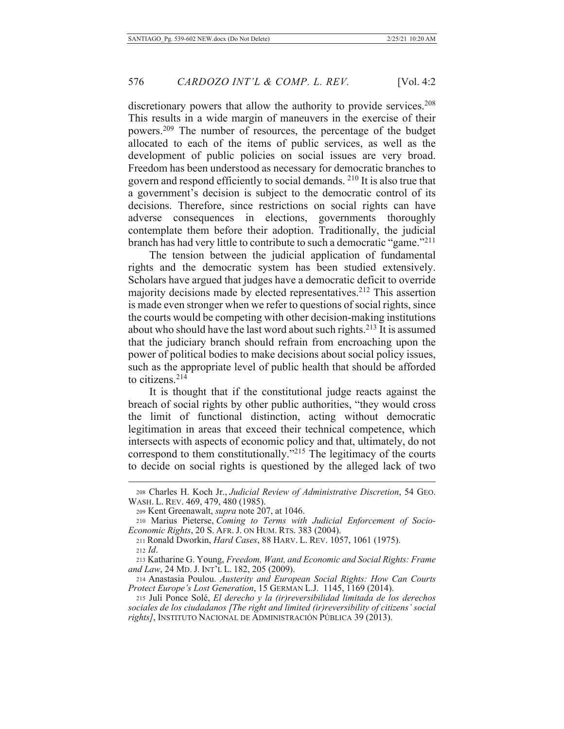discretionary powers that allow the authority to provide services.[208] This results in a wide margin of maneuvers in the exercise of their powers.[209] The number of resources, the percentage of the budget allocated to each of the items of public services, as well as the development of public policies on social issues are very broad. Freedom has been understood as necessary for democratic branches to govern and respond efficiently to social demands. [210] It is also true that a government's decision is subject to the democratic control of its decisions. Therefore, since restrictions on social rights can have adverse consequences in elections, governments thoroughly contemplate them before their adoption. Traditionally, the judicial branch has had very little to contribute to such a democratic "game."[211]

The tension between the judicial application of fundamental rights and the democratic system has been studied extensively. Scholars have argued that judges have a democratic deficit to override majority decisions made by elected representatives.[212] This assertion is made even stronger when we refer to questions of social rights, since the courts would be competing with other decision-making institutions about who should have the last word about such rights.[213] It is assumed that the judiciary branch should refrain from encroaching upon the power of political bodies to make decisions about social policy issues, such as the appropriate level of public health that should be afforded to citizens.[214]

It is thought that if the constitutional judge reacts against the breach of social rights by other public authorities, "they would cross the limit of functional distinction, acting without democratic legitimation in areas that exceed their technical competence, which intersects with aspects of economic policy and that, ultimately, do not correspond to them constitutionally."[215] The legitimacy of the courts to decide on social rights is questioned by the alleged lack of two

---

208 Charles H. Koch Jr., *Judicial Review of Administrative Discretion*, 54 GEO. WASH. L. REV. 469, 479, 480 (1985).

209 Kent Greenawalt, *supra* note 207, at 1046.

210 Marius Pieterse, *Coming to Terms with Judicial Enforcement of Socio-Economic Rights*, 20 S. AFR. J. ON HUM. RTS. 383 (2004).

211 Ronald Dworkin, *Hard Cases*, 88 HARV. L. REV. 1057, 1061 (1975).

212 *Id*.

213 Katharine G. Young, *Freedom, Want, and Economic and Social Rights: Frame and Law*, 24 MD. J. INT'L L. 182, 205 (2009).

214 Anastasia Poulou. *Austerity and European Social Rights: How Can Courts Protect Europe's Lost Generation*, 15 GERMAN L.J. 1145, 1169 (2014).

215 Juli Ponce Solé, *El derecho y la (ir)reversibilidad limitada de los derechos sociales de los ciudadanos [The right and limited (ir)reversibility of citizens' social rights]*, INSTITUTO NACIONAL DE ADMINISTRACIÓN PÚBLICA 39 (2013).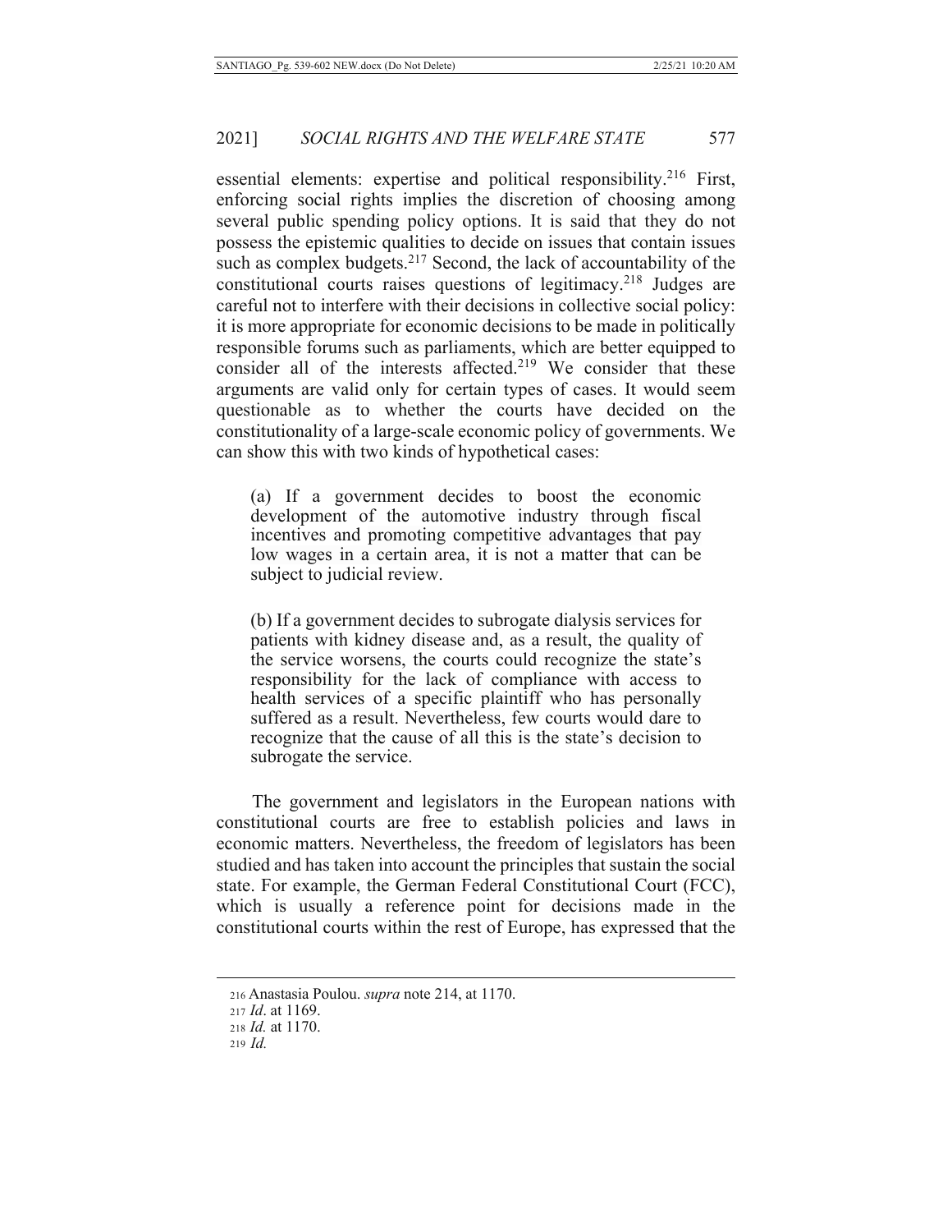essential elements: expertise and political responsibility.[216] First, enforcing social rights implies the discretion of choosing among several public spending policy options. It is said that they do not possess the epistemic qualities to decide on issues that contain issues such as complex budgets.[217] Second, the lack of accountability of the constitutional courts raises questions of legitimacy.[218] Judges are careful not to interfere with their decisions in collective social policy: it is more appropriate for economic decisions to be made in politically responsible forums such as parliaments, which are better equipped to consider all of the interests affected.[219] We consider that these arguments are valid only for certain types of cases. It would seem questionable as to whether the courts have decided on the constitutionality of a large-scale economic policy of governments. We can show this with two kinds of hypothetical cases:

> (a) If a government decides to boost the economic development of the automotive industry through fiscal incentives and promoting competitive advantages that pay low wages in a certain area, it is not a matter that can be subject to judicial review.
>
> (b) If a government decides to subrogate dialysis services for patients with kidney disease and, as a result, the quality of the service worsens, the courts could recognize the state's responsibility for the lack of compliance with access to health services of a specific plaintiff who has personally suffered as a result. Nevertheless, few courts would dare to recognize that the cause of all this is the state's decision to subrogate the service.

The government and legislators in the European nations with constitutional courts are free to establish policies and laws in economic matters. Nevertheless, the freedom of legislators has been studied and has taken into account the principles that sustain the social state. For example, the German Federal Constitutional Court (FCC), which is usually a reference point for decisions made in the constitutional courts within the rest of Europe, has expressed that the

---

216 Anastasia Poulou. *supra* note 214, at 1170.

217 *Id*. at 1169.

218 *Id.* at 1170.

219 *Id.*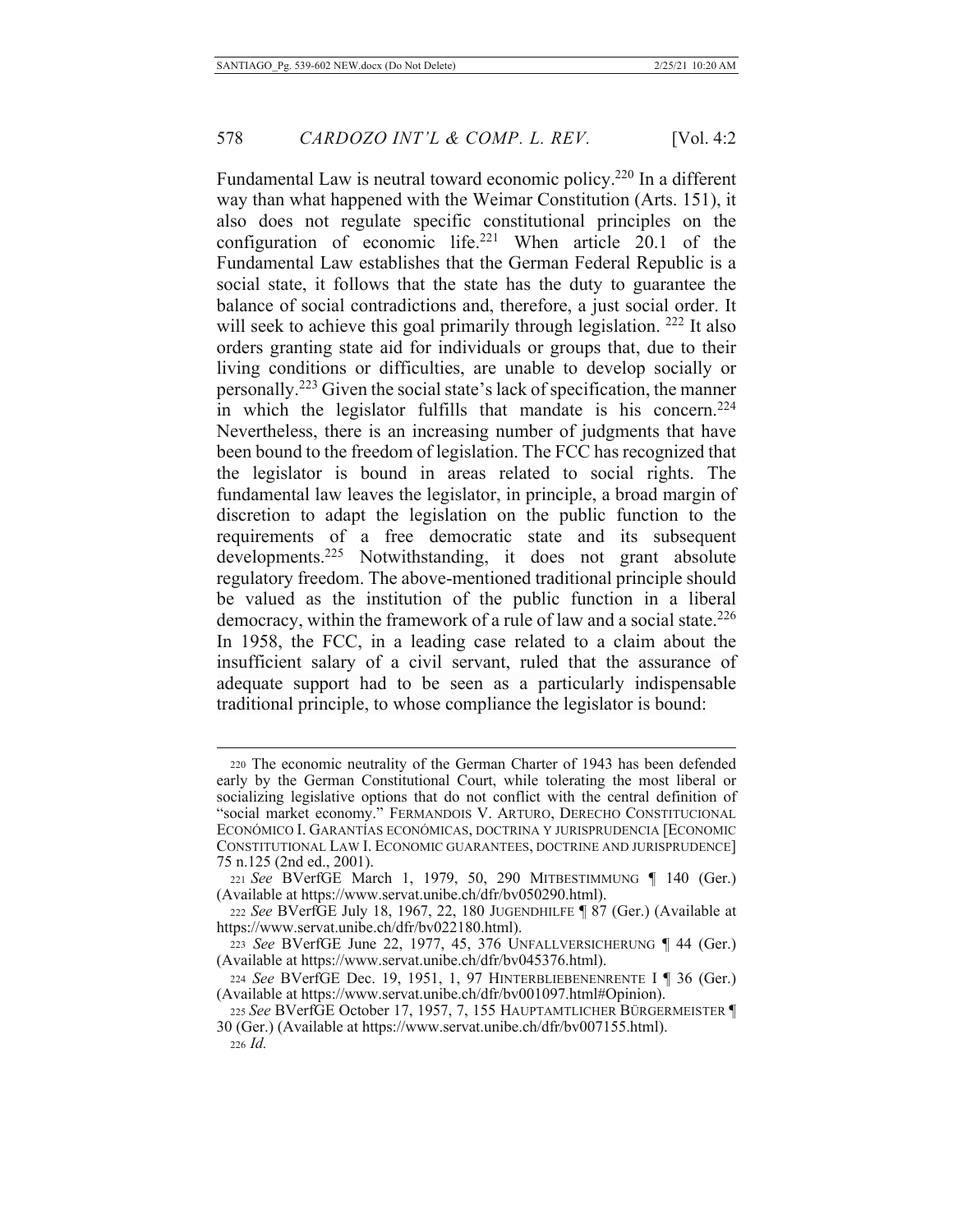Fundamental Law is neutral toward economic policy.[220] In a different way than what happened with the Weimar Constitution (Arts. 151), it also does not regulate specific constitutional principles on the configuration of economic life.[221] When article 20.1 of the Fundamental Law establishes that the German Federal Republic is a social state, it follows that the state has the duty to guarantee the balance of social contradictions and, therefore, a just social order. It will seek to achieve this goal primarily through legislation. [222] It also orders granting state aid for individuals or groups that, due to their living conditions or difficulties, are unable to develop socially or personally.[223] Given the social state's lack of specification, the manner in which the legislator fulfills that mandate is his concern.[224] Nevertheless, there is an increasing number of judgments that have been bound to the freedom of legislation. The FCC has recognized that the legislator is bound in areas related to social rights. The fundamental law leaves the legislator, in principle, a broad margin of discretion to adapt the legislation on the public function to the requirements of a free democratic state and its subsequent developments.[225] Notwithstanding, it does not grant absolute regulatory freedom. The above-mentioned traditional principle should be valued as the institution of the public function in a liberal democracy, within the framework of a rule of law and a social state.[226] In 1958, the FCC, in a leading case related to a claim about the insufficient salary of a civil servant, ruled that the assurance of adequate support had to be seen as a particularly indispensable traditional principle, to whose compliance the legislator is bound:

---

220 The economic neutrality of the German Charter of 1943 has been defended early by the German Constitutional Court, while tolerating the most liberal or socializing legislative options that do not conflict with the central definition of "social market economy." FERMANDOIS V. ARTURO, DERECHO CONSTITUCIONAL ECONÓMICO I. GARANTÍAS ECONÓMICAS, DOCTRINA Y JURISPRUDENCIA [ECONOMIC CONSTITUTIONAL LAW I. ECONOMIC GUARANTEES, DOCTRINE AND JURISPRUDENCE] 75 n.125 (2nd ed., 2001).

221 *See* BVerfGE March 1, 1979, 50, 290 MITBESTIMMUNG ¶ 140 (Ger.) (Available at https://www.servat.unibe.ch/dfr/bv050290.html).

222 *See* BVerfGE July 18, 1967, 22, 180 JUGENDHILFE ¶ 87 (Ger.) (Available at https://www.servat.unibe.ch/dfr/bv022180.html).

223 *See* BVerfGE June 22, 1977, 45, 376 UNFALLVERSICHERUNG ¶ 44 (Ger.) (Available at https://www.servat.unibe.ch/dfr/bv045376.html).

224 *See* BVerfGE Dec. 19, 1951, 1, 97 HINTERBLIEBENENRENTE I ¶ 36 (Ger.) (Available at https://www.servat.unibe.ch/dfr/bv001097.html#Opinion).

225 *See* BVerfGE October 17, 1957, 7, 155 HAUPTAMTLICHER BÜRGERMEISTER ¶ 30 (Ger.) (Available at https://www.servat.unibe.ch/dfr/bv007155.html).

226 *Id.*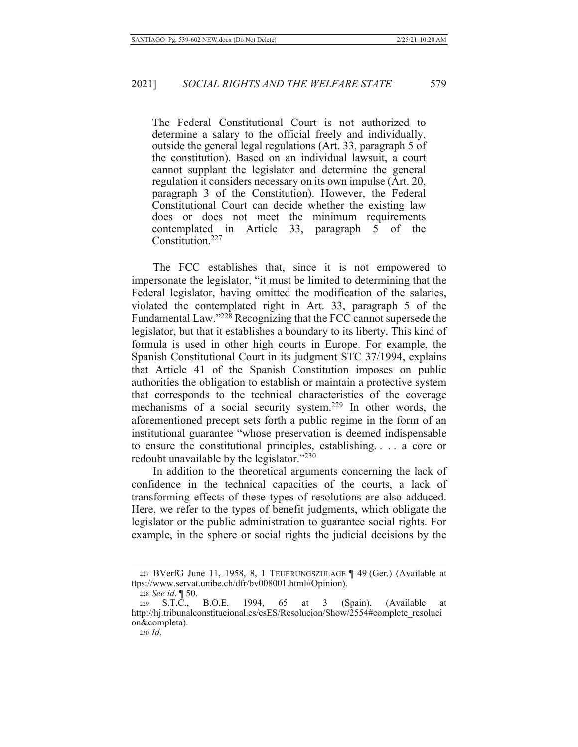> The Federal Constitutional Court is not authorized to determine a salary to the official freely and individually, outside the general legal regulations (Art. 33, paragraph 5 of the constitution). Based on an individual lawsuit, a court cannot supplant the legislator and determine the general regulation it considers necessary on its own impulse (Art. 20, paragraph 3 of the Constitution). However, the Federal Constitutional Court can decide whether the existing law does or does not meet the minimum requirements contemplated in Article 33, paragraph 5 of the Constitution.[227]

The FCC establishes that, since it is not empowered to impersonate the legislator, "it must be limited to determining that the Federal legislator, having omitted the modification of the salaries, violated the contemplated right in Art. 33, paragraph 5 of the Fundamental Law."[228] Recognizing that the FCC cannot supersede the legislator, but that it establishes a boundary to its liberty. This kind of formula is used in other high courts in Europe. For example, the Spanish Constitutional Court in its judgment STC 37/1994, explains that Article 41 of the Spanish Constitution imposes on public authorities the obligation to establish or maintain a protective system that corresponds to the technical characteristics of the coverage mechanisms of a social security system.[229] In other words, the aforementioned precept sets forth a public regime in the form of an institutional guarantee "whose preservation is deemed indispensable to ensure the constitutional principles, establishing. . . . a core or redoubt unavailable by the legislator."[230]

In addition to the theoretical arguments concerning the lack of confidence in the technical capacities of the courts, a lack of transforming effects of these types of resolutions are also adduced. Here, we refer to the types of benefit judgments, which obligate the legislator or the public administration to guarantee social rights. For example, in the sphere or social rights the judicial decisions by the

---

227 BVerfG June 11, 1958, 8, 1 TEUERUNGSZULAGE ¶ 49 (Ger.) (Available at ttps://www.servat.unibe.ch/dfr/bv008001.html#Opinion).

228 *See id*. ¶ 50.

229 S.T.C., B.O.E. 1994, 65 at 3 (Spain). (Available at http://hj.tribunalconstitucional.es/esES/Resolucion/Show/2554#complete_resolucion&completa).

230 *Id*.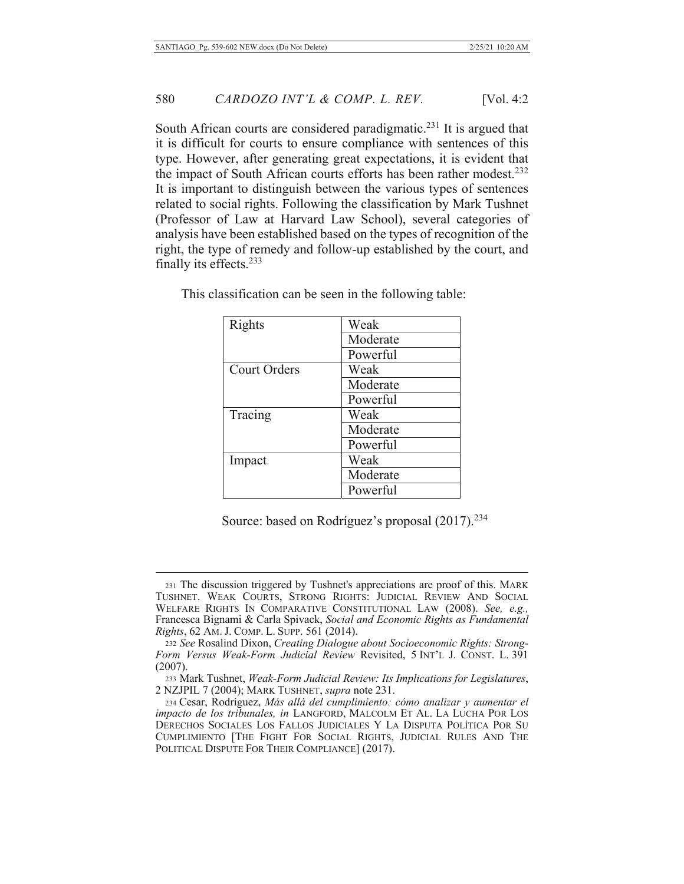South African courts are considered paradigmatic.[231] It is argued that it is difficult for courts to ensure compliance with sentences of this type. However, after generating great expectations, it is evident that the impact of South African courts efforts has been rather modest.[232] It is important to distinguish between the various types of sentences related to social rights. Following the classification by Mark Tushnet (Professor of Law at Harvard Law School), several categories of analysis have been established based on the types of recognition of the right, the type of remedy and follow-up established by the court, and finally its effects.[233]

This classification can be seen in the following table:

| | |
|---|---|
| Rights | Weak |
| | Moderate |
| | Powerful |
| Court Orders | Weak |
| | Moderate |
| | Powerful |
| Tracing | Weak |
| | Moderate |
| | Powerful |
| Impact | Weak |
| | Moderate |
| | Powerful |

Source: based on Rodríguez's proposal (2017).[234]

---

231 The discussion triggered by Tushnet's appreciations are proof of this. MARK TUSHNET. WEAK COURTS, STRONG RIGHTS: JUDICIAL REVIEW AND SOCIAL WELFARE RIGHTS IN COMPARATIVE CONSTITUTIONAL LAW (2008). *See, e.g.,* Francesca Bignami & Carla Spivack, *Social and Economic Rights as Fundamental Rights*, 62 AM. J. COMP. L. SUPP. 561 (2014).

232 *See* Rosalind Dixon, *Creating Dialogue about Socioeconomic Rights: Strong-Form Versus Weak-Form Judicial Review* Revisited, 5 INT'L J. CONST. L. 391 (2007).

233 Mark Tushnet, *Weak-Form Judicial Review: Its Implications for Legislatures*, 2 NZJPIL 7 (2004); MARK TUSHNET, *supra* note 231.

234 Cesar, Rodríguez, *Más allá del cumplimiento: cómo analizar y aumentar el impacto de los tribunales, in* LANGFORD, MALCOLM ET AL. LA LUCHA POR LOS DERECHOS SOCIALES LOS FALLOS JUDICIALES Y LA DISPUTA POLÍTICA POR SU CUMPLIMIENTO [THE FIGHT FOR SOCIAL RIGHTS, JUDICIAL RULES AND THE POLITICAL DISPUTE FOR THEIR COMPLIANCE] (2017).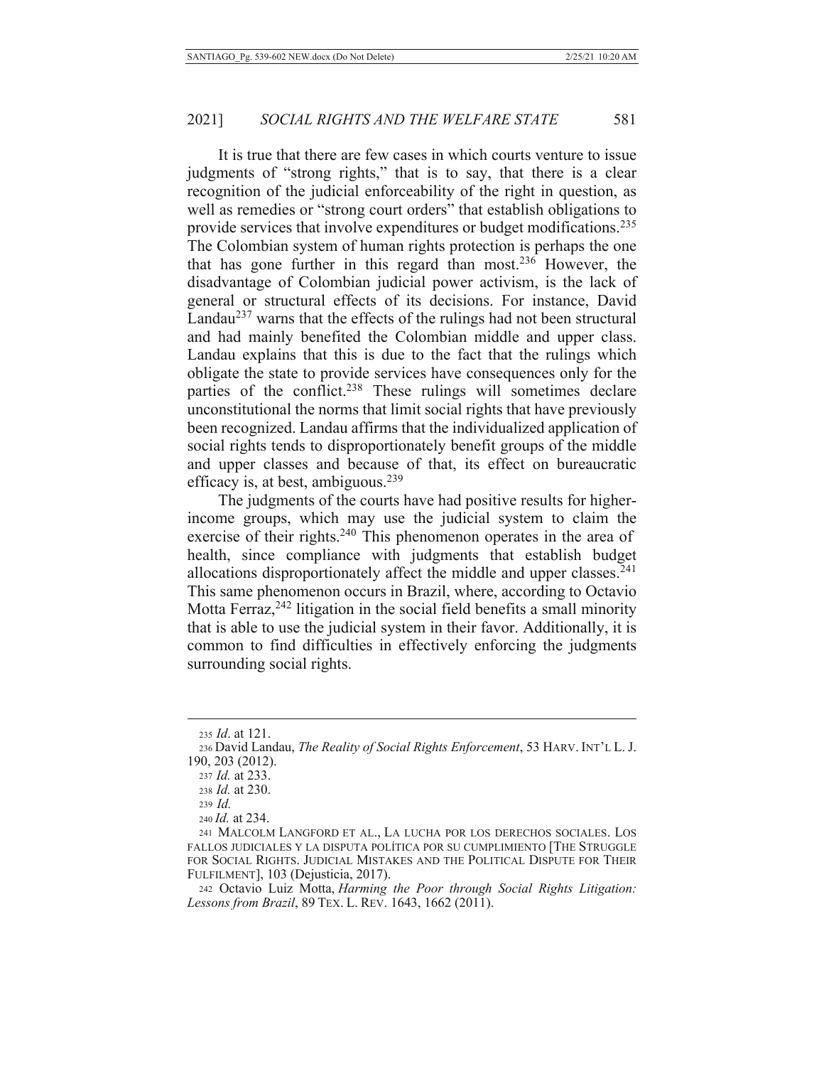It is true that there are few cases in which courts venture to issue judgments of "strong rights," that is to say, that there is a clear recognition of the judicial enforceability of the right in question, as well as remedies or "strong court orders" that establish obligations to provide services that involve expenditures or budget modifications.[235] The Colombian system of human rights protection is perhaps the one that has gone further in this regard than most.[236] However, the disadvantage of Colombian judicial power activism, is the lack of general or structural effects of its decisions. For instance, David Landau[237] warns that the effects of the rulings had not been structural and had mainly benefited the Colombian middle and upper class. Landau explains that this is due to the fact that the rulings which obligate the state to provide services have consequences only for the parties of the conflict.[238] These rulings will sometimes declare unconstitutional the norms that limit social rights that have previously been recognized. Landau affirms that the individualized application of social rights tends to disproportionately benefit groups of the middle and upper classes and because of that, its effect on bureaucratic efficacy is, at best, ambiguous.[239]

The judgments of the courts have had positive results for higher-income groups, which may use the judicial system to claim the exercise of their rights.[240] This phenomenon operates in the area of health, since compliance with judgments that establish budget allocations disproportionately affect the middle and upper classes.[241] This same phenomenon occurs in Brazil, where, according to Octavio Motta Ferraz,[242] litigation in the social field benefits a small minority that is able to use the judicial system in their favor. Additionally, it is common to find difficulties in effectively enforcing the judgments surrounding social rights.

---

235 *Id*. at 121.

236 David Landau, *The Reality of Social Rights Enforcement*, 53 HARV. INT'L L. J. 190, 203 (2012).

237 *Id.* at 233.

238 *Id.* at 230.

239 *Id.*

240 *Id.* at 234.

241 MALCOLM LANGFORD ET AL., LA LUCHA POR LOS DERECHOS SOCIALES. LOS FALLOS JUDICIALES Y LA DISPUTA POLÍTICA POR SU CUMPLIMIENTO [THE STRUGGLE FOR SOCIAL RIGHTS. JUDICIAL MISTAKES AND THE POLITICAL DISPUTE FOR THEIR FULFILMENT], 103 (Dejusticia, 2017).

242 Octavio Luiz Motta, *Harming the Poor through Social Rights Litigation: Lessons from Brazil*, 89 TEX. L. REV. 1643, 1662 (2011).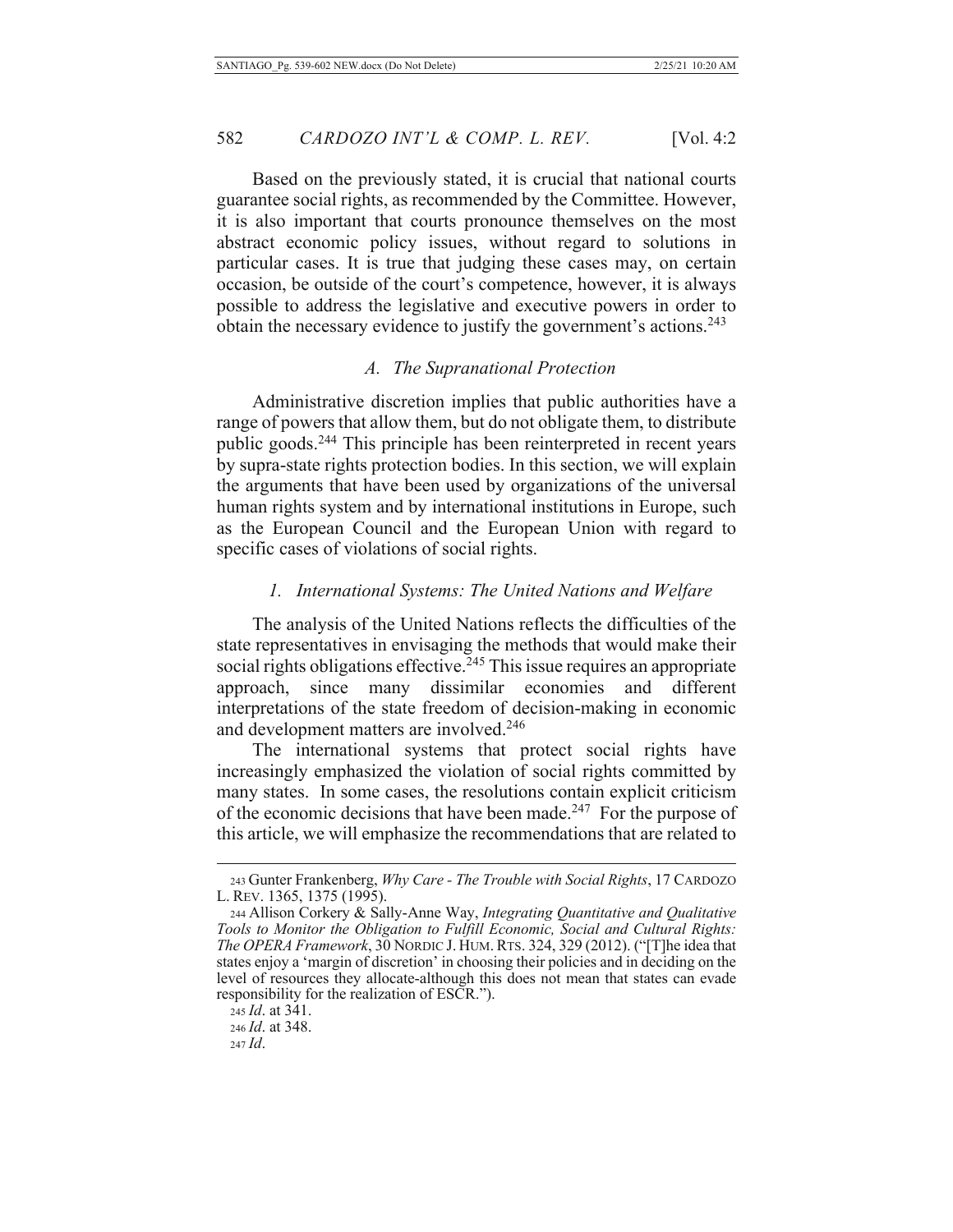Based on the previously stated, it is crucial that national courts guarantee social rights, as recommended by the Committee. However, it is also important that courts pronounce themselves on the most abstract economic policy issues, without regard to solutions in particular cases. It is true that judging these cases may, on certain occasion, be outside of the court's competence, however, it is always possible to address the legislative and executive powers in order to obtain the necessary evidence to justify the government's actions.[243]

### *A. The Supranational Protection*

Administrative discretion implies that public authorities have a range of powers that allow them, but do not obligate them, to distribute public goods.[244] This principle has been reinterpreted in recent years by supra-state rights protection bodies. In this section, we will explain the arguments that have been used by organizations of the universal human rights system and by international institutions in Europe, such as the European Council and the European Union with regard to specific cases of violations of social rights.

#### *1. International Systems: The United Nations and Welfare*

The analysis of the United Nations reflects the difficulties of the state representatives in envisaging the methods that would make their social rights obligations effective.[245] This issue requires an appropriate approach, since many dissimilar economies and different interpretations of the state freedom of decision-making in economic and development matters are involved.[246]

The international systems that protect social rights have increasingly emphasized the violation of social rights committed by many states. In some cases, the resolutions contain explicit criticism of the economic decisions that have been made.[247] For the purpose of this article, we will emphasize the recommendations that are related to

---

243 Gunter Frankenberg, *Why Care - The Trouble with Social Rights*, 17 CARDOZO L. REV. 1365, 1375 (1995).

244 Allison Corkery & Sally-Anne Way, *Integrating Quantitative and Qualitative Tools to Monitor the Obligation to Fulfill Economic, Social and Cultural Rights: The OPERA Framework*, 30 NORDIC J. HUM. RTS. 324, 329 (2012). ("[T]he idea that states enjoy a 'margin of discretion' in choosing their policies and in deciding on the level of resources they allocate-although this does not mean that states can evade responsibility for the realization of ESCR.").

245 *Id*. at 341.

246 *Id*. at 348.

247 *Id*.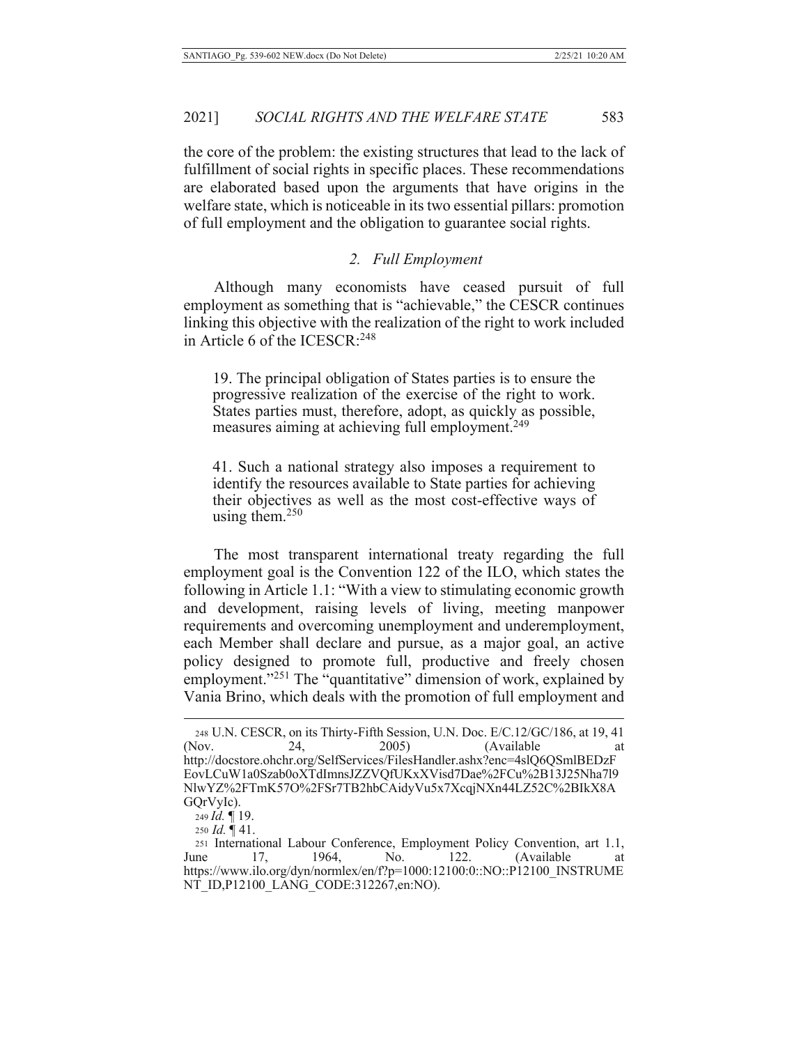the core of the problem: the existing structures that lead to the lack of fulfillment of social rights in specific places. These recommendations are elaborated based upon the arguments that have origins in the welfare state, which is noticeable in its two essential pillars: promotion of full employment and the obligation to guarantee social rights.

### *2. Full Employment*

Although many economists have ceased pursuit of full employment as something that is "achievable," the CESCR continues linking this objective with the realization of the right to work included in Article 6 of the ICESCR:[248]

> 19. The principal obligation of States parties is to ensure the progressive realization of the exercise of the right to work. States parties must, therefore, adopt, as quickly as possible, measures aiming at achieving full employment.[249]

> 41. Such a national strategy also imposes a requirement to identify the resources available to State parties for achieving their objectives as well as the most cost-effective ways of using them.[250]

The most transparent international treaty regarding the full employment goal is the Convention 122 of the ILO, which states the following in Article 1.1: "With a view to stimulating economic growth and development, raising levels of living, meeting manpower requirements and overcoming unemployment and underemployment, each Member shall declare and pursue, as a major goal, an active policy designed to promote full, productive and freely chosen employment."[251] The "quantitative" dimension of work, explained by Vania Brino, which deals with the promotion of full employment and

---

248 U.N. CESCR, on its Thirty-Fifth Session, U.N. Doc. E/C.12/GC/186, at 19, 41 (Nov. 24, 2005) (Available at http://docstore.ohchr.org/SelfServices/FilesHandler.ashx?enc=4slQ6QSmlBEDzFEovLCuW1a0Szab0oXTdImnsJZZVQfUKxXVisd7Dae%2FCu%2B13J25Nha7l9NlwYZ%2FTmK57O%2FSr7TB2hbCAidyVu5x7XcqjNXn44LZ52C%2BIkX8AGQrVyIc).

249 *Id.* ¶ 19.

250 *Id.* ¶ 41.

251 International Labour Conference, Employment Policy Convention, art 1.1, June 17, 1964, No. 122. (Available at https://www.ilo.org/dyn/normlex/en/f?p=1000:12100:0::NO::P12100_INSTRUMENT_ID,P12100_LANG_CODE:312267,en:NO).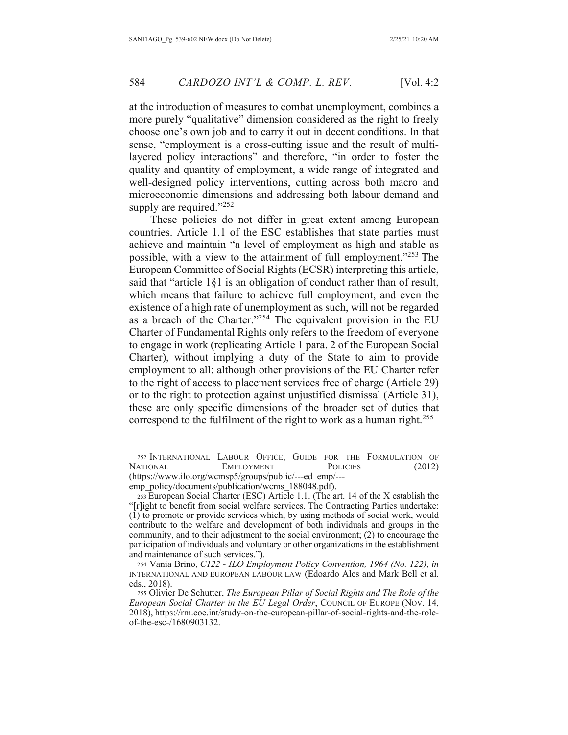at the introduction of measures to combat unemployment, combines a more purely "qualitative" dimension considered as the right to freely choose one's own job and to carry it out in decent conditions. In that sense, "employment is a cross-cutting issue and the result of multi-layered policy interactions" and therefore, "in order to foster the quality and quantity of employment, a wide range of integrated and well-designed policy interventions, cutting across both macro and microeconomic dimensions and addressing both labour demand and supply are required."[252]

These policies do not differ in great extent among European countries. Article 1.1 of the ESC establishes that state parties must achieve and maintain "a level of employment as high and stable as possible, with a view to the attainment of full employment."[253] The European Committee of Social Rights (ECSR) interpreting this article, said that "article 1§1 is an obligation of conduct rather than of result, which means that failure to achieve full employment, and even the existence of a high rate of unemployment as such, will not be regarded as a breach of the Charter."[254] The equivalent provision in the EU Charter of Fundamental Rights only refers to the freedom of everyone to engage in work (replicating Article 1 para. 2 of the European Social Charter), without implying a duty of the State to aim to provide employment to all: although other provisions of the EU Charter refer to the right of access to placement services free of charge (Article 29) or to the right to protection against unjustified dismissal (Article 31), these are only specific dimensions of the broader set of duties that correspond to the fulfilment of the right to work as a human right.[255]

---

252 INTERNATIONAL LABOUR OFFICE, GUIDE FOR THE FORMULATION OF NATIONAL EMPLOYMENT POLICIES (2012) (https://www.ilo.org/wcmsp5/groups/public/---ed_emp/---emp_policy/documents/publication/wcms_188048.pdf).

253 European Social Charter (ESC) Article 1.1. (The art. 14 of the X establish the "[r]ight to benefit from social welfare services. The Contracting Parties undertake: (1) to promote or provide services which, by using methods of social work, would contribute to the welfare and development of both individuals and groups in the community, and to their adjustment to the social environment; (2) to encourage the participation of individuals and voluntary or other organizations in the establishment and maintenance of such services.").

254 Vania Brino, *C122 - ILO Employment Policy Convention, 1964 (No. 122)*, *in* INTERNATIONAL AND EUROPEAN LABOUR LAW (Edoardo Ales and Mark Bell et al. eds., 2018).

255 Olivier De Schutter, *The European Pillar of Social Rights and The Role of the European Social Charter in the EU Legal Order*, COUNCIL OF EUROPE (NOV. 14, 2018), https://rm.coe.int/study-on-the-european-pillar-of-social-rights-and-the-role-of-the-esc-/1680903132.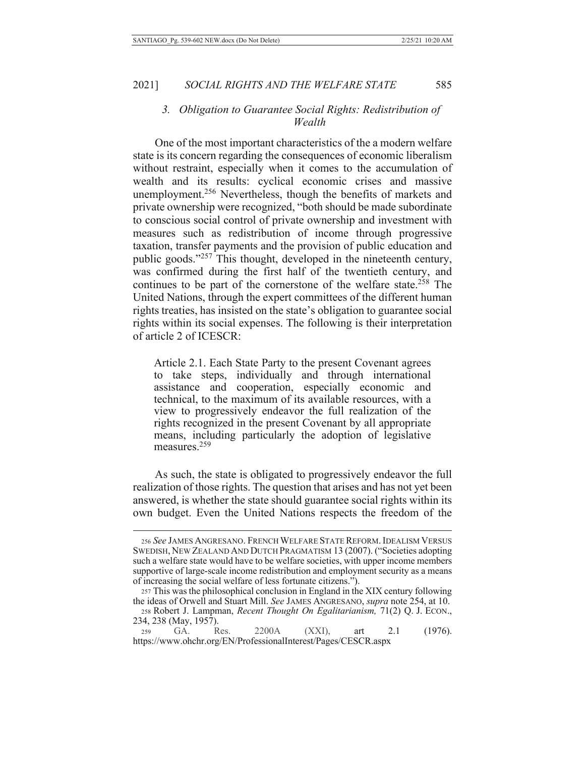### *3. Obligation to Guarantee Social Rights: Redistribution of Wealth*

One of the most important characteristics of the a modern welfare state is its concern regarding the consequences of economic liberalism without restraint, especially when it comes to the accumulation of wealth and its results: cyclical economic crises and massive unemployment.[256] Nevertheless, though the benefits of markets and private ownership were recognized, "both should be made subordinate to conscious social control of private ownership and investment with measures such as redistribution of income through progressive taxation, transfer payments and the provision of public education and public goods."[257] This thought, developed in the nineteenth century, was confirmed during the first half of the twentieth century, and continues to be part of the cornerstone of the welfare state.[258] The United Nations, through the expert committees of the different human rights treaties, has insisted on the state's obligation to guarantee social rights within its social expenses. The following is their interpretation of article 2 of ICESCR:

> Article 2.1. Each State Party to the present Covenant agrees to take steps, individually and through international assistance and cooperation, especially economic and technical, to the maximum of its available resources, with a view to progressively endeavor the full realization of the rights recognized in the present Covenant by all appropriate means, including particularly the adoption of legislative measures.[259]

As such, the state is obligated to progressively endeavor the full realization of those rights. The question that arises and has not yet been answered, is whether the state should guarantee social rights within its own budget. Even the United Nations respects the freedom of the

---

256 *See* JAMES ANGRESANO. FRENCH WELFARE STATE REFORM. IDEALISM VERSUS SWEDISH, NEW ZEALAND AND DUTCH PRAGMATISM 13 (2007). ("Societies adopting such a welfare state would have to be welfare societies, with upper income members supportive of large-scale income redistribution and employment security as a means of increasing the social welfare of less fortunate citizens.").

257 This was the philosophical conclusion in England in the XIX century following the ideas of Orwell and Stuart Mill. *See* JAMES ANGRESANO, *supra* note 254, at 10.

258 Robert J. Lampman, *Recent Thought On Egalitarianism,* 71(2) Q. J. ECON., 234, 238 (May, 1957).

259 GA. Res. 2200A (XXI), art 2.1 (1976). https://www.ohchr.org/EN/ProfessionalInterest/Pages/CESCR.aspx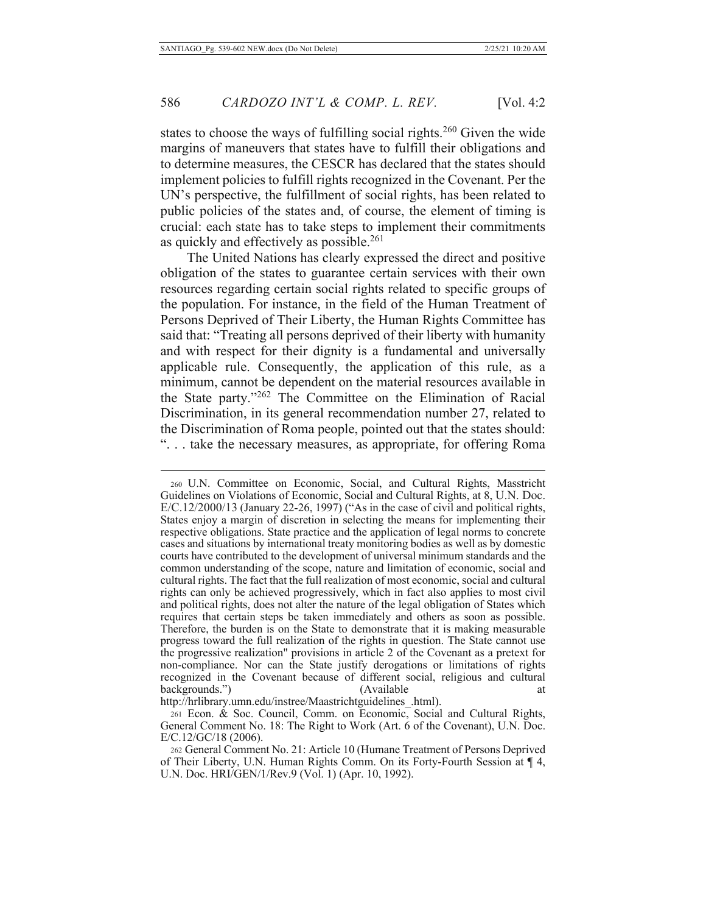states to choose the ways of fulfilling social rights.[260] Given the wide margins of maneuvers that states have to fulfill their obligations and to determine measures, the CESCR has declared that the states should implement policies to fulfill rights recognized in the Covenant. Per the UN's perspective, the fulfillment of social rights, has been related to public policies of the states and, of course, the element of timing is crucial: each state has to take steps to implement their commitments as quickly and effectively as possible.[261]

The United Nations has clearly expressed the direct and positive obligation of the states to guarantee certain services with their own resources regarding certain social rights related to specific groups of the population. For instance, in the field of the Human Treatment of Persons Deprived of Their Liberty, the Human Rights Committee has said that: "Treating all persons deprived of their liberty with humanity and with respect for their dignity is a fundamental and universally applicable rule. Consequently, the application of this rule, as a minimum, cannot be dependent on the material resources available in the State party."[262] The Committee on the Elimination of Racial Discrimination, in its general recommendation number 27, related to the Discrimination of Roma people, pointed out that the states should: ". . . take the necessary measures, as appropriate, for offering Roma

---

[260] U.N. Committee on Economic, Social, and Cultural Rights, Masstricht Guidelines on Violations of Economic, Social and Cultural Rights, at 8, U.N. Doc. E/C.12/2000/13 (January 22-26, 1997) ("As in the case of civil and political rights, States enjoy a margin of discretion in selecting the means for implementing their respective obligations. State practice and the application of legal norms to concrete cases and situations by international treaty monitoring bodies as well as by domestic courts have contributed to the development of universal minimum standards and the common understanding of the scope, nature and limitation of economic, social and cultural rights. The fact that the full realization of most economic, social and cultural rights can only be achieved progressively, which in fact also applies to most civil and political rights, does not alter the nature of the legal obligation of States which requires that certain steps be taken immediately and others as soon as possible. Therefore, the burden is on the State to demonstrate that it is making measurable progress toward the full realization of the rights in question. The State cannot use the progressive realization" provisions in article 2 of the Covenant as a pretext for non-compliance. Nor can the State justify derogations or limitations of rights recognized in the Covenant because of different social, religious and cultural backgrounds.") (Available at http://hrlibrary.umn.edu/instree/Maastrichtguidelines_.html).

[261] Econ. & Soc. Council, Comm. on Economic, Social and Cultural Rights, General Comment No. 18: The Right to Work (Art. 6 of the Covenant), U.N. Doc. E/C.12/GC/18 (2006).

[262] General Comment No. 21: Article 10 (Humane Treatment of Persons Deprived of Their Liberty, U.N. Human Rights Comm. On its Forty-Fourth Session at ¶ 4, U.N. Doc. HRI/GEN/1/Rev.9 (Vol. 1) (Apr. 10, 1992).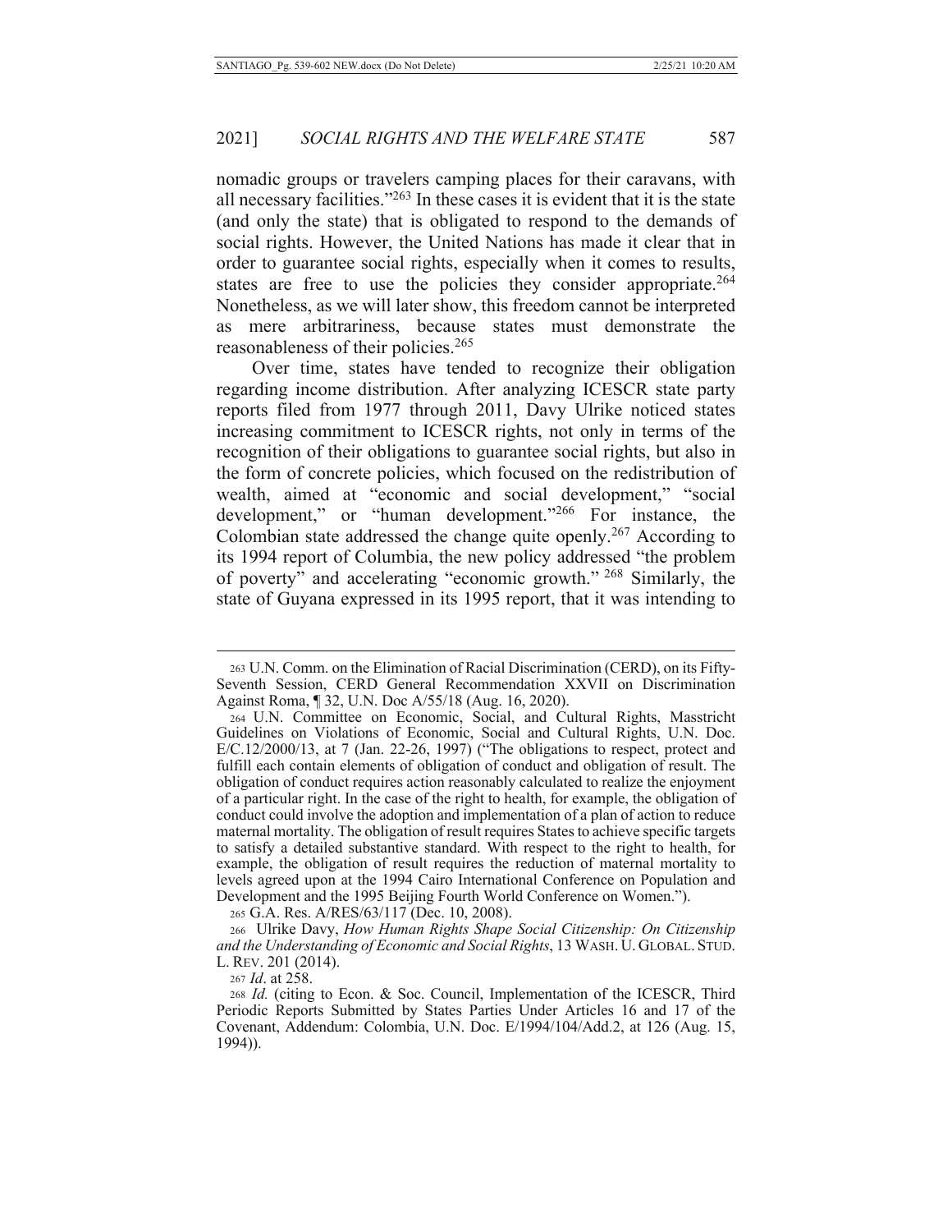nomadic groups or travelers camping places for their caravans, with all necessary facilities."[263] In these cases it is evident that it is the state (and only the state) that is obligated to respond to the demands of social rights. However, the United Nations has made it clear that in order to guarantee social rights, especially when it comes to results, states are free to use the policies they consider appropriate.[264] Nonetheless, as we will later show, this freedom cannot be interpreted as mere arbitrariness, because states must demonstrate the reasonableness of their policies.[265]

Over time, states have tended to recognize their obligation regarding income distribution. After analyzing ICESCR state party reports filed from 1977 through 2011, Davy Ulrike noticed states increasing commitment to ICESCR rights, not only in terms of the recognition of their obligations to guarantee social rights, but also in the form of concrete policies, which focused on the redistribution of wealth, aimed at "economic and social development," "social development," or "human development."[266] For instance, the Colombian state addressed the change quite openly.[267] According to its 1994 report of Columbia, the new policy addressed "the problem of poverty" and accelerating "economic growth." [268] Similarly, the state of Guyana expressed in its 1995 report, that it was intending to

---

[263] U.N. Comm. on the Elimination of Racial Discrimination (CERD), on its Fifty-Seventh Session, CERD General Recommendation XXVII on Discrimination Against Roma, ¶ 32, U.N. Doc A/55/18 (Aug. 16, 2020).

[264] U.N. Committee on Economic, Social, and Cultural Rights, Masstricht Guidelines on Violations of Economic, Social and Cultural Rights, U.N. Doc. E/C.12/2000/13, at 7 (Jan. 22-26, 1997) ("The obligations to respect, protect and fulfill each contain elements of obligation of conduct and obligation of result. The obligation of conduct requires action reasonably calculated to realize the enjoyment of a particular right. In the case of the right to health, for example, the obligation of conduct could involve the adoption and implementation of a plan of action to reduce maternal mortality. The obligation of result requires States to achieve specific targets to satisfy a detailed substantive standard. With respect to the right to health, for example, the obligation of result requires the reduction of maternal mortality to levels agreed upon at the 1994 Cairo International Conference on Population and Development and the 1995 Beijing Fourth World Conference on Women.").

[265] G.A. Res. A/RES/63/117 (Dec. 10, 2008).

[266] Ulrike Davy, *How Human Rights Shape Social Citizenship: On Citizenship and the Understanding of Economic and Social Rights*, 13 WASH. U. GLOBAL. STUD. L. REV. 201 (2014).

[267] *Id*. at 258.

[268] *Id.* (citing to Econ. & Soc. Council, Implementation of the ICESCR, Third Periodic Reports Submitted by States Parties Under Articles 16 and 17 of the Covenant, Addendum: Colombia, U.N. Doc. E/1994/104/Add.2, at 126 (Aug. 15, 1994)).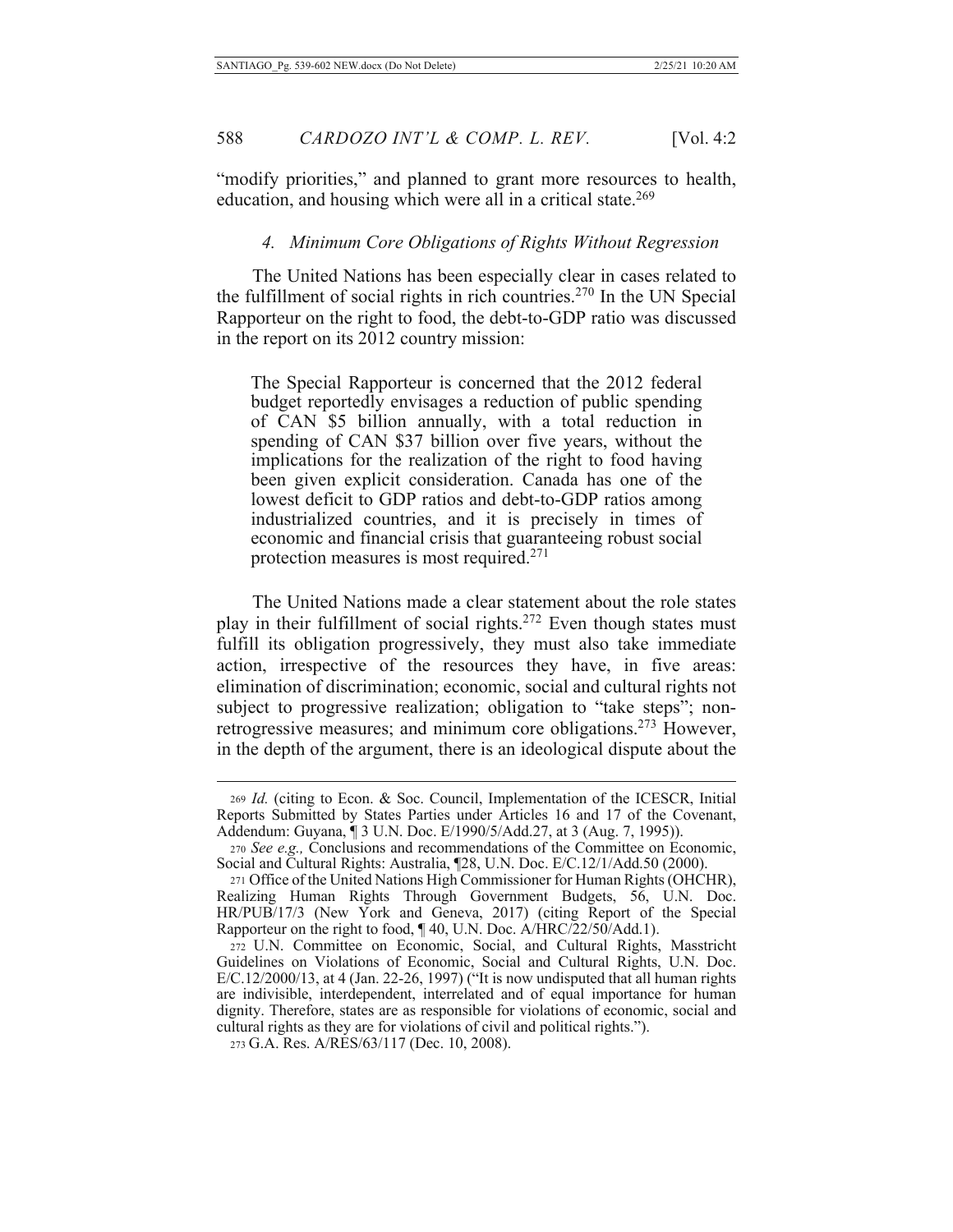"modify priorities," and planned to grant more resources to health, education, and housing which were all in a critical state.[269]

#### 4. *Minimum Core Obligations of Rights Without Regression*

The United Nations has been especially clear in cases related to the fulfillment of social rights in rich countries.[270] In the UN Special Rapporteur on the right to food, the debt-to-GDP ratio was discussed in the report on its 2012 country mission:

> The Special Rapporteur is concerned that the 2012 federal budget reportedly envisages a reduction of public spending of CAN $5 billion annually, with a total reduction in spending of CAN $37 billion over five years, without the implications for the realization of the right to food having been given explicit consideration. Canada has one of the lowest deficit to GDP ratios and debt-to-GDP ratios among industrialized countries, and it is precisely in times of economic and financial crisis that guaranteeing robust social protection measures is most required.[271]

The United Nations made a clear statement about the role states play in their fulfillment of social rights.[272] Even though states must fulfill its obligation progressively, they must also take immediate action, irrespective of the resources they have, in five areas: elimination of discrimination; economic, social and cultural rights not subject to progressive realization; obligation to "take steps"; non-retrogressive measures; and minimum core obligations.[273] However, in the depth of the argument, there is an ideological dispute about the

---

269 *Id.* (citing to Econ. & Soc. Council, Implementation of the ICESCR, Initial Reports Submitted by States Parties under Articles 16 and 17 of the Covenant, Addendum: Guyana, ¶ 3 U.N. Doc. E/1990/5/Add.27, at 3 (Aug. 7, 1995)).

270 *See e.g.,* Conclusions and recommendations of the Committee on Economic, Social and Cultural Rights: Australia, ¶28, U.N. Doc. E/C.12/1/Add.50 (2000).

271 Office of the United Nations High Commissioner for Human Rights (OHCHR), Realizing Human Rights Through Government Budgets, 56, U.N. Doc. HR/PUB/17/3 (New York and Geneva, 2017) (citing Report of the Special Rapporteur on the right to food, ¶ 40, U.N. Doc. A/HRC/22/50/Add.1).

272 U.N. Committee on Economic, Social, and Cultural Rights, Masstricht Guidelines on Violations of Economic, Social and Cultural Rights, U.N. Doc. E/C.12/2000/13, at 4 (Jan. 22-26, 1997) ("It is now undisputed that all human rights are indivisible, interdependent, interrelated and of equal importance for human dignity. Therefore, states are as responsible for violations of economic, social and cultural rights as they are for violations of civil and political rights.").

273 G.A. Res. A/RES/63/117 (Dec. 10, 2008).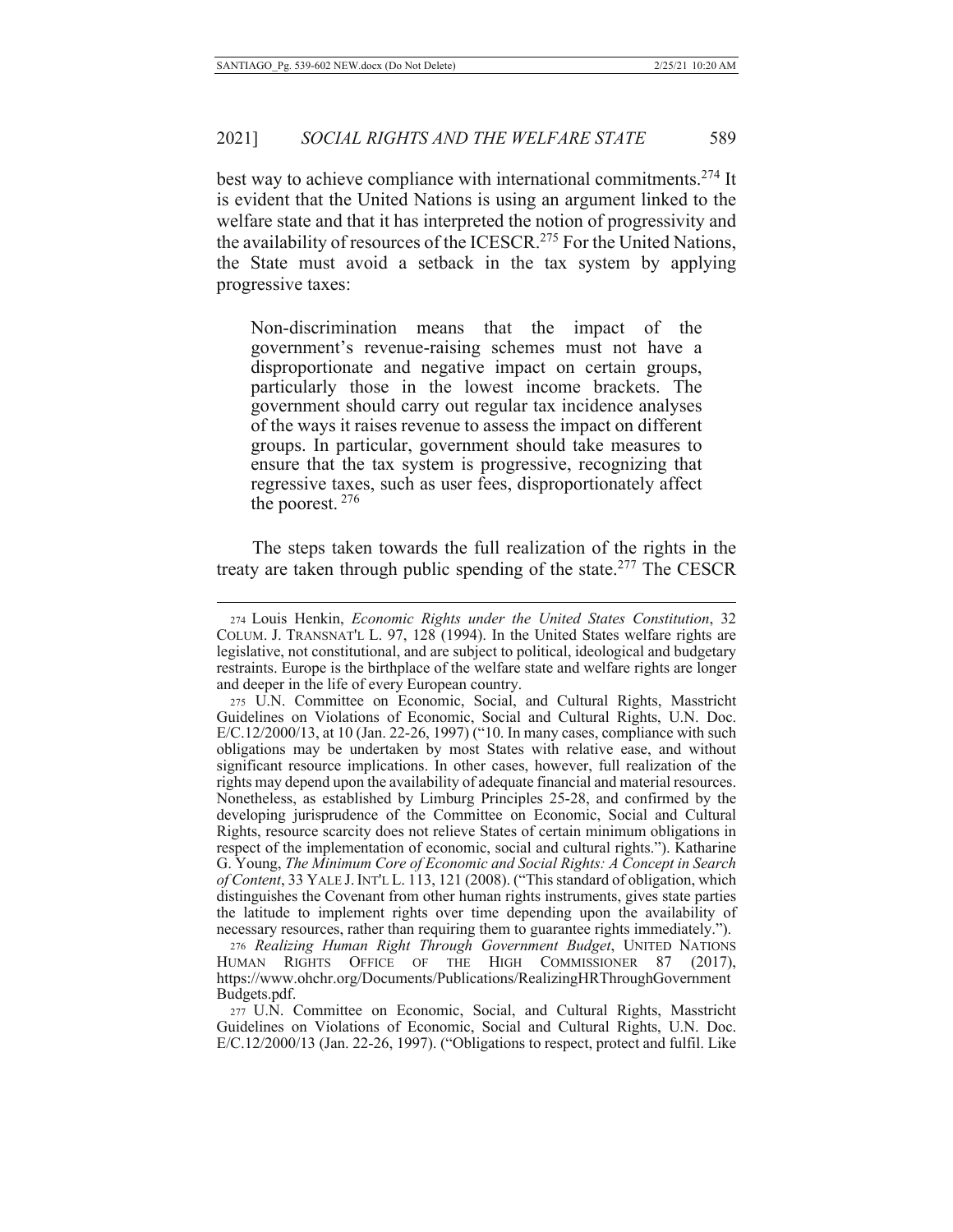best way to achieve compliance with international commitments.[274] It is evident that the United Nations is using an argument linked to the welfare state and that it has interpreted the notion of progressivity and the availability of resources of the ICESCR.[275] For the United Nations, the State must avoid a setback in the tax system by applying progressive taxes:

> Non-discrimination means that the impact of the government's revenue-raising schemes must not have a disproportionate and negative impact on certain groups, particularly those in the lowest income brackets. The government should carry out regular tax incidence analyses of the ways it raises revenue to assess the impact on different groups. In particular, government should take measures to ensure that the tax system is progressive, recognizing that regressive taxes, such as user fees, disproportionately affect the poorest. [276]

The steps taken towards the full realization of the rights in the treaty are taken through public spending of the state.[277] The CESCR

---

[274] Louis Henkin, *Economic Rights under the United States Constitution*, 32 COLUM. J. TRANSNAT'L L. 97, 128 (1994). In the United States welfare rights are legislative, not constitutional, and are subject to political, ideological and budgetary restraints. Europe is the birthplace of the welfare state and welfare rights are longer and deeper in the life of every European country.

[275] U.N. Committee on Economic, Social, and Cultural Rights, Masstricht Guidelines on Violations of Economic, Social and Cultural Rights, U.N. Doc. E/C.12/2000/13, at 10 (Jan. 22-26, 1997) ("10. In many cases, compliance with such obligations may be undertaken by most States with relative ease, and without significant resource implications. In other cases, however, full realization of the rights may depend upon the availability of adequate financial and material resources. Nonetheless, as established by Limburg Principles 25-28, and confirmed by the developing jurisprudence of the Committee on Economic, Social and Cultural Rights, resource scarcity does not relieve States of certain minimum obligations in respect of the implementation of economic, social and cultural rights."). Katharine G. Young, *The Minimum Core of Economic and Social Rights: A Concept in Search of Content*, 33 YALE J. INT'L L. 113, 121 (2008). ("This standard of obligation, which distinguishes the Covenant from other human rights instruments, gives state parties the latitude to implement rights over time depending upon the availability of necessary resources, rather than requiring them to guarantee rights immediately.").

[276] *Realizing Human Right Through Government Budget*, UNITED NATIONS HUMAN RIGHTS OFFICE OF THE HIGH COMMISSIONER 87 (2017), https://www.ohchr.org/Documents/Publications/RealizingHRThroughGovernmentBudgets.pdf.

[277] U.N. Committee on Economic, Social, and Cultural Rights, Masstricht Guidelines on Violations of Economic, Social and Cultural Rights, U.N. Doc. E/C.12/2000/13 (Jan. 22-26, 1997). ("Obligations to respect, protect and fulfil. Like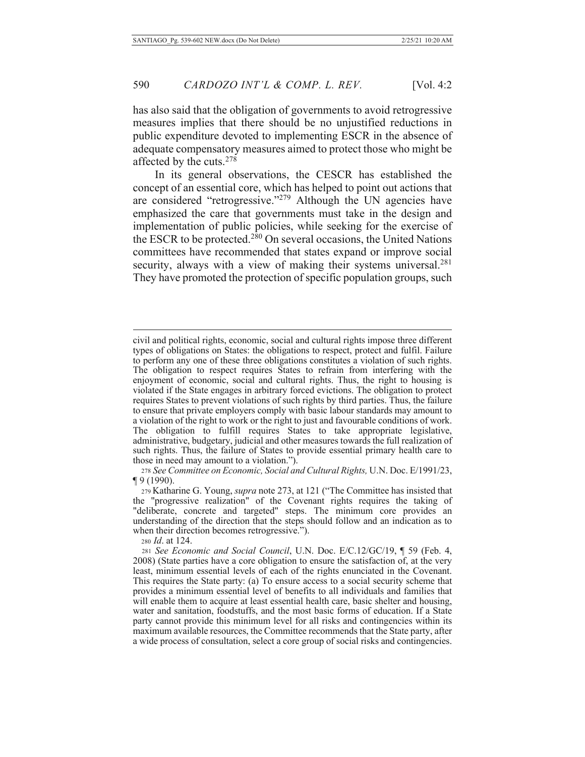has also said that the obligation of governments to avoid retrogressive measures implies that there should be no unjustified reductions in public expenditure devoted to implementing ESCR in the absence of adequate compensatory measures aimed to protect those who might be affected by the cuts.[278]

In its general observations, the CESCR has established the concept of an essential core, which has helped to point out actions that are considered "retrogressive."[279] Although the UN agencies have emphasized the care that governments must take in the design and implementation of public policies, while seeking for the exercise of the ESCR to be protected.[280] On several occasions, the United Nations committees have recommended that states expand or improve social security, always with a view of making their systems universal.[281] They have promoted the protection of specific population groups, such

---

civil and political rights, economic, social and cultural rights impose three different types of obligations on States: the obligations to respect, protect and fulfil. Failure to perform any one of these three obligations constitutes a violation of such rights. The obligation to respect requires States to refrain from interfering with the enjoyment of economic, social and cultural rights. Thus, the right to housing is violated if the State engages in arbitrary forced evictions. The obligation to protect requires States to prevent violations of such rights by third parties. Thus, the failure to ensure that private employers comply with basic labour standards may amount to a violation of the right to work or the right to just and favourable conditions of work. The obligation to fulfill requires States to take appropriate legislative, administrative, budgetary, judicial and other measures towards the full realization of such rights. Thus, the failure of States to provide essential primary health care to those in need may amount to a violation.").

278 *See Committee on Economic, Social and Cultural Rights,* U.N. Doc. E/1991/23, ¶ 9 (1990).

279 Katharine G. Young, *supra* note 273, at 121 ("The Committee has insisted that the "progressive realization" of the Covenant rights requires the taking of "deliberate, concrete and targeted" steps. The minimum core provides an understanding of the direction that the steps should follow and an indication as to when their direction becomes retrogressive.").

280 *Id*. at 124.

281 *See Economic and Social Council*, U.N. Doc. E/C.12/GC/19, ¶ 59 (Feb. 4, 2008) (State parties have a core obligation to ensure the satisfaction of, at the very least, minimum essential levels of each of the rights enunciated in the Covenant. This requires the State party: (a) To ensure access to a social security scheme that provides a minimum essential level of benefits to all individuals and families that will enable them to acquire at least essential health care, basic shelter and housing, water and sanitation, foodstuffs, and the most basic forms of education. If a State party cannot provide this minimum level for all risks and contingencies within its maximum available resources, the Committee recommends that the State party, after a wide process of consultation, select a core group of social risks and contingencies.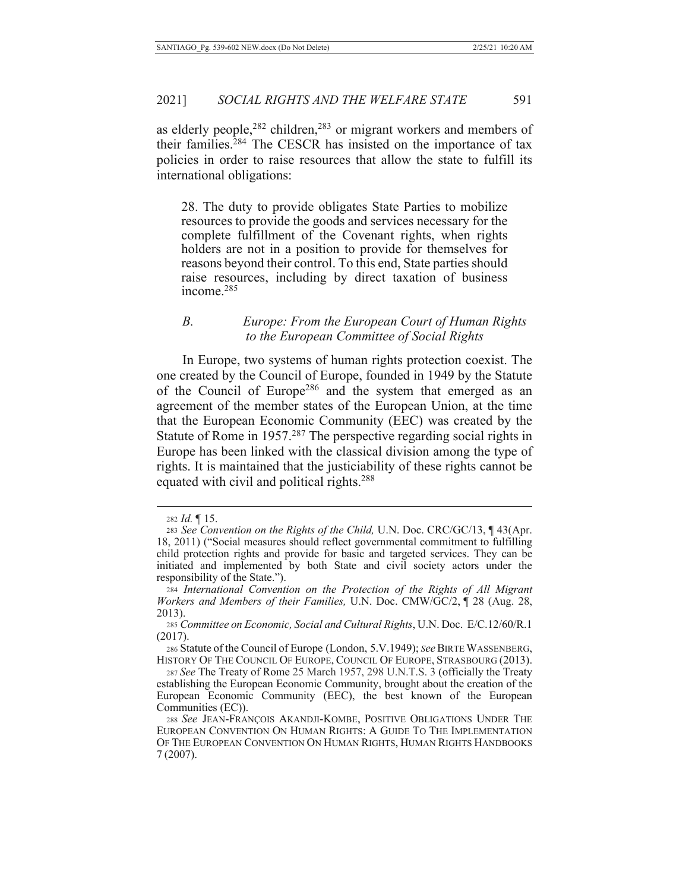as elderly people,[282] children,[283] or migrant workers and members of their families.[284] The CESCR has insisted on the importance of tax policies in order to raise resources that allow the state to fulfill its international obligations:

> 28. The duty to provide obligates State Parties to mobilize resources to provide the goods and services necessary for the complete fulfillment of the Covenant rights, when rights holders are not in a position to provide for themselves for reasons beyond their control. To this end, State parties should raise resources, including by direct taxation of business income.[285]

### *B. Europe: From the European Court of Human Rights to the European Committee of Social Rights*

In Europe, two systems of human rights protection coexist. The one created by the Council of Europe, founded in 1949 by the Statute of the Council of Europe[286] and the system that emerged as an agreement of the member states of the European Union, at the time that the European Economic Community (EEC) was created by the Statute of Rome in 1957.[287] The perspective regarding social rights in Europe has been linked with the classical division among the type of rights. It is maintained that the justiciability of these rights cannot be equated with civil and political rights.[288]

---

282 *Id.* ¶ 15.

283 *See Convention on the Rights of the Child,* U.N. Doc. CRC/GC/13, ¶ 43(Apr. 18, 2011) ("Social measures should reflect governmental commitment to fulfilling child protection rights and provide for basic and targeted services. They can be initiated and implemented by both State and civil society actors under the responsibility of the State.").

284 *International Convention on the Protection of the Rights of All Migrant Workers and Members of their Families,* U.N. Doc. CMW/GC/2, ¶ 28 (Aug. 28, 2013).

285 *Committee on Economic, Social and Cultural Rights*, U.N. Doc. E/C.12/60/R.1 (2017).

286 Statute of the Council of Europe (London, 5.V.1949); *see* BIRTE WASSENBERG, HISTORY OF THE COUNCIL OF EUROPE, COUNCIL OF EUROPE, STRASBOURG (2013).

287 *See* The Treaty of Rome 25 March 1957, 298 U.N.T.S. 3 (officially the Treaty establishing the European Economic Community, brought about the creation of the European Economic Community (EEC), the best known of the European Communities (EC)).

288 *See* JEAN-FRANÇOIS AKANDJI-KOMBE, POSITIVE OBLIGATIONS UNDER THE EUROPEAN CONVENTION ON HUMAN RIGHTS: A GUIDE TO THE IMPLEMENTATION OF THE EUROPEAN CONVENTION ON HUMAN RIGHTS, HUMAN RIGHTS HANDBOOKS 7 (2007).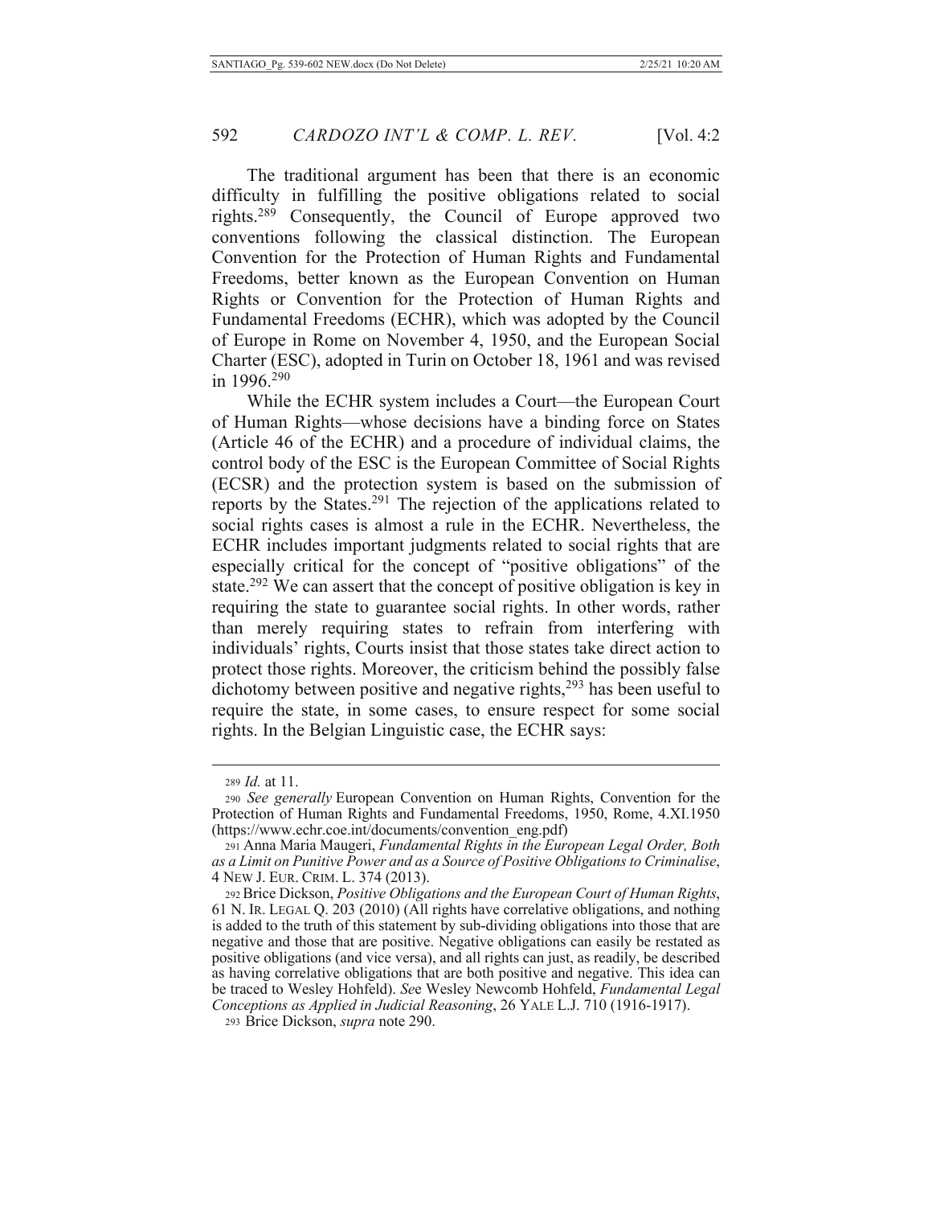The traditional argument has been that there is an economic difficulty in fulfilling the positive obligations related to social rights.[289] Consequently, the Council of Europe approved two conventions following the classical distinction. The European Convention for the Protection of Human Rights and Fundamental Freedoms, better known as the European Convention on Human Rights or Convention for the Protection of Human Rights and Fundamental Freedoms (ECHR), which was adopted by the Council of Europe in Rome on November 4, 1950, and the European Social Charter (ESC), adopted in Turin on October 18, 1961 and was revised in 1996.[290]

While the ECHR system includes a Court—the European Court of Human Rights—whose decisions have a binding force on States (Article 46 of the ECHR) and a procedure of individual claims, the control body of the ESC is the European Committee of Social Rights (ECSR) and the protection system is based on the submission of reports by the States.[291] The rejection of the applications related to social rights cases is almost a rule in the ECHR. Nevertheless, the ECHR includes important judgments related to social rights that are especially critical for the concept of "positive obligations" of the state.[292] We can assert that the concept of positive obligation is key in requiring the state to guarantee social rights. In other words, rather than merely requiring states to refrain from interfering with individuals' rights, Courts insist that those states take direct action to protect those rights. Moreover, the criticism behind the possibly false dichotomy between positive and negative rights,[293] has been useful to require the state, in some cases, to ensure respect for some social rights. In the Belgian Linguistic case, the ECHR says:

---

[289] *Id.* at 11.

[290] *See generally* European Convention on Human Rights, Convention for the Protection of Human Rights and Fundamental Freedoms, 1950, Rome, 4.XI.1950 (https://www.echr.coe.int/documents/convention_eng.pdf)

[291] Anna Maria Maugeri, *Fundamental Rights in the European Legal Order, Both as a Limit on Punitive Power and as a Source of Positive Obligations to Criminalise*, 4 NEW J. EUR. CRIM. L. 374 (2013).

[292] Brice Dickson, *Positive Obligations and the European Court of Human Rights*, 61 N. IR. LEGAL Q. 203 (2010) (All rights have correlative obligations, and nothing is added to the truth of this statement by sub-dividing obligations into those that are negative and those that are positive. Negative obligations can easily be restated as positive obligations (and vice versa), and all rights can just, as readily, be described as having correlative obligations that are both positive and negative. This idea can be traced to Wesley Hohfeld). *See* Wesley Newcomb Hohfeld, *Fundamental Legal Conceptions as Applied in Judicial Reasoning*, 26 YALE L.J. 710 (1916-1917).

[293] Brice Dickson, *supra* note 290.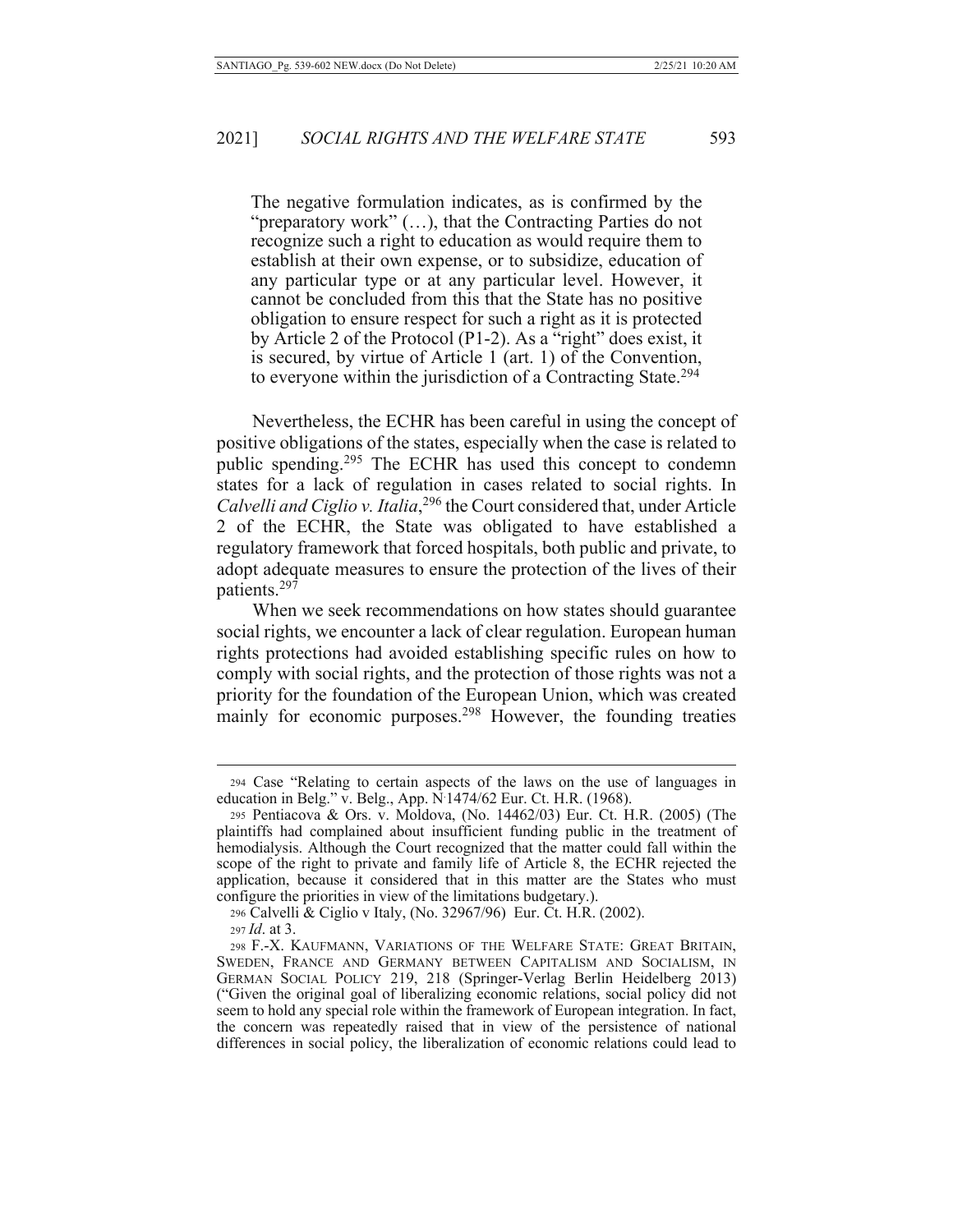> The negative formulation indicates, as is confirmed by the "preparatory work" (…), that the Contracting Parties do not recognize such a right to education as would require them to establish at their own expense, or to subsidize, education of any particular type or at any particular level. However, it cannot be concluded from this that the State has no positive obligation to ensure respect for such a right as it is protected by Article 2 of the Protocol (P1-2). As a "right" does exist, it is secured, by virtue of Article 1 (art. 1) of the Convention, to everyone within the jurisdiction of a Contracting State.[294]

Nevertheless, the ECHR has been careful in using the concept of positive obligations of the states, especially when the case is related to public spending.[295] The ECHR has used this concept to condemn states for a lack of regulation in cases related to social rights. In *Calvelli and Ciglio v. Italia*,[296] the Court considered that, under Article 2 of the ECHR, the State was obligated to have established a regulatory framework that forced hospitals, both public and private, to adopt adequate measures to ensure the protection of the lives of their patients.[297]

When we seek recommendations on how states should guarantee social rights, we encounter a lack of clear regulation. European human rights protections had avoided establishing specific rules on how to comply with social rights, and the protection of those rights was not a priority for the foundation of the European Union, which was created mainly for economic purposes.[298] However, the founding treaties

---

294 Case "Relating to certain aspects of the laws on the use of languages in education in Belg." v. Belg., App. N.1474/62 Eur. Ct. H.R. (1968).

295 Pentiacova & Ors. v. Moldova, (No. 14462/03) Eur. Ct. H.R. (2005) (The plaintiffs had complained about insufficient funding public in the treatment of hemodialysis. Although the Court recognized that the matter could fall within the scope of the right to private and family life of Article 8, the ECHR rejected the application, because it considered that in this matter are the States who must configure the priorities in view of the limitations budgetary.).

296 Calvelli & Ciglio v Italy, (No. 32967/96) Eur. Ct. H.R. (2002).

297 *Id*. at 3.

298 F.-X. KAUFMANN, VARIATIONS OF THE WELFARE STATE: GREAT BRITAIN, SWEDEN, FRANCE AND GERMANY BETWEEN CAPITALISM AND SOCIALISM, IN GERMAN SOCIAL POLICY 219, 218 (Springer-Verlag Berlin Heidelberg 2013) ("Given the original goal of liberalizing economic relations, social policy did not seem to hold any special role within the framework of European integration. In fact, the concern was repeatedly raised that in view of the persistence of national differences in social policy, the liberalization of economic relations could lead to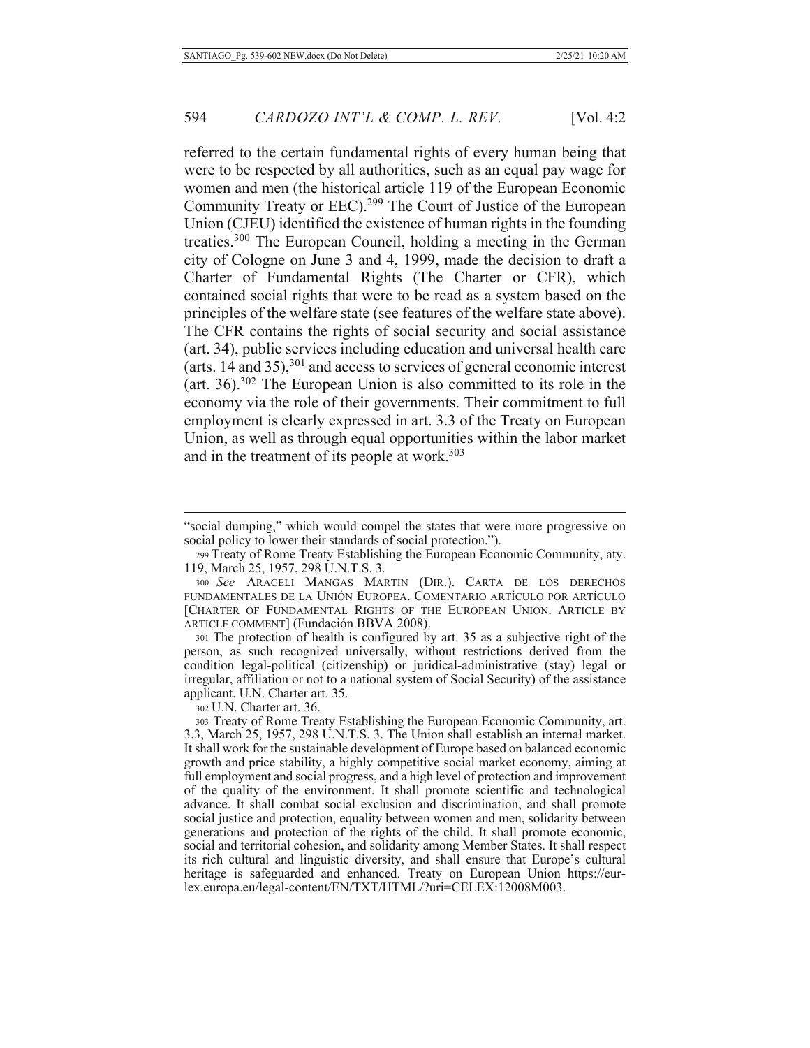referred to the certain fundamental rights of every human being that were to be respected by all authorities, such as an equal pay wage for women and men (the historical article 119 of the European Economic Community Treaty or EEC).[299] The Court of Justice of the European Union (CJEU) identified the existence of human rights in the founding treaties.[300] The European Council, holding a meeting in the German city of Cologne on June 3 and 4, 1999, made the decision to draft a Charter of Fundamental Rights (The Charter or CFR), which contained social rights that were to be read as a system based on the principles of the welfare state (see features of the welfare state above). The CFR contains the rights of social security and social assistance (art. 34), public services including education and universal health care (arts. 14 and 35),[301] and access to services of general economic interest (art. 36).[302] The European Union is also committed to its role in the economy via the role of their governments. Their commitment to full employment is clearly expressed in art. 3.3 of the Treaty on European Union, as well as through equal opportunities within the labor market and in the treatment of its people at work.[303]

---

"social dumping," which would compel the states that were more progressive on social policy to lower their standards of social protection.").

299 Treaty of Rome Treaty Establishing the European Economic Community, aty. 119, March 25, 1957, 298 U.N.T.S. 3.

300 *See* ARACELI MANGAS MARTIN (DIR.). CARTA DE LOS DERECHOS FUNDAMENTALES DE LA UNIÓN EUROPEA. COMENTARIO ARTÍCULO POR ARTÍCULO [CHARTER OF FUNDAMENTAL RIGHTS OF THE EUROPEAN UNION. ARTICLE BY ARTICLE COMMENT] (Fundación BBVA 2008).

301 The protection of health is configured by art. 35 as a subjective right of the person, as such recognized universally, without restrictions derived from the condition legal-political (citizenship) or juridical-administrative (stay) legal or irregular, affiliation or not to a national system of Social Security) of the assistance applicant. U.N. Charter art. 35.

302 U.N. Charter art. 36.

303 Treaty of Rome Treaty Establishing the European Economic Community, art. 3.3, March 25, 1957, 298 U.N.T.S. 3. The Union shall establish an internal market. It shall work for the sustainable development of Europe based on balanced economic growth and price stability, a highly competitive social market economy, aiming at full employment and social progress, and a high level of protection and improvement of the quality of the environment. It shall promote scientific and technological advance. It shall combat social exclusion and discrimination, and shall promote social justice and protection, equality between women and men, solidarity between generations and protection of the rights of the child. It shall promote economic, social and territorial cohesion, and solidarity among Member States. It shall respect its rich cultural and linguistic diversity, and shall ensure that Europe's cultural heritage is safeguarded and enhanced. Treaty on European Union https://eur-lex.europa.eu/legal-content/EN/TXT/HTML/?uri=CELEX:12008M003.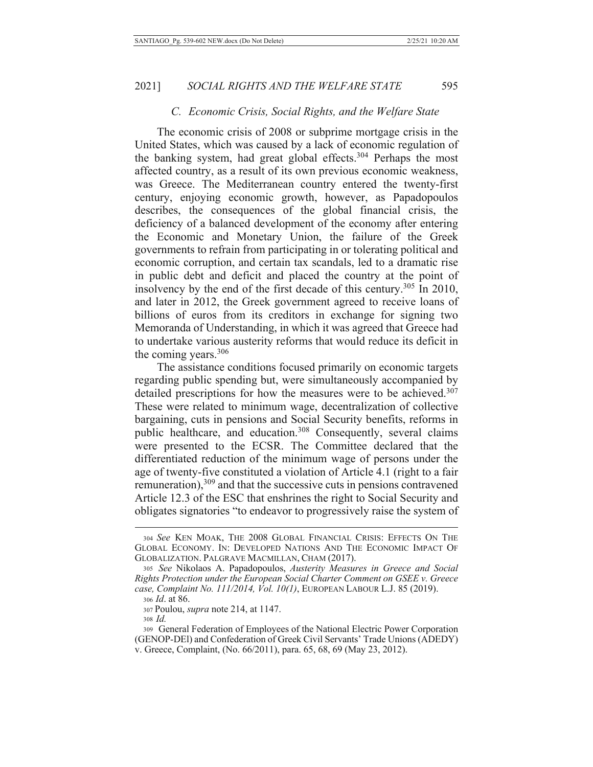### *C. Economic Crisis, Social Rights, and the Welfare State*

The economic crisis of 2008 or subprime mortgage crisis in the United States, which was caused by a lack of economic regulation of the banking system, had great global effects.[304] Perhaps the most affected country, as a result of its own previous economic weakness, was Greece. The Mediterranean country entered the twenty-first century, enjoying economic growth, however, as Papadopoulos describes, the consequences of the global financial crisis, the deficiency of a balanced development of the economy after entering the Economic and Monetary Union, the failure of the Greek governments to refrain from participating in or tolerating political and economic corruption, and certain tax scandals, led to a dramatic rise in public debt and deficit and placed the country at the point of insolvency by the end of the first decade of this century.[305] In 2010, and later in 2012, the Greek government agreed to receive loans of billions of euros from its creditors in exchange for signing two Memoranda of Understanding, in which it was agreed that Greece had to undertake various austerity reforms that would reduce its deficit in the coming years.[306]

The assistance conditions focused primarily on economic targets regarding public spending but, were simultaneously accompanied by detailed prescriptions for how the measures were to be achieved.[307] These were related to minimum wage, decentralization of collective bargaining, cuts in pensions and Social Security benefits, reforms in public healthcare, and education.[308] Consequently, several claims were presented to the ECSR. The Committee declared that the differentiated reduction of the minimum wage of persons under the age of twenty-five constituted a violation of Article 4.1 (right to a fair remuneration),[309] and that the successive cuts in pensions contravened Article 12.3 of the ESC that enshrines the right to Social Security and obligates signatories "to endeavor to progressively raise the system of

---

[304] *See* KEN MOAK, THE 2008 GLOBAL FINANCIAL CRISIS: EFFECTS ON THE GLOBAL ECONOMY. IN: DEVELOPED NATIONS AND THE ECONOMIC IMPACT OF GLOBALIZATION. PALGRAVE MACMILLAN, CHAM (2017).

[305] *See* Nikolaos A. Papadopoulos, *Austerity Measures in Greece and Social Rights Protection under the European Social Charter Comment on GSEE v. Greece case, Complaint No. 111/2014, Vol. 10(1)*, EUROPEAN LABOUR L.J. 85 (2019).

[306] *Id*. at 86.

[307] Poulou, *supra* note 214, at 1147.

[308] *Id.*

[309] General Federation of Employees of the National Electric Power Corporation (GENOP-DEl) and Confederation of Greek Civil Servants' Trade Unions (ADEDY) v. Greece, Complaint, (No. 66/2011), para. 65, 68, 69 (May 23, 2012).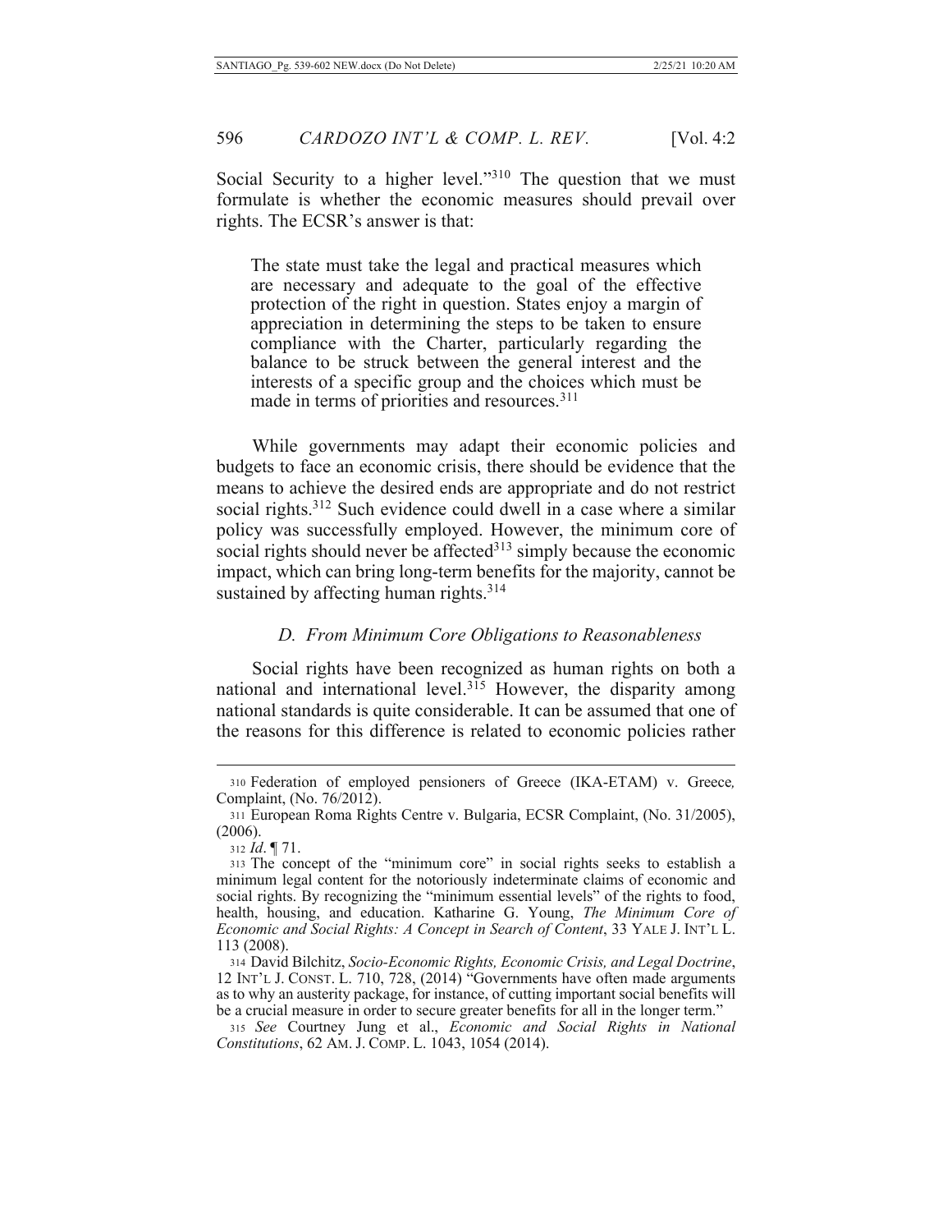Social Security to a higher level."[310] The question that we must formulate is whether the economic measures should prevail over rights. The ECSR's answer is that:

> The state must take the legal and practical measures which are necessary and adequate to the goal of the effective protection of the right in question. States enjoy a margin of appreciation in determining the steps to be taken to ensure compliance with the Charter, particularly regarding the balance to be struck between the general interest and the interests of a specific group and the choices which must be made in terms of priorities and resources.[311]

While governments may adapt their economic policies and budgets to face an economic crisis, there should be evidence that the means to achieve the desired ends are appropriate and do not restrict social rights.[312] Such evidence could dwell in a case where a similar policy was successfully employed. However, the minimum core of social rights should never be affected[313] simply because the economic impact, which can bring long-term benefits for the majority, cannot be sustained by affecting human rights.[314]

### *D. From Minimum Core Obligations to Reasonableness*

Social rights have been recognized as human rights on both a national and international level.[315] However, the disparity among national standards is quite considerable. It can be assumed that one of the reasons for this difference is related to economic policies rather

---

310 Federation of employed pensioners of Greece (IKA-ETAM) v. Greece*,* Complaint, (No. 76/2012).

311 European Roma Rights Centre v. Bulgaria, ECSR Complaint, (No. 31/2005), (2006).

312 *Id*. ¶ 71.

313 The concept of the "minimum core" in social rights seeks to establish a minimum legal content for the notoriously indeterminate claims of economic and social rights. By recognizing the "minimum essential levels" of the rights to food, health, housing, and education. Katharine G. Young, *The Minimum Core of Economic and Social Rights: A Concept in Search of Content*, 33 YALE J. INT'L L. 113 (2008).

314 David Bilchitz, *Socio-Economic Rights, Economic Crisis, and Legal Doctrine*, 12 INT'L J. CONST. L. 710, 728, (2014) "Governments have often made arguments as to why an austerity package, for instance, of cutting important social benefits will be a crucial measure in order to secure greater benefits for all in the longer term."

315 *See* Courtney Jung et al., *Economic and Social Rights in National Constitutions*, 62 AM. J. COMP. L. 1043, 1054 (2014).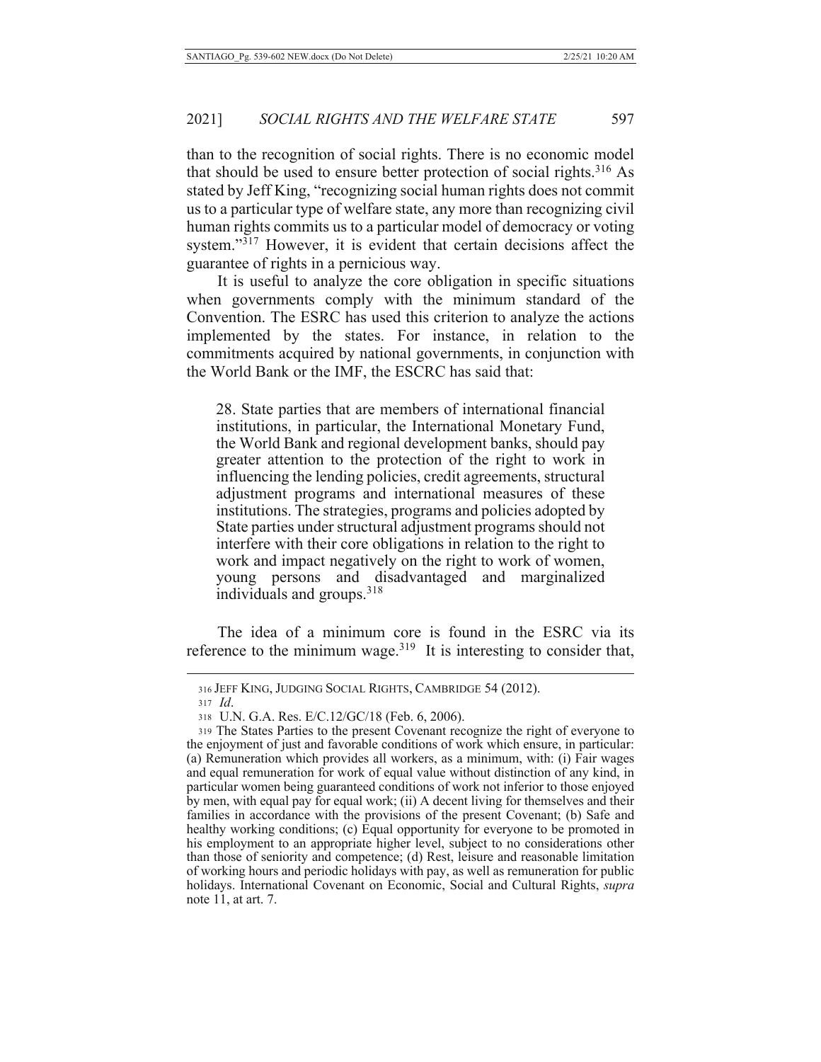than to the recognition of social rights. There is no economic model that should be used to ensure better protection of social rights.[316] As stated by Jeff King, "recognizing social human rights does not commit us to a particular type of welfare state, any more than recognizing civil human rights commits us to a particular model of democracy or voting system."[317] However, it is evident that certain decisions affect the guarantee of rights in a pernicious way.

It is useful to analyze the core obligation in specific situations when governments comply with the minimum standard of the Convention. The ESRC has used this criterion to analyze the actions implemented by the states. For instance, in relation to the commitments acquired by national governments, in conjunction with the World Bank or the IMF, the ESCRC has said that:

> 28. State parties that are members of international financial institutions, in particular, the International Monetary Fund, the World Bank and regional development banks, should pay greater attention to the protection of the right to work in influencing the lending policies, credit agreements, structural adjustment programs and international measures of these institutions. The strategies, programs and policies adopted by State parties under structural adjustment programs should not interfere with their core obligations in relation to the right to work and impact negatively on the right to work of women, young persons and disadvantaged and marginalized individuals and groups.[318]

The idea of a minimum core is found in the ESRC via its reference to the minimum wage.[319] It is interesting to consider that,

---

316 JEFF KING, JUDGING SOCIAL RIGHTS, CAMBRIDGE 54 (2012).

317 *Id*.

318 U.N. G.A. Res. E/C.12/GC/18 (Feb. 6, 2006).

319 The States Parties to the present Covenant recognize the right of everyone to the enjoyment of just and favorable conditions of work which ensure, in particular: (a) Remuneration which provides all workers, as a minimum, with: (i) Fair wages and equal remuneration for work of equal value without distinction of any kind, in particular women being guaranteed conditions of work not inferior to those enjoyed by men, with equal pay for equal work; (ii) A decent living for themselves and their families in accordance with the provisions of the present Covenant; (b) Safe and healthy working conditions; (c) Equal opportunity for everyone to be promoted in his employment to an appropriate higher level, subject to no considerations other than those of seniority and competence; (d) Rest, leisure and reasonable limitation of working hours and periodic holidays with pay, as well as remuneration for public holidays. International Covenant on Economic, Social and Cultural Rights, *supra* note 11, at art. 7.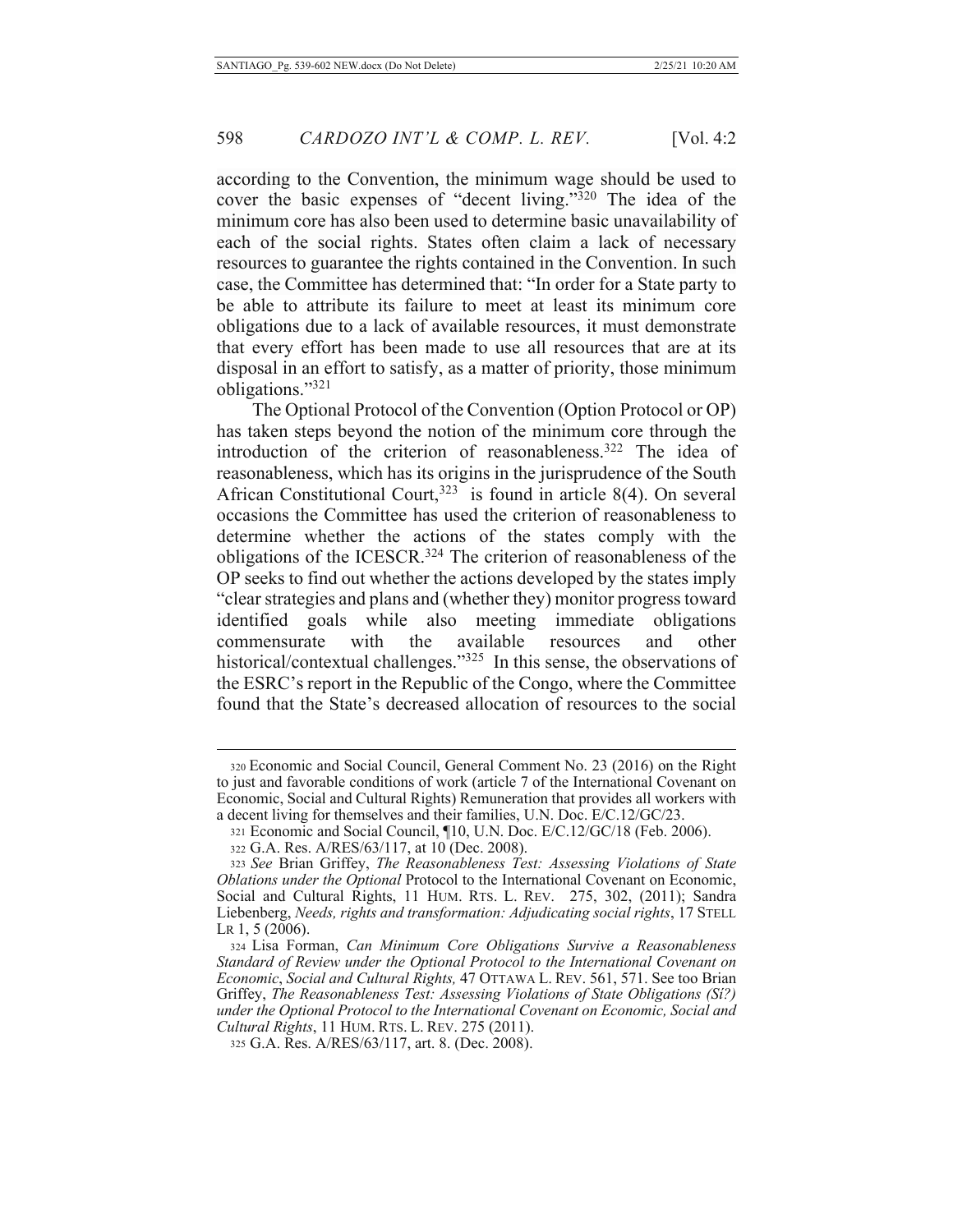according to the Convention, the minimum wage should be used to cover the basic expenses of "decent living."[320] The idea of the minimum core has also been used to determine basic unavailability of each of the social rights. States often claim a lack of necessary resources to guarantee the rights contained in the Convention. In such case, the Committee has determined that: "In order for a State party to be able to attribute its failure to meet at least its minimum core obligations due to a lack of available resources, it must demonstrate that every effort has been made to use all resources that are at its disposal in an effort to satisfy, as a matter of priority, those minimum obligations."[321]

The Optional Protocol of the Convention (Option Protocol or OP) has taken steps beyond the notion of the minimum core through the introduction of the criterion of reasonableness.[322] The idea of reasonableness, which has its origins in the jurisprudence of the South African Constitutional Court,[323] is found in article 8(4). On several occasions the Committee has used the criterion of reasonableness to determine whether the actions of the states comply with the obligations of the ICESCR.[324] The criterion of reasonableness of the OP seeks to find out whether the actions developed by the states imply "clear strategies and plans and (whether they) monitor progress toward identified goals while also meeting immediate obligations commensurate with the available resources and other historical/contextual challenges."[325] In this sense, the observations of the ESRC's report in the Republic of the Congo, where the Committee found that the State's decreased allocation of resources to the social

---

320 Economic and Social Council, General Comment No. 23 (2016) on the Right to just and favorable conditions of work (article 7 of the International Covenant on Economic, Social and Cultural Rights) Remuneration that provides all workers with a decent living for themselves and their families, U.N. Doc. E/C.12/GC/23.

321 Economic and Social Council, ¶10, U.N. Doc. E/C.12/GC/18 (Feb. 2006).

322 G.A. Res. A/RES/63/117, at 10 (Dec. 2008).

323 *See* Brian Griffey, *The Reasonableness Test: Assessing Violations of State Oblations under the Optional* Protocol to the International Covenant on Economic, Social and Cultural Rights, 11 HUM. RTS. L. REV. 275, 302, (2011); Sandra Liebenberg, *Needs, rights and transformation: Adjudicating social rights*, 17 STELL LR 1, 5 (2006).

324 Lisa Forman, *Can Minimum Core Obligations Survive a Reasonableness Standard of Review under the Optional Protocol to the International Covenant on Economic, Social and Cultural Rights,* 47 OTTAWA L. REV. 561, 571. See too Brian Griffey, *The Reasonableness Test: Assessing Violations of State Obligations (Si?) under the Optional Protocol to the International Covenant on Economic, Social and Cultural Rights*, 11 HUM. RTS. L. REV. 275 (2011).

325 G.A. Res. A/RES/63/117, art. 8. (Dec. 2008).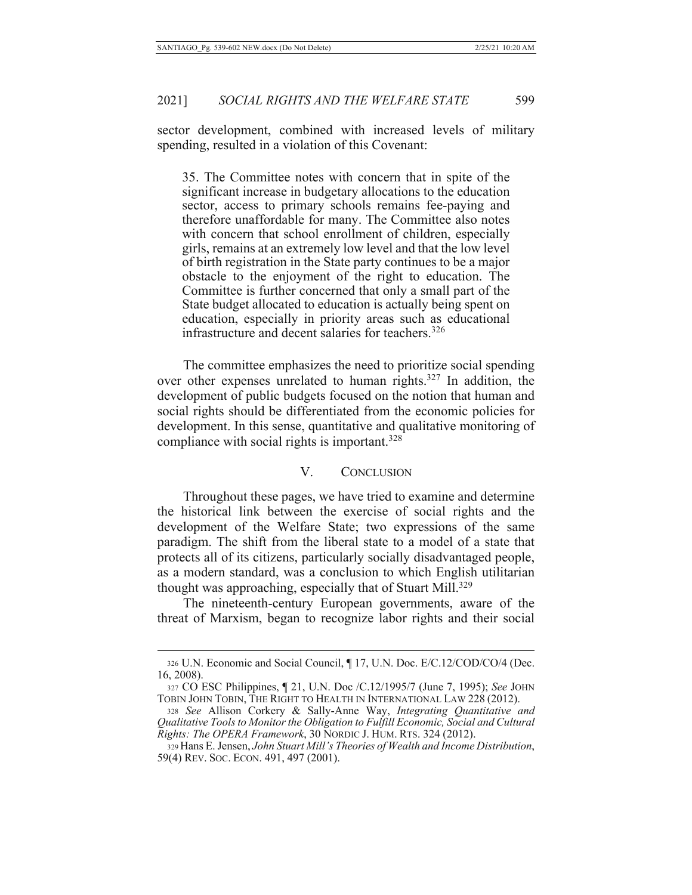sector development, combined with increased levels of military spending, resulted in a violation of this Covenant:

> 35. The Committee notes with concern that in spite of the significant increase in budgetary allocations to the education sector, access to primary schools remains fee-paying and therefore unaffordable for many. The Committee also notes with concern that school enrollment of children, especially girls, remains at an extremely low level and that the low level of birth registration in the State party continues to be a major obstacle to the enjoyment of the right to education. The Committee is further concerned that only a small part of the State budget allocated to education is actually being spent on education, especially in priority areas such as educational infrastructure and decent salaries for teachers.[326]

The committee emphasizes the need to prioritize social spending over other expenses unrelated to human rights.[327] In addition, the development of public budgets focused on the notion that human and social rights should be differentiated from the economic policies for development. In this sense, quantitative and qualitative monitoring of compliance with social rights is important.[328]

## V. CONCLUSION

Throughout these pages, we have tried to examine and determine the historical link between the exercise of social rights and the development of the Welfare State; two expressions of the same paradigm. The shift from the liberal state to a model of a state that protects all of its citizens, particularly socially disadvantaged people, as a modern standard, was a conclusion to which English utilitarian thought was approaching, especially that of Stuart Mill.[329]

The nineteenth-century European governments, aware of the threat of Marxism, began to recognize labor rights and their social

---

326 U.N. Economic and Social Council, ¶ 17, U.N. Doc. E/C.12/COD/CO/4 (Dec. 16, 2008).

327 CO ESC Philippines, ¶ 21, U.N. Doc /C.12/1995/7 (June 7, 1995); *See* JOHN TOBIN JOHN TOBIN, THE RIGHT TO HEALTH IN INTERNATIONAL LAW 228 (2012).

328 *See* Allison Corkery & Sally-Anne Way, *Integrating Quantitative and Qualitative Tools to Monitor the Obligation to Fulfill Economic, Social and Cultural Rights: The OPERA Framework*, 30 NORDIC J. HUM. RTS. 324 (2012).

329 Hans E. Jensen, *John Stuart Mill's Theories of Wealth and Income Distribution*, 59(4) REV. SOC. ECON. 491, 497 (2001).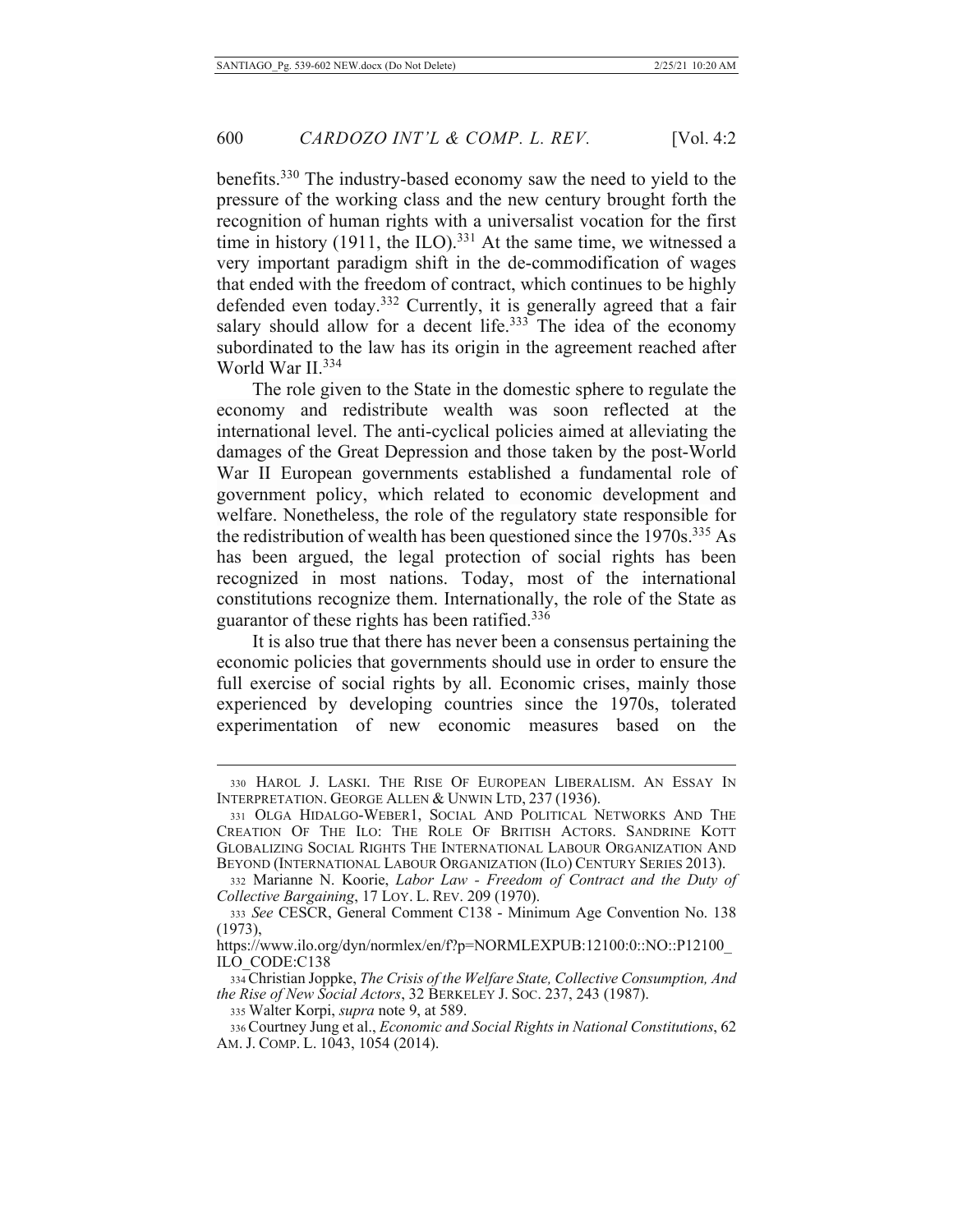benefits.[330] The industry-based economy saw the need to yield to the pressure of the working class and the new century brought forth the recognition of human rights with a universalist vocation for the first time in history (1911, the ILO).[331] At the same time, we witnessed a very important paradigm shift in the de-commodification of wages that ended with the freedom of contract, which continues to be highly defended even today.[332] Currently, it is generally agreed that a fair salary should allow for a decent life.[333] The idea of the economy subordinated to the law has its origin in the agreement reached after World War II.[334]

The role given to the State in the domestic sphere to regulate the economy and redistribute wealth was soon reflected at the international level. The anti-cyclical policies aimed at alleviating the damages of the Great Depression and those taken by the post-World War II European governments established a fundamental role of government policy, which related to economic development and welfare. Nonetheless, the role of the regulatory state responsible for the redistribution of wealth has been questioned since the 1970s.[335] As has been argued, the legal protection of social rights has been recognized in most nations. Today, most of the international constitutions recognize them. Internationally, the role of the State as guarantor of these rights has been ratified.[336]

It is also true that there has never been a consensus pertaining the economic policies that governments should use in order to ensure the full exercise of social rights by all. Economic crises, mainly those experienced by developing countries since the 1970s, tolerated experimentation of new economic measures based on the

---

330 HAROL J. LASKI. THE RISE OF EUROPEAN LIBERALISM. AN ESSAY IN INTERPRETATION. GEORGE ALLEN & UNWIN LTD, 237 (1936).

331 OLGA HIDALGO-WEBER1, SOCIAL AND POLITICAL NETWORKS AND THE CREATION OF THE ILO: THE ROLE OF BRITISH ACTORS. SANDRINE KOTT GLOBALIZING SOCIAL RIGHTS THE INTERNATIONAL LABOUR ORGANIZATION AND BEYOND (INTERNATIONAL LABOUR ORGANIZATION (ILO) CENTURY SERIES 2013).

332 Marianne N. Koorie, *Labor Law - Freedom of Contract and the Duty of Collective Bargaining*, 17 LOY. L. REV. 209 (1970).

333 *See* CESCR, General Comment C138 - Minimum Age Convention No. 138 (1973), https://www.ilo.org/dyn/normlex/en/f?p=NORMLEXPUB:12100:0::NO::P12100_ILO_CODE:C138

334 Christian Joppke, *The Crisis of the Welfare State, Collective Consumption, And the Rise of New Social Actors*, 32 BERKELEY J. SOC. 237, 243 (1987).

335 Walter Korpi, *supra* note 9, at 589.

336 Courtney Jung et al., *Economic and Social Rights in National Constitutions*, 62 AM. J. COMP. L. 1043, 1054 (2014).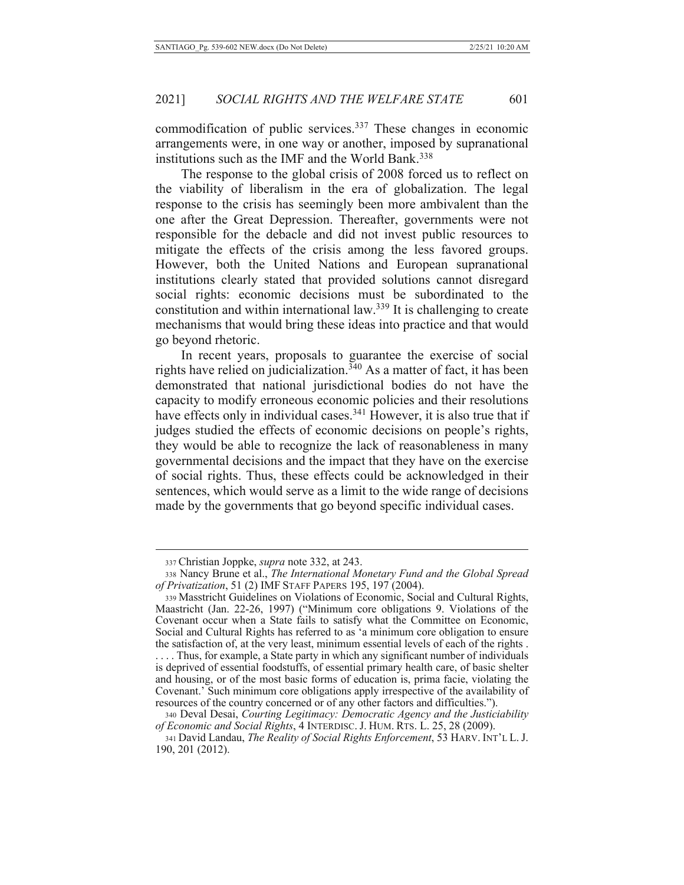commodification of public services.[337] These changes in economic arrangements were, in one way or another, imposed by supranational institutions such as the IMF and the World Bank.[338]

The response to the global crisis of 2008 forced us to reflect on the viability of liberalism in the era of globalization. The legal response to the crisis has seemingly been more ambivalent than the one after the Great Depression. Thereafter, governments were not responsible for the debacle and did not invest public resources to mitigate the effects of the crisis among the less favored groups. However, both the United Nations and European supranational institutions clearly stated that provided solutions cannot disregard social rights: economic decisions must be subordinated to the constitution and within international law.[339] It is challenging to create mechanisms that would bring these ideas into practice and that would go beyond rhetoric.

In recent years, proposals to guarantee the exercise of social rights have relied on judicialization.[340] As a matter of fact, it has been demonstrated that national jurisdictional bodies do not have the capacity to modify erroneous economic policies and their resolutions have effects only in individual cases.[341] However, it is also true that if judges studied the effects of economic decisions on people's rights, they would be able to recognize the lack of reasonableness in many governmental decisions and the impact that they have on the exercise of social rights. Thus, these effects could be acknowledged in their sentences, which would serve as a limit to the wide range of decisions made by the governments that go beyond specific individual cases.

---

337 Christian Joppke, *supra* note 332, at 243.

338 Nancy Brune et al., *The International Monetary Fund and the Global Spread of Privatization*, 51 (2) IMF STAFF PAPERS 195, 197 (2004).

339 Masstricht Guidelines on Violations of Economic, Social and Cultural Rights, Maastricht (Jan. 22-26, 1997) ("Minimum core obligations 9. Violations of the Covenant occur when a State fails to satisfy what the Committee on Economic, Social and Cultural Rights has referred to as 'a minimum core obligation to ensure the satisfaction of, at the very least, minimum essential levels of each of the rights . . . . . Thus, for example, a State party in which any significant number of individuals is deprived of essential foodstuffs, of essential primary health care, of basic shelter and housing, or of the most basic forms of education is, prima facie, violating the Covenant.' Such minimum core obligations apply irrespective of the availability of resources of the country concerned or of any other factors and difficulties.").

340 Deval Desai, *Courting Legitimacy: Democratic Agency and the Justiciability of Economic and Social Rights*, 4 INTERDISC. J. HUM. RTS. L. 25, 28 (2009).

341 David Landau, *The Reality of Social Rights Enforcement*, 53 HARV. INT'L L. J. 190, 201 (2012).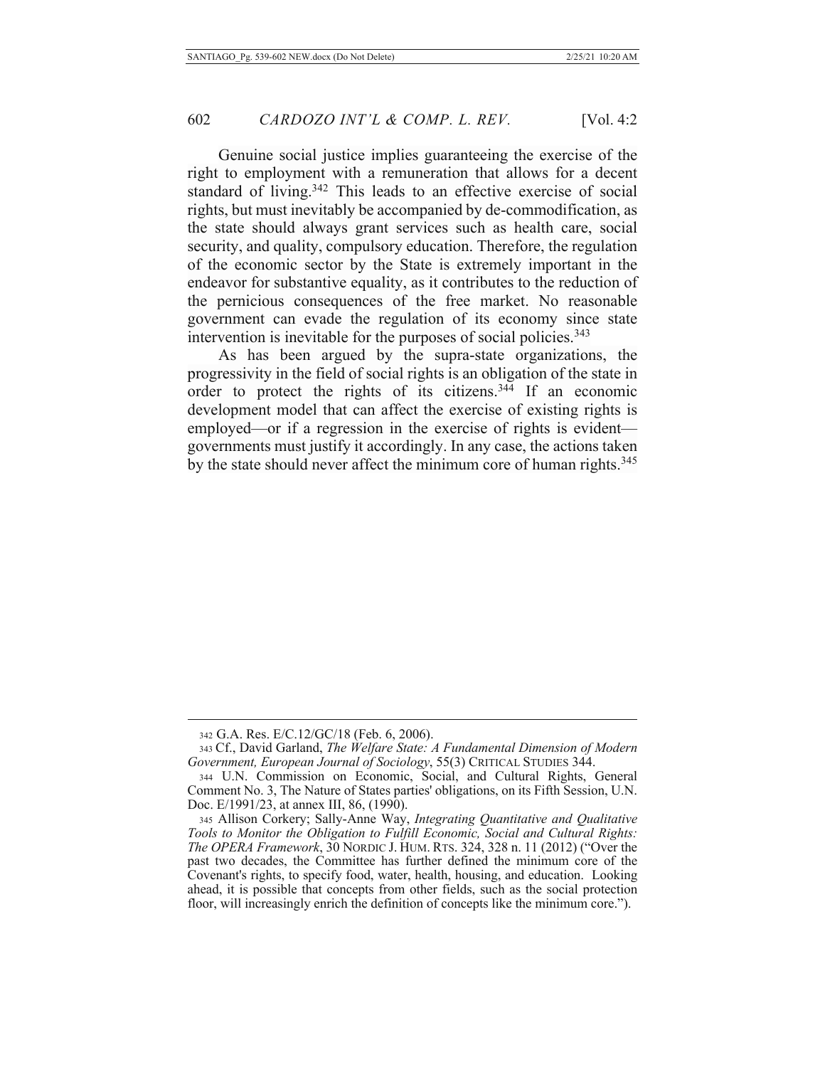Genuine social justice implies guaranteeing the exercise of the right to employment with a remuneration that allows for a decent standard of living.[342] This leads to an effective exercise of social rights, but must inevitably be accompanied by de-commodification, as the state should always grant services such as health care, social security, and quality, compulsory education. Therefore, the regulation of the economic sector by the State is extremely important in the endeavor for substantive equality, as it contributes to the reduction of the pernicious consequences of the free market. No reasonable government can evade the regulation of its economy since state intervention is inevitable for the purposes of social policies.[343]

As has been argued by the supra-state organizations, the progressivity in the field of social rights is an obligation of the state in order to protect the rights of its citizens.[344] If an economic development model that can affect the exercise of existing rights is employed—or if a regression in the exercise of rights is evident—governments must justify it accordingly. In any case, the actions taken by the state should never affect the minimum core of human rights.[345]

---

342 G.A. Res. E/C.12/GC/18 (Feb. 6, 2006).

343 Cf., David Garland, *The Welfare State: A Fundamental Dimension of Modern Government, European Journal of Sociology*, 55(3) CRITICAL STUDIES 344.

344 U.N. Commission on Economic, Social, and Cultural Rights, General Comment No. 3, The Nature of States parties' obligations, on its Fifth Session, U.N. Doc. E/1991/23, at annex III, 86, (1990).

345 Allison Corkery; Sally-Anne Way, *Integrating Quantitative and Qualitative Tools to Monitor the Obligation to Fulfill Economic, Social and Cultural Rights: The OPERA Framework*, 30 NORDIC J. HUM. RTS. 324, 328 n. 11 (2012) ("Over the past two decades, the Committee has further defined the minimum core of the Covenant's rights, to specify food, water, health, housing, and education. Looking ahead, it is possible that concepts from other fields, such as the social protection floor, will increasingly enrich the definition of concepts like the minimum core.").